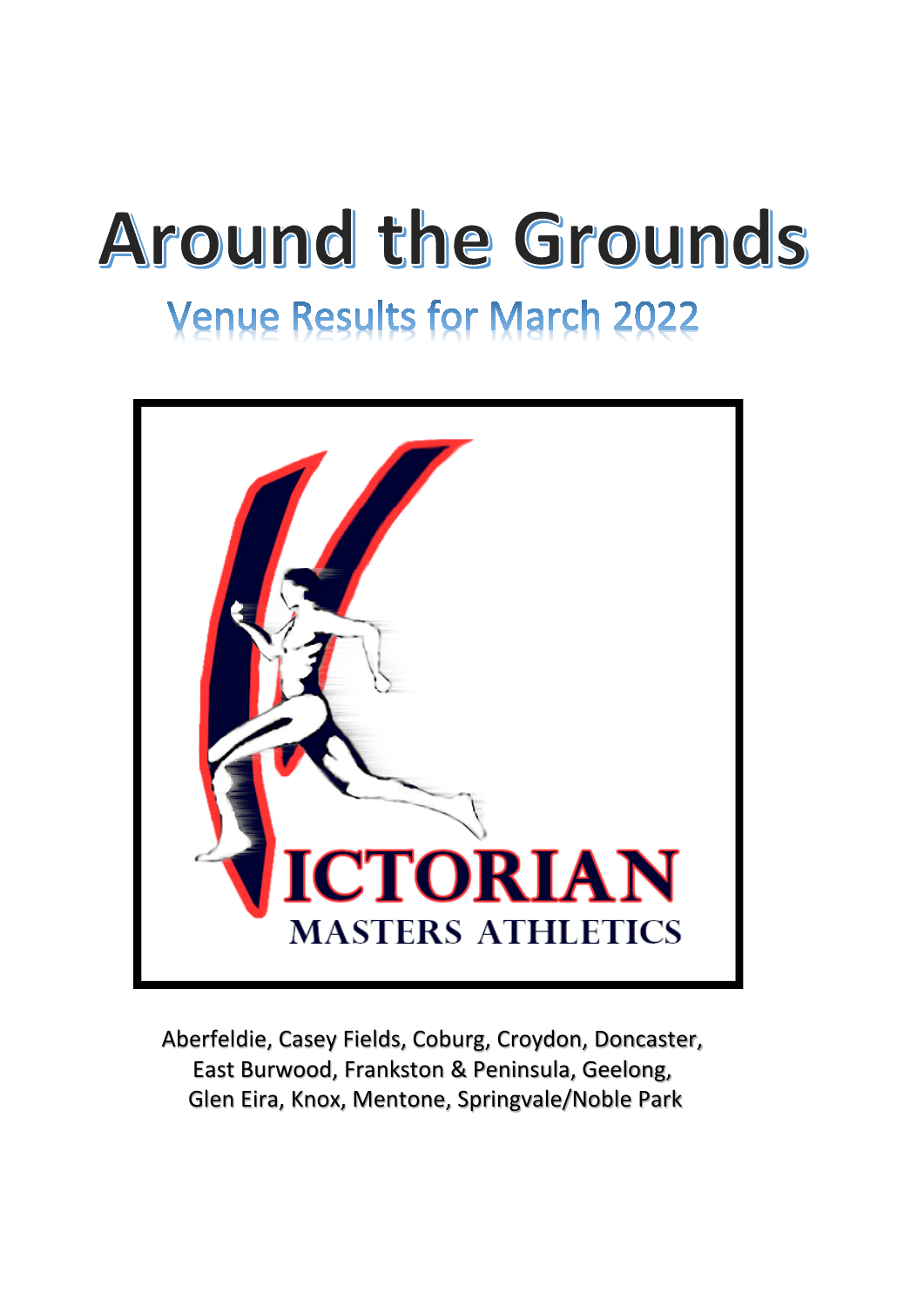# Around the Grounds

## Venue Results for March 2022

ICTORIAN
MASTERS ATHLETICS

Aberfeldie, Casey Fields, Coburg, Croydon, Doncaster, East Burwood, Frankston & Peninsula, Geelong, Glen Eira, Knox, Mentone, Springvale/Noble Park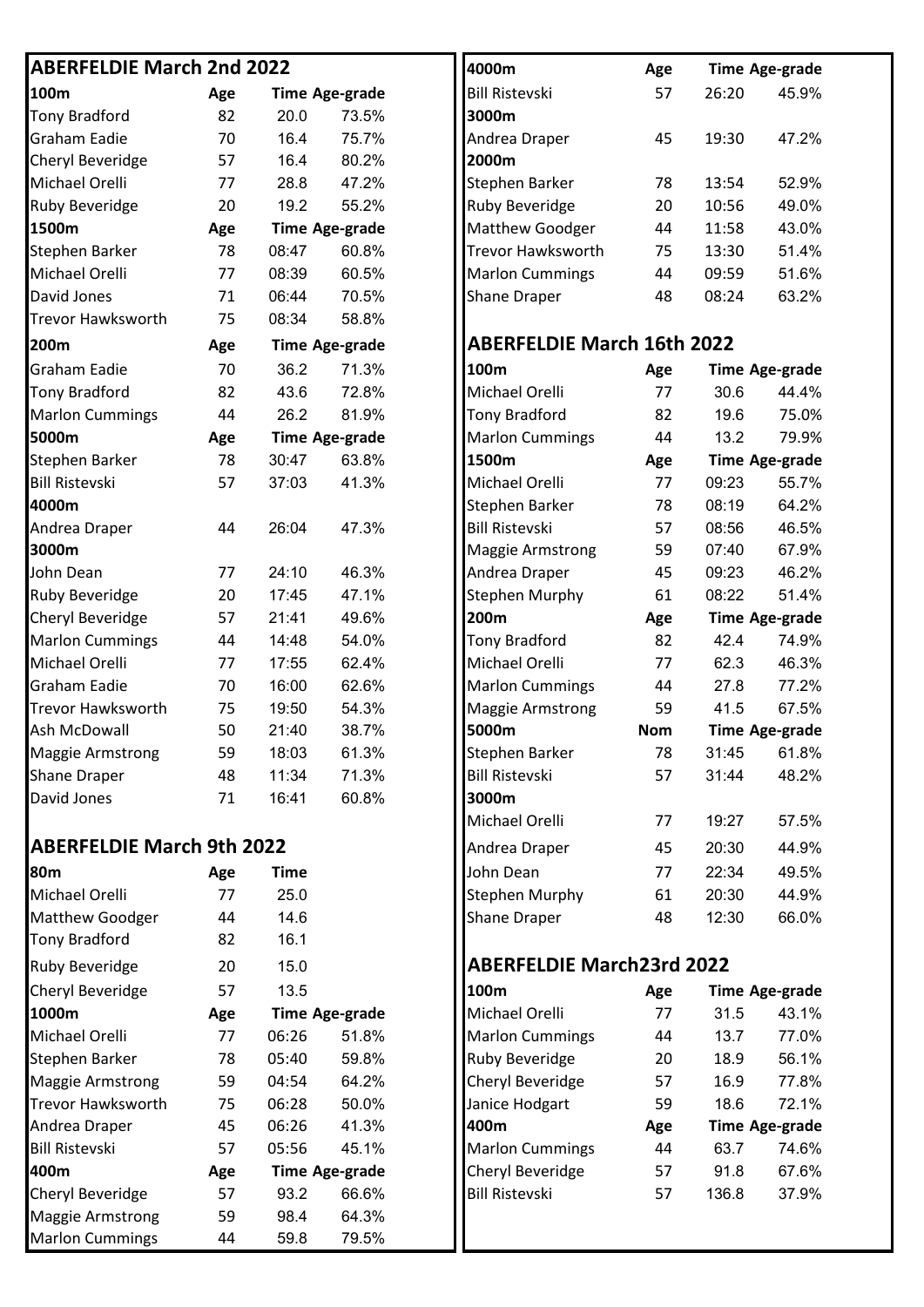## ABERFELDIE March 2nd 2022

| 100m | Age | Time | Age-grade |
|---|---|---|---|
| Tony Bradford | 82 | 20.0 | 73.5% |
| Graham Eadie | 70 | 16.4 | 75.7% |
| Cheryl Beveridge | 57 | 16.4 | 80.2% |
| Michael Orelli | 77 | 28.8 | 47.2% |
| Ruby Beveridge | 20 | 19.2 | 55.2% |
| **1500m** | **Age** | **Time** | **Age-grade** |
| Stephen Barker | 78 | 08:47 | 60.8% |
| Michael Orelli | 77 | 08:39 | 60.5% |
| David Jones | 71 | 06:44 | 70.5% |
| Trevor Hawksworth | 75 | 08:34 | 58.8% |
| **200m** | **Age** | **Time** | **Age-grade** |
| Graham Eadie | 70 | 36.2 | 71.3% |
| Tony Bradford | 82 | 43.6 | 72.8% |
| Marlon Cummings | 44 | 26.2 | 81.9% |
| **5000m** | **Age** | **Time** | **Age-grade** |
| Stephen Barker | 78 | 30:47 | 63.8% |
| Bill Ristevski | 57 | 37:03 | 41.3% |
| **4000m** | | | |
| Andrea Draper | 44 | 26:04 | 47.3% |
| **3000m** | | | |
| John Dean | 77 | 24:10 | 46.3% |
| Ruby Beveridge | 20 | 17:45 | 47.1% |
| Cheryl Beveridge | 57 | 21:41 | 49.6% |
| Marlon Cummings | 44 | 14:48 | 54.0% |
| Michael Orelli | 77 | 17:55 | 62.4% |
| Graham Eadie | 70 | 16:00 | 62.6% |
| Trevor Hawksworth | 75 | 19:50 | 54.3% |
| Ash McDowall | 50 | 21:40 | 38.7% |
| Maggie Armstrong | 59 | 18:03 | 61.3% |
| Shane Draper | 48 | 11:34 | 71.3% |
| David Jones | 71 | 16:41 | 60.8% |

## ABERFELDIE March 9th 2022

| 80m | Age | Time | |
|---|---|---|---|
| Michael Orelli | 77 | 25.0 | |
| Matthew Goodger | 44 | 14.6 | |
| Tony Bradford | 82 | 16.1 | |
| Ruby Beveridge | 20 | 15.0 | |
| Cheryl Beveridge | 57 | 13.5 | |
| **1000m** | **Age** | **Time** | **Age-grade** |
| Michael Orelli | 77 | 06:26 | 51.8% |
| Stephen Barker | 78 | 05:40 | 59.8% |
| Maggie Armstrong | 59 | 04:54 | 64.2% |
| Trevor Hawksworth | 75 | 06:28 | 50.0% |
| Andrea Draper | 45 | 06:26 | 41.3% |
| Bill Ristevski | 57 | 05:56 | 45.1% |
| **400m** | **Age** | **Time** | **Age-grade** |
| Cheryl Beveridge | 57 | 93.2 | 66.6% |
| Maggie Armstrong | 59 | 98.4 | 64.3% |
| Marlon Cummings | 44 | 59.8 | 79.5% |
| **4000m** | **Age** | **Time** | **Age-grade** |
| Bill Ristevski | 57 | 26:20 | 45.9% |
| **3000m** | | | |
| Andrea Draper | 45 | 19:30 | 47.2% |
| **2000m** | | | |
| Stephen Barker | 78 | 13:54 | 52.9% |
| Ruby Beveridge | 20 | 10:56 | 49.0% |
| Matthew Goodger | 44 | 11:58 | 43.0% |
| Trevor Hawksworth | 75 | 13:30 | 51.4% |
| Marlon Cummings | 44 | 09:59 | 51.6% |
| Shane Draper | 48 | 08:24 | 63.2% |

## ABERFELDIE March 16th 2022

| 100m | Age | Time | Age-grade |
|---|---|---|---|
| Michael Orelli | 77 | 30.6 | 44.4% |
| Tony Bradford | 82 | 19.6 | 75.0% |
| Marlon Cummings | 44 | 13.2 | 79.9% |
| **1500m** | **Age** | **Time** | **Age-grade** |
| Michael Orelli | 77 | 09:23 | 55.7% |
| Stephen Barker | 78 | 08:19 | 64.2% |
| Bill Ristevski | 57 | 08:56 | 46.5% |
| Maggie Armstrong | 59 | 07:40 | 67.9% |
| Andrea Draper | 45 | 09:23 | 46.2% |
| Stephen Murphy | 61 | 08:22 | 51.4% |
| **200m** | **Age** | **Time** | **Age-grade** |
| Tony Bradford | 82 | 42.4 | 74.9% |
| Michael Orelli | 77 | 62.3 | 46.3% |
| Marlon Cummings | 44 | 27.8 | 77.2% |
| Maggie Armstrong | 59 | 41.5 | 67.5% |
| **5000m** | **Nom** | **Time** | **Age-grade** |
| Stephen Barker | 78 | 31:45 | 61.8% |
| Bill Ristevski | 57 | 31:44 | 48.2% |
| **3000m** | | | |
| Michael Orelli | 77 | 19:27 | 57.5% |
| Andrea Draper | 45 | 20:30 | 44.9% |
| John Dean | 77 | 22:34 | 49.5% |
| Stephen Murphy | 61 | 20:30 | 44.9% |
| Shane Draper | 48 | 12:30 | 66.0% |

## ABERFELDIE March23rd 2022

| 100m | Age | Time | Age-grade |
|---|---|---|---|
| Michael Orelli | 77 | 31.5 | 43.1% |
| Marlon Cummings | 44 | 13.7 | 77.0% |
| Ruby Beveridge | 20 | 18.9 | 56.1% |
| Cheryl Beveridge | 57 | 16.9 | 77.8% |
| Janice Hodgart | 59 | 18.6 | 72.1% |
| **400m** | **Age** | **Time** | **Age-grade** |
| Marlon Cummings | 44 | 63.7 | 74.6% |
| Cheryl Beveridge | 57 | 91.8 | 67.6% |
| Bill Ristevski | 57 | 136.8 | 37.9% |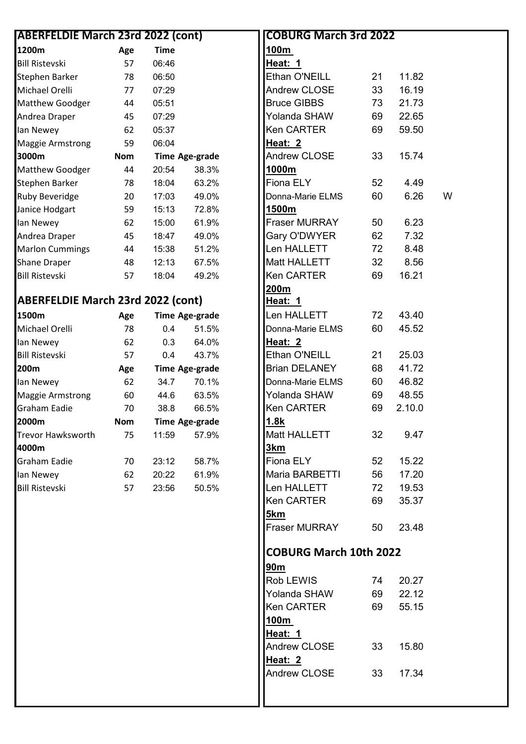## ABERFELDIE March 23rd 2022 (cont)

| 1200m | Age | Time | |
|---|---|---|---|
| Bill Ristevski | 57 | 06:46 | |
| Stephen Barker | 78 | 06:50 | |
| Michael Orelli | 77 | 07:29 | |
| Matthew Goodger | 44 | 05:51 | |
| Andrea Draper | 45 | 07:29 | |
| Ian Newey | 62 | 05:37 | |
| Maggie Armstrong | 59 | 06:04 | |
| **3000m** | **Nom** | **Time** | **Age-grade** |
| Matthew Goodger | 44 | 20:54 | 38.3% |
| Stephen Barker | 78 | 18:04 | 63.2% |
| Ruby Beveridge | 20 | 17:03 | 49.0% |
| Janice Hodgart | 59 | 15:13 | 72.8% |
| Ian Newey | 62 | 15:00 | 61.9% |
| Andrea Draper | 45 | 18:47 | 49.0% |
| Marlon Cummings | 44 | 15:38 | 51.2% |
| Shane Draper | 48 | 12:13 | 67.5% |
| Bill Ristevski | 57 | 18:04 | 49.2% |

## ABERFELDIE March 23rd 2022 (cont)

| 1500m | Age | Time | Age-grade |
|---|---|---|---|
| Michael Orelli | 78 | 0.4 | 51.5% |
| Ian Newey | 62 | 0.3 | 64.0% |
| Bill Ristevski | 57 | 0.4 | 43.7% |
| **200m** | **Age** | **Time** | **Age-grade** |
| Ian Newey | 62 | 34.7 | 70.1% |
| Maggie Armstrong | 60 | 44.6 | 63.5% |
| Graham Eadie | 70 | 38.8 | 66.5% |
| **2000m** | **Nom** | **Time** | **Age-grade** |
| Trevor Hawksworth | 75 | 11:59 | 57.9% |
| **4000m** | | | |
| Graham Eadie | 70 | 23:12 | 58.7% |
| Ian Newey | 62 | 20:22 | 61.9% |
| Bill Ristevski | 57 | 23:56 | 50.5% |

## COBURG March 3rd 2022

| | | | |
|---|---|---|---|
| **100m** | | | |
| **Heat: 1** | | | |
| Ethan O'NEILL | 21 | 11.82 | |
| Andrew CLOSE | 33 | 16.19 | |
| Bruce GIBBS | 73 | 21.73 | |
| Yolanda SHAW | 69 | 22.65 | |
| Ken CARTER | 69 | 59.50 | |
| **Heat: 2** | | | |
| Andrew CLOSE | 33 | 15.74 | |
| **1000m** | | | |
| Fiona ELY | 52 | 4.49 | |
| Donna-Marie ELMS | 60 | 6.26 | W |
| **1500m** | | | |
| Fraser MURRAY | 50 | 6.23 | |
| Gary O'DWYER | 62 | 7.32 | |
| Len HALLETT | 72 | 8.48 | |
| Matt HALLETT | 32 | 8.56 | |
| Ken CARTER | 69 | 16.21 | |
| **200m** | | | |
| **Heat: 1** | | | |
| Len HALLETT | 72 | 43.40 | |
| Donna-Marie ELMS | 60 | 45.52 | |
| **Heat: 2** | | | |
| Ethan O'NEILL | 21 | 25.03 | |
| Brian DELANEY | 68 | 41.72 | |
| Donna-Marie ELMS | 60 | 46.82 | |
| Yolanda SHAW | 69 | 48.55 | |
| Ken CARTER | 69 | 2.10.0 | |
| **1.8k** | | | |
| Matt HALLETT | 32 | 9.47 | |
| **3km** | | | |
| Fiona ELY | 52 | 15.22 | |
| Maria BARBETTI | 56 | 17.20 | |
| Len HALLETT | 72 | 19.53 | |
| Ken CARTER | 69 | 35.37 | |
| **5km** | | | |
| Fraser MURRAY | 50 | 23.48 | |

## COBURG March 10th 2022

| | | |
|---|---|---|
| **90m** | | |
| Rob LEWIS | 74 | 20.27 |
| Yolanda SHAW | 69 | 22.12 |
| Ken CARTER | 69 | 55.15 |
| **100m** | | |
| **Heat: 1** | | |
| Andrew CLOSE | 33 | 15.80 |
| **Heat: 2** | | |
| Andrew CLOSE | 33 | 17.34 |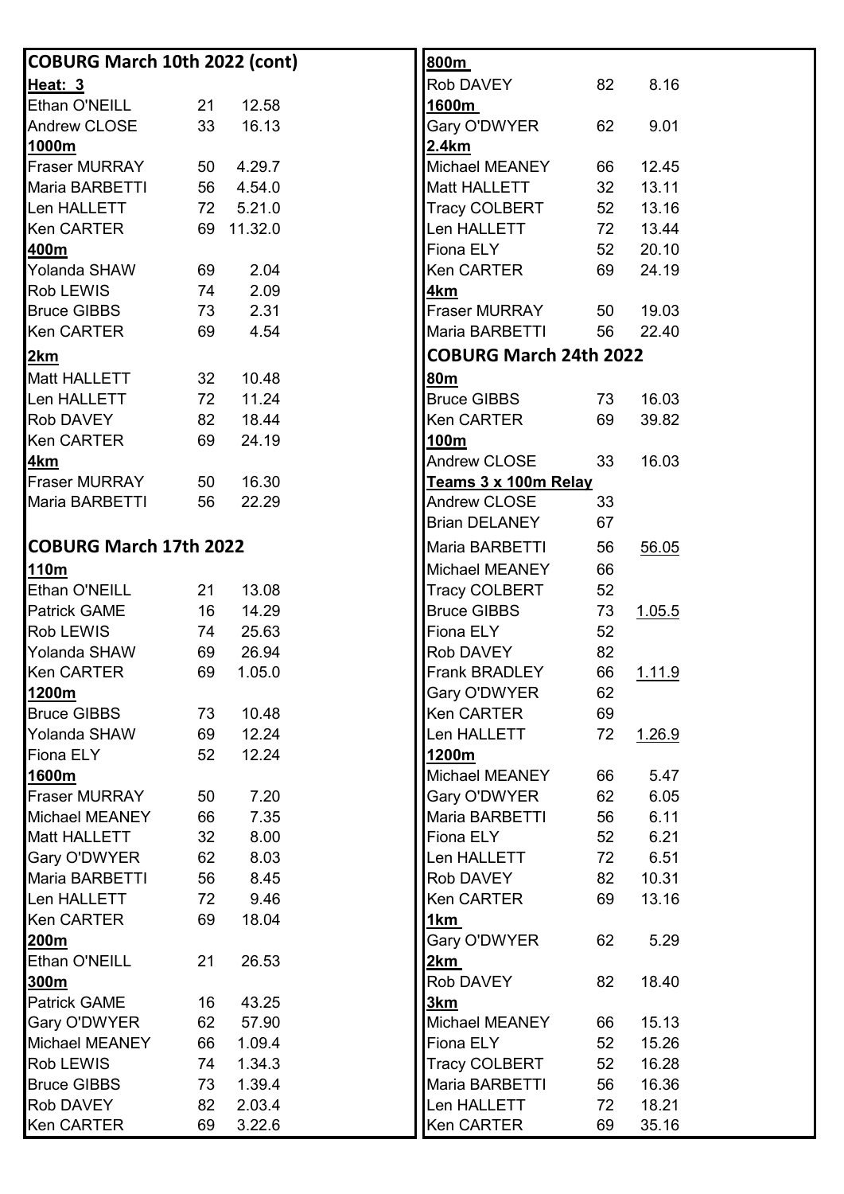## COBURG March 10th 2022 (cont)

**Heat: 3**

| | | |
|---|---|---|
| Ethan O'NEILL | 21 | 12.58 |
| Andrew CLOSE | 33 | 16.13 |

**1000m**

| | | |
|---|---|---|
| Fraser MURRAY | 50 | 4.29.7 |
| Maria BARBETTI | 56 | 4.54.0 |
| Len HALLETT | 72 | 5.21.0 |
| Ken CARTER | 69 | 11.32.0 |

**400m**

| | | |
|---|---|---|
| Yolanda SHAW | 69 | 2.04 |
| Rob LEWIS | 74 | 2.09 |
| Bruce GIBBS | 73 | 2.31 |
| Ken CARTER | 69 | 4.54 |

**2km**

| | | |
|---|---|---|
| Matt HALLETT | 32 | 10.48 |
| Len HALLETT | 72 | 11.24 |
| Rob DAVEY | 82 | 18.44 |
| Ken CARTER | 69 | 24.19 |

**4km**

| | | |
|---|---|---|
| Fraser MURRAY | 50 | 16.30 |
| Maria BARBETTI | 56 | 22.29 |

## COBURG March 17th 2022

**110m**

| | | |
|---|---|---|
| Ethan O'NEILL | 21 | 13.08 |
| Patrick GAME | 16 | 14.29 |
| Rob LEWIS | 74 | 25.63 |
| Yolanda SHAW | 69 | 26.94 |
| Ken CARTER | 69 | 1.05.0 |

**1200m**

| | | |
|---|---|---|
| Bruce GIBBS | 73 | 10.48 |
| Yolanda SHAW | 69 | 12.24 |
| Fiona ELY | 52 | 12.24 |

**1600m**

| | | |
|---|---|---|
| Fraser MURRAY | 50 | 7.20 |
| Michael MEANEY | 66 | 7.35 |
| Matt HALLETT | 32 | 8.00 |
| Gary O'DWYER | 62 | 8.03 |
| Maria BARBETTI | 56 | 8.45 |
| Len HALLETT | 72 | 9.46 |
| Ken CARTER | 69 | 18.04 |

**200m**

| | | |
|---|---|---|
| Ethan O'NEILL | 21 | 26.53 |

**300m**

| | | |
|---|---|---|
| Patrick GAME | 16 | 43.25 |
| Gary O'DWYER | 62 | 57.90 |
| Michael MEANEY | 66 | 1.09.4 |
| Rob LEWIS | 74 | 1.34.3 |
| Bruce GIBBS | 73 | 1.39.4 |
| Rob DAVEY | 82 | 2.03.4 |
| Ken CARTER | 69 | 3.22.6 |

**800m**

| | | |
|---|---|---|
| Rob DAVEY | 82 | 8.16 |

**1600m**

| | | |
|---|---|---|
| Gary O'DWYER | 62 | 9.01 |

**2.4km**

| | | |
|---|---|---|
| Michael MEANEY | 66 | 12.45 |
| Matt HALLETT | 32 | 13.11 |
| Tracy COLBERT | 52 | 13.16 |
| Len HALLETT | 72 | 13.44 |
| Fiona ELY | 52 | 20.10 |
| Ken CARTER | 69 | 24.19 |

**4km**

| | | |
|---|---|---|
| Fraser MURRAY | 50 | 19.03 |
| Maria BARBETTI | 56 | 22.40 |

## COBURG March 24th 2022

**80m**

| | | |
|---|---|---|
| Bruce GIBBS | 73 | 16.03 |
| Ken CARTER | 69 | 39.82 |

**100m**

| | | |
|---|---|---|
| Andrew CLOSE | 33 | 16.03 |

**Teams 3 x 100m Relay**

| | | |
|---|---|---|
| Andrew CLOSE | 33 | |
| Brian DELANEY | 67 | |
| Maria BARBETTI | 56 | 56.05 |
| Michael MEANEY | 66 | |
| Tracy COLBERT | 52 | |
| Bruce GIBBS | 73 | 1.05.5 |
| Fiona ELY | 52 | |
| Rob DAVEY | 82 | |
| Frank BRADLEY | 66 | 1.11.9 |
| Gary O'DWYER | 62 | |
| Ken CARTER | 69 | |
| Len HALLETT | 72 | 1.26.9 |

**1200m**

| | | |
|---|---|---|
| Michael MEANEY | 66 | 5.47 |
| Gary O'DWYER | 62 | 6.05 |
| Maria BARBETTI | 56 | 6.11 |
| Fiona ELY | 52 | 6.21 |
| Len HALLETT | 72 | 6.51 |
| Rob DAVEY | 82 | 10.31 |
| Ken CARTER | 69 | 13.16 |

**1km**

| | | |
|---|---|---|
| Gary O'DWYER | 62 | 5.29 |

**2km**

| | | |
|---|---|---|
| Rob DAVEY | 82 | 18.40 |

**3km**

| | | |
|---|---|---|
| Michael MEANEY | 66 | 15.13 |
| Fiona ELY | 52 | 15.26 |
| Tracy COLBERT | 52 | 16.28 |
| Maria BARBETTI | 56 | 16.36 |
| Len HALLETT | 72 | 18.21 |
| Ken CARTER | 69 | 35.16 |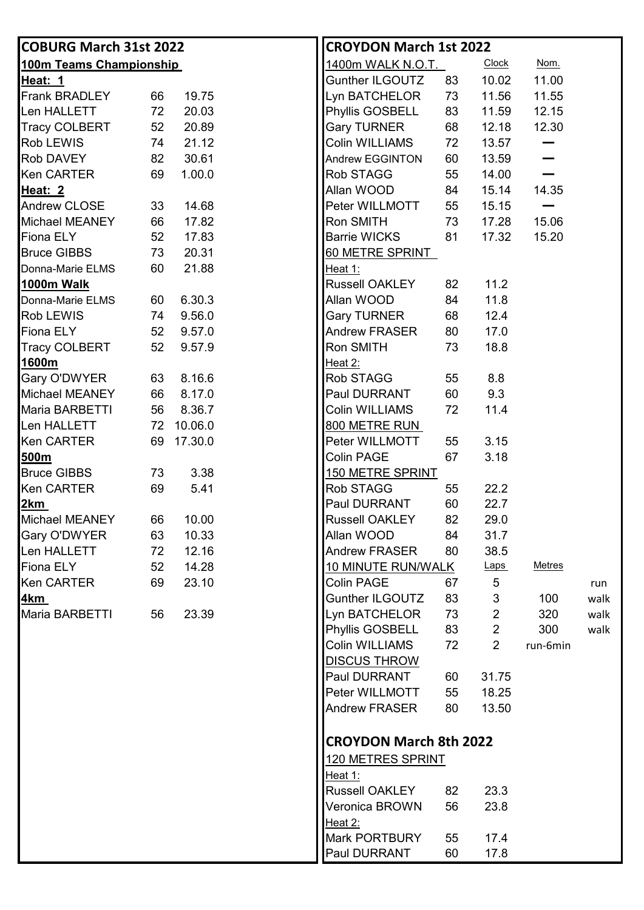## COBURG March 31st 2022

### 100m Teams Championship

**Heat: 1**

| Name | Age | Time |
|---|---|---|
| Frank BRADLEY | 66 | 19.75 |
| Len HALLETT | 72 | 20.03 |
| Tracy COLBERT | 52 | 20.89 |
| Rob LEWIS | 74 | 21.12 |
| Rob DAVEY | 82 | 30.61 |
| Ken CARTER | 69 | 1.00.0 |

**Heat: 2**

| Name | Age | Time |
|---|---|---|
| Andrew CLOSE | 33 | 14.68 |
| Michael MEANEY | 66 | 17.82 |
| Fiona ELY | 52 | 17.83 |
| Bruce GIBBS | 73 | 20.31 |
| Donna-Marie ELMS | 60 | 21.88 |

### 1000m Walk

| Name | Age | Time |
|---|---|---|
| Donna-Marie ELMS | 60 | 6.30.3 |
| Rob LEWIS | 74 | 9.56.0 |
| Fiona ELY | 52 | 9.57.0 |
| Tracy COLBERT | 52 | 9.57.9 |

### 1600m

| Name | Age | Time |
|---|---|---|
| Gary O'DWYER | 63 | 8.16.6 |
| Michael MEANEY | 66 | 8.17.0 |
| Maria BARBETTI | 56 | 8.36.7 |
| Len HALLETT | 72 | 10.06.0 |
| Ken CARTER | 69 | 17.30.0 |

### 500m

| Name | Age | Time |
|---|---|---|
| Bruce GIBBS | 73 | 3.38 |
| Ken CARTER | 69 | 5.41 |

### 2km

| Name | Age | Time |
|---|---|---|
| Michael MEANEY | 66 | 10.00 |
| Gary O'DWYER | 63 | 10.33 |
| Len HALLETT | 72 | 12.16 |
| Fiona ELY | 52 | 14.28 |
| Ken CARTER | 69 | 23.10 |

### 4km

| Name | Age | Time |
|---|---|---|
| Maria BARBETTI | 56 | 23.39 |

## CROYDON March 1st 2022

### 1400m WALK N.O.T.

| Name | Age | Clock | Nom. |
|---|---|---|---|
| Gunther ILGOUTZ | 83 | 10.02 | 11.00 |
| Lyn BATCHELOR | 73 | 11.56 | 11.55 |
| Phyllis GOSBELL | 83 | 11.59 | 12.15 |
| Gary TURNER | 68 | 12.18 | 12.30 |
| Colin WILLIAMS | 72 | 13.57 | — |
| Andrew EGGINTON | 60 | 13.59 | — |
| Rob STAGG | 55 | 14.00 | — |
| Allan WOOD | 84 | 15.14 | 14.35 |
| Peter WILLMOTT | 55 | 15.15 | — |
| Ron SMITH | 73 | 17.28 | 15.06 |
| Barrie WICKS | 81 | 17.32 | 15.20 |

### 60 METRE SPRINT

Heat 1:

| Name | Age | Time |
|---|---|---|
| Russell OAKLEY | 82 | 11.2 |
| Allan WOOD | 84 | 11.8 |
| Gary TURNER | 68 | 12.4 |
| Andrew FRASER | 80 | 17.0 |
| Ron SMITH | 73 | 18.8 |

Heat 2:

| Name | Age | Time |
|---|---|---|
| Rob STAGG | 55 | 8.8 |
| Paul DURRANT | 60 | 9.3 |
| Colin WILLIAMS | 72 | 11.4 |

### 800 METRE RUN

| Name | Age | Time |
|---|---|---|
| Peter WILLMOTT | 55 | 3.15 |
| Colin PAGE | 67 | 3.18 |

### 150 METRE SPRINT

| Name | Age | Time |
|---|---|---|
| Rob STAGG | 55 | 22.2 |
| Paul DURRANT | 60 | 22.7 |
| Russell OAKLEY | 82 | 29.0 |
| Allan WOOD | 84 | 31.7 |
| Andrew FRASER | 80 | 38.5 |

### 10 MINUTE RUN/WALK

| Name | Age | Laps | Metres | |
|---|---|---|---|---|
| Colin PAGE | 67 | 5 | | run |
| Gunther ILGOUTZ | 83 | 3 | 100 | walk |
| Lyn BATCHELOR | 73 | 2 | 320 | walk |
| Phyllis GOSBELL | 83 | 2 | 300 | walk |
| Colin WILLIAMS | 72 | 2 | run-6min | |

### DISCUS THROW

| Name | Age | Distance |
|---|---|---|
| Paul DURRANT | 60 | 31.75 |
| Peter WILLMOTT | 55 | 18.25 |
| Andrew FRASER | 80 | 13.50 |

## CROYDON March 8th 2022

### 120 METRES SPRINT

Heat 1:

| Name | Age | Time |
|---|---|---|
| Russell OAKLEY | 82 | 23.3 |
| Veronica BROWN | 56 | 23.8 |

Heat 2:

| Name | Age | Time |
|---|---|---|
| Mark PORTBURY | 55 | 17.4 |
| Paul DURRANT | 60 | 17.8 |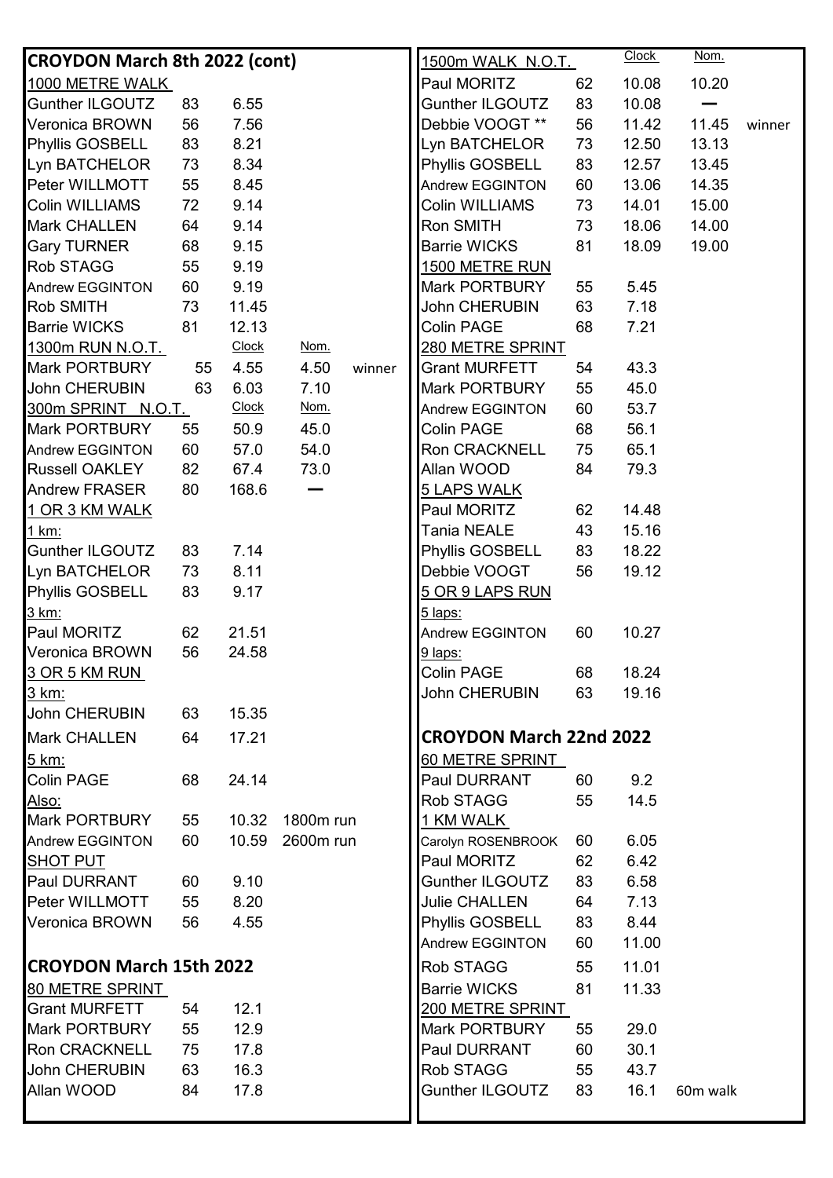## CROYDON March 8th 2022 (cont)

### 1000 METRE WALK

| Name | Age | Time |
|---|---|---|
| Gunther ILGOUTZ | 83 | 6.55 |
| Veronica BROWN | 56 | 7.56 |
| Phyllis GOSBELL | 83 | 8.21 |
| Lyn BATCHELOR | 73 | 8.34 |
| Peter WILLMOTT | 55 | 8.45 |
| Colin WILLIAMS | 72 | 9.14 |
| Mark CHALLEN | 64 | 9.14 |
| Gary TURNER | 68 | 9.15 |
| Rob STAGG | 55 | 9.19 |
| Andrew EGGINTON | 60 | 9.19 |
| Rob SMITH | 73 | 11.45 |
| Barrie WICKS | 81 | 12.13 |

### 1300m RUN N.O.T.

| Name | Age | Clock | Nom. | |
|---|---|---|---|---|
| Mark PORTBURY | 55 | 4.55 | 4.50 | winner |
| John CHERUBIN | 63 | 6.03 | 7.10 | |

### 300m SPRINT N.O.T.

| Name | Age | Clock | Nom. |
|---|---|---|---|
| Mark PORTBURY | 55 | 50.9 | 45.0 |
| Andrew EGGINTON | 60 | 57.0 | 54.0 |
| Russell OAKLEY | 82 | 67.4 | 73.0 |
| Andrew FRASER | 80 | 168.6 | — |

### 1 OR 3 KM WALK

1 km:

| Name | Age | Time |
|---|---|---|
| Gunther ILGOUTZ | 83 | 7.14 |
| Lyn BATCHELOR | 73 | 8.11 |
| Phyllis GOSBELL | 83 | 9.17 |

3 km:

| Name | Age | Time |
|---|---|---|
| Paul MORITZ | 62 | 21.51 |
| Veronica BROWN | 56 | 24.58 |

### 3 OR 5 KM RUN

3 km:

| Name | Age | Time |
|---|---|---|
| John CHERUBIN | 63 | 15.35 |
| Mark CHALLEN | 64 | 17.21 |

5 km:

| Name | Age | Time |
|---|---|---|
| Colin PAGE | 68 | 24.14 |

Also:

| Name | Age | Time | |
|---|---|---|---|
| Mark PORTBURY | 55 | 10.32 | 1800m run |
| Andrew EGGINTON | 60 | 10.59 | 2600m run |

### SHOT PUT

| Name | Age | Distance |
|---|---|---|
| Paul DURRANT | 60 | 9.10 |
| Peter WILLMOTT | 55 | 8.20 |
| Veronica BROWN | 56 | 4.55 |

## CROYDON March 15th 2022

### 80 METRE SPRINT

| Name | Age | Time |
|---|---|---|
| Grant MURFETT | 54 | 12.1 |
| Mark PORTBURY | 55 | 12.9 |
| Ron CRACKNELL | 75 | 17.8 |
| John CHERUBIN | 63 | 16.3 |
| Allan WOOD | 84 | 17.8 |

### 1500m WALK N.O.T.

| Name | Age | Clock | Nom. | |
|---|---|---|---|---|
| Paul MORITZ | 62 | 10.08 | 10.20 | |
| Gunther ILGOUTZ | 83 | 10.08 | — | |
| Debbie VOOGT ** | 56 | 11.42 | 11.45 | winner |
| Lyn BATCHELOR | 73 | 12.50 | 13.13 | |
| Phyllis GOSBELL | 83 | 12.57 | 13.45 | |
| Andrew EGGINTON | 60 | 13.06 | 14.35 | |
| Colin WILLIAMS | 73 | 14.01 | 15.00 | |
| Ron SMITH | 73 | 18.06 | 14.00 | |
| Barrie WICKS | 81 | 18.09 | 19.00 | |

### 1500 METRE RUN

| Name | Age | Time |
|---|---|---|
| Mark PORTBURY | 55 | 5.45 |
| John CHERUBIN | 63 | 7.18 |
| Colin PAGE | 68 | 7.21 |

### 280 METRE SPRINT

| Name | Age | Time |
|---|---|---|
| Grant MURFETT | 54 | 43.3 |
| Mark PORTBURY | 55 | 45.0 |
| Andrew EGGINTON | 60 | 53.7 |
| Colin PAGE | 68 | 56.1 |
| Ron CRACKNELL | 75 | 65.1 |
| Allan WOOD | 84 | 79.3 |

### 5 LAPS WALK

| Name | Age | Time |
|---|---|---|
| Paul MORITZ | 62 | 14.48 |
| Tania NEALE | 43 | 15.16 |
| Phyllis GOSBELL | 83 | 18.22 |
| Debbie VOOGT | 56 | 19.12 |

### 5 OR 9 LAPS RUN

5 laps:

| Name | Age | Time |
|---|---|---|
| Andrew EGGINTON | 60 | 10.27 |

9 laps:

| Name | Age | Time |
|---|---|---|
| Colin PAGE | 68 | 18.24 |
| John CHERUBIN | 63 | 19.16 |

## CROYDON March 22nd 2022

### 60 METRE SPRINT

| Name | Age | Time |
|---|---|---|
| Paul DURRANT | 60 | 9.2 |
| Rob STAGG | 55 | 14.5 |

### 1 KM WALK

| Name | Age | Time |
|---|---|---|
| Carolyn ROSENBROOK | 60 | 6.05 |
| Paul MORITZ | 62 | 6.42 |
| Gunther ILGOUTZ | 83 | 6.58 |
| Julie CHALLEN | 64 | 7.13 |
| Phyllis GOSBELL | 83 | 8.44 |
| Andrew EGGINTON | 60 | 11.00 |
| Rob STAGG | 55 | 11.01 |
| Barrie WICKS | 81 | 11.33 |

### 200 METRE SPRINT

| Name | Age | Time | |
|---|---|---|---|
| Mark PORTBURY | 55 | 29.0 | |
| Paul DURRANT | 60 | 30.1 | |
| Rob STAGG | 55 | 43.7 | |
| Gunther ILGOUTZ | 83 | 16.1 | 60m walk |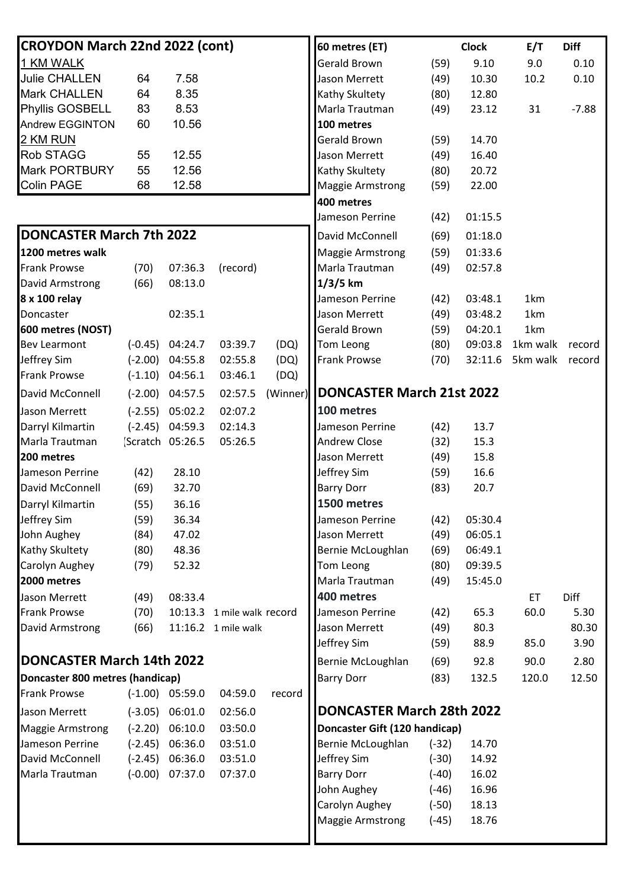## CROYDON March 22nd 2022 (cont)

**1 KM WALK**

| Name | Age | Time |
|---|---|---|
| Julie CHALLEN | 64 | 7.58 |
| Mark CHALLEN | 64 | 8.35 |
| Phyllis GOSBELL | 83 | 8.53 |
| Andrew EGGINTON | 60 | 10.56 |

**2 KM RUN**

| Name | Age | Time |
|---|---|---|
| Rob STAGG | 55 | 12.55 |
| Mark PORTBURY | 55 | 12.56 |
| Colin PAGE | 68 | 12.58 |

## DONCASTER March 7th 2022

**1200 metres walk**

| Name | Age | Time | |
|---|---|---|---|
| Frank Prowse | (70) | 07:36.3 | (record) |
| David Armstrong | (66) | 08:13.0 | |

**8 x 100 relay**

| Team | Time |
|---|---|
| Doncaster | 02:35.1 |

**600 metres (NOST)**

| Name | Handicap | Time | Net | |
|---|---|---|---|---|
| Bev Learmont | (-0.45) | 04:24.7 | 03:39.7 | (DQ) |
| Jeffrey Sim | (-2.00) | 04:55.8 | 02:55.8 | (DQ) |
| Frank Prowse | (-1.10) | 04:56.1 | 03:46.1 | (DQ) |
| David McConnell | (-2.00) | 04:57.5 | 02:57.5 | (Winner) |
| Jason Merrett | (-2.55) | 05:02.2 | 02:07.2 | |
| Darryl Kilmartin | (-2.45) | 04:59.3 | 02:14.3 | |
| Marla Trautman | (Scratch | 05:26.5 | 05:26.5 | |

**200 metres**

| Name | Age | Time |
|---|---|---|
| Jameson Perrine | (42) | 28.10 |
| David McConnell | (69) | 32.70 |
| Darryl Kilmartin | (55) | 36.16 |
| Jeffrey Sim | (59) | 36.34 |
| John Aughey | (84) | 47.02 |
| Kathy Skultety | (80) | 48.36 |
| Carolyn Aughey | (79) | 52.32 |

**2000 metres**

| Name | Age | Time | |
|---|---|---|---|
| Jason Merrett | (49) | 08:33.4 | |
| Frank Prowse | (70) | 10:13.3 | 1 mile walk record |
| David Armstrong | (66) | 11:16.2 | 1 mile walk |

## DONCASTER March 14th 2022

**Doncaster 800 metres (handicap)**

| Name | Handicap | Time | Net | |
|---|---|---|---|---|
| Frank Prowse | (-1.00) | 05:59.0 | 04:59.0 | record |
| Jason Merrett | (-3.05) | 06:01.0 | 02:56.0 | |
| Maggie Armstrong | (-2.20) | 06:10.0 | 03:50.0 | |
| Jameson Perrine | (-2.45) | 06:36.0 | 03:51.0 | |
| David McConnell | (-2.45) | 06:36.0 | 03:51.0 | |
| Marla Trautman | (-0.00) | 07:37.0 | 07:37.0 | |

| 60 metres (ET) | | Clock | E/T | Diff |
|---|---|---|---|---|
| Gerald Brown | (59) | 9.10 | 9.0 | 0.10 |
| Jason Merrett | (49) | 10.30 | 10.2 | 0.10 |
| Kathy Skultety | (80) | 12.80 | | |
| Marla Trautman | (49) | 23.12 | 31 | -7.88 |

**100 metres**

| Name | Age | Time |
|---|---|---|
| Gerald Brown | (59) | 14.70 |
| Jason Merrett | (49) | 16.40 |
| Kathy Skultety | (80) | 20.72 |
| Maggie Armstrong | (59) | 22.00 |

**400 metres**

| Name | Age | Time |
|---|---|---|
| Jameson Perrine | (42) | 01:15.5 |
| David McConnell | (69) | 01:18.0 |
| Maggie Armstrong | (59) | 01:33.6 |
| Marla Trautman | (49) | 02:57.8 |

**1/3/5 km**

| Name | Age | Time | Event | |
|---|---|---|---|---|
| Jameson Perrine | (42) | 03:48.1 | 1km | |
| Jason Merrett | (49) | 03:48.2 | 1km | |
| Gerald Brown | (59) | 04:20.1 | 1km | |
| Tom Leong | (80) | 09:03.8 | 1km walk | record |
| Frank Prowse | (70) | 32:11.6 | 5km walk | record |

## DONCASTER March 21st 2022

**100 metres**

| Name | Age | Time |
|---|---|---|
| Jameson Perrine | (42) | 13.7 |
| Andrew Close | (32) | 15.3 |
| Jason Merrett | (49) | 15.8 |
| Jeffrey Sim | (59) | 16.6 |
| Barry Dorr | (83) | 20.7 |

**1500 metres**

| Name | Age | Time |
|---|---|---|
| Jameson Perrine | (42) | 05:30.4 |
| Jason Merrett | (49) | 06:05.1 |
| Bernie McLoughlan | (69) | 06:49.1 |
| Tom Leong | (80) | 09:39.5 |
| Marla Trautman | (49) | 15:45.0 |

| 400 metres | | | ET | Diff |
|---|---|---|---|---|
| Jameson Perrine | (42) | 65.3 | 60.0 | 5.30 |
| Jason Merrett | (49) | 80.3 | | 80.30 |
| Jeffrey Sim | (59) | 88.9 | 85.0 | 3.90 |
| Bernie McLoughlan | (69) | 92.8 | 90.0 | 2.80 |
| Barry Dorr | (83) | 132.5 | 120.0 | 12.50 |

## DONCASTER March 28th 2022

**Doncaster Gift (120 handicap)**

| Name | Handicap | Time |
|---|---|---|
| Bernie McLoughlan | (-32) | 14.70 |
| Jeffrey Sim | (-30) | 14.92 |
| Barry Dorr | (-40) | 16.02 |
| John Aughey | (-46) | 16.96 |
| Carolyn Aughey | (-50) | 18.13 |
| Maggie Armstrong | (-45) | 18.76 |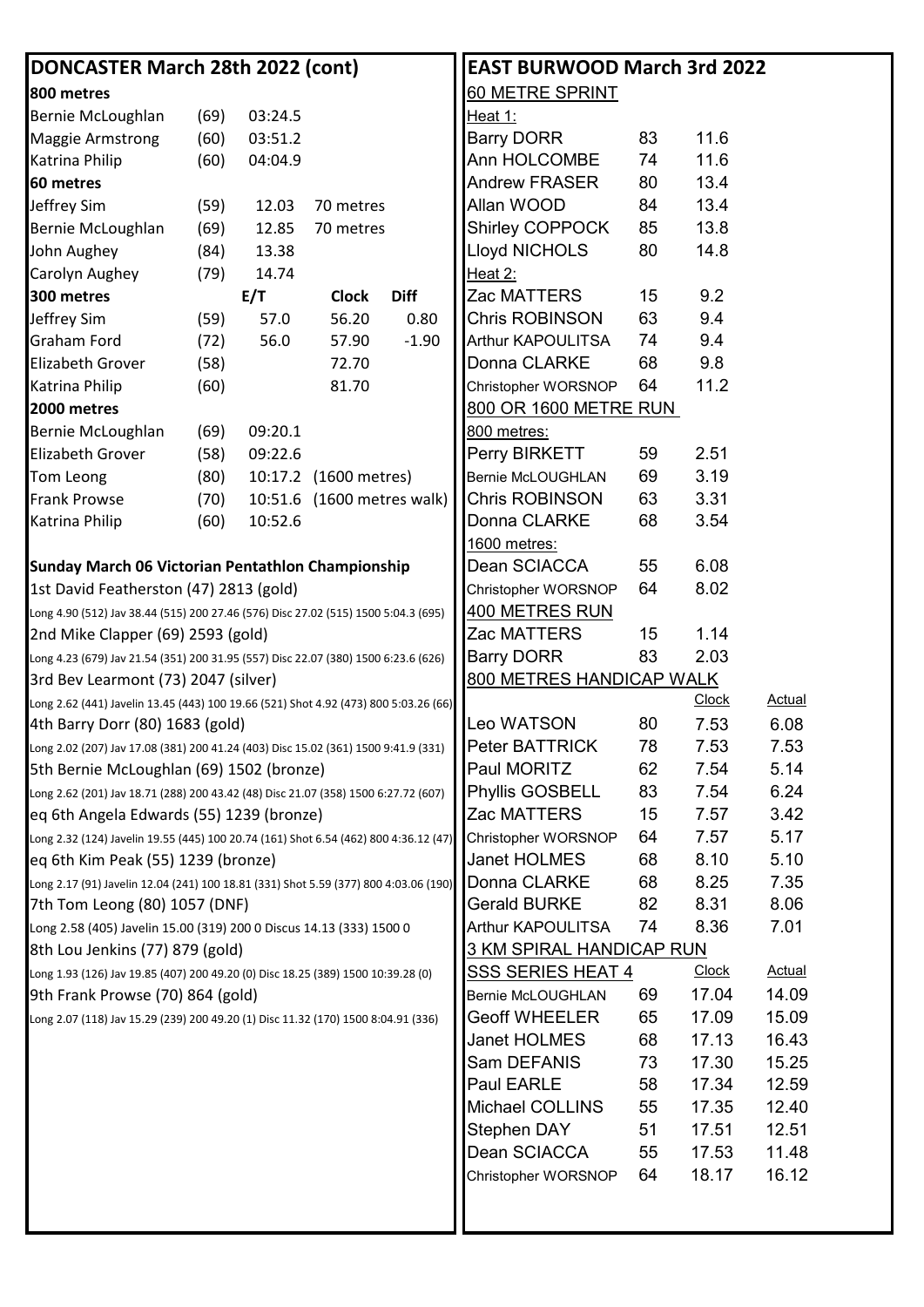## DONCASTER March 28th 2022 (cont)

**800 metres**

| Name | Age | Time |
|---|---|---|
| Bernie McLoughlan | (69) | 03:24.5 |
| Maggie Armstrong | (60) | 03:51.2 |
| Katrina Philip | (60) | 04:04.9 |

**60 metres**

| Name | Age | Time | |
|---|---|---|---|
| Jeffrey Sim | (59) | 12.03 | 70 metres |
| Bernie McLoughlan | (69) | 12.85 | 70 metres |
| John Aughey | (84) | 13.38 | |
| Carolyn Aughey | (79) | 14.74 | |

**300 metres**

| Name | Age | E/T | Clock | Diff |
|---|---|---|---|---|
| Jeffrey Sim | (59) | 57.0 | 56.20 | 0.80 |
| Graham Ford | (72) | 56.0 | 57.90 | -1.90 |
| Elizabeth Grover | (58) | | 72.70 | |
| Katrina Philip | (60) | | 81.70 | |

**2000 metres**

| Name | Age | Time | |
|---|---|---|---|
| Bernie McLoughlan | (69) | 09:20.1 | |
| Elizabeth Grover | (58) | 09:22.6 | |
| Tom Leong | (80) | 10:17.2 | (1600 metres) |
| Frank Prowse | (70) | 10:51.6 | (1600 metres walk) |
| Katrina Philip | (60) | 10:52.6 | |

**Sunday March 06 Victorian Pentathlon Championship**

1st David Featherston (47) 2813 (gold)
Long 4.90 (512) Jav 38.44 (515) 200 27.46 (576) Disc 27.02 (515) 1500 5:04.3 (695)

2nd Mike Clapper (69) 2593 (gold)
Long 4.23 (679) Jav 21.54 (351) 200 31.95 (557) Disc 22.07 (380) 1500 6:23.6 (626)

3rd Bev Learmont (73) 2047 (silver)
Long 2.62 (441) Javelin 13.45 (443) 100 19.66 (521) Shot 4.92 (473) 800 5:03.26 (66)

4th Barry Dorr (80) 1683 (gold)
Long 2.02 (207) Jav 17.08 (381) 200 41.24 (403) Disc 15.02 (361) 1500 9:41.9 (331)

5th Bernie McLoughlan (69) 1502 (bronze)
Long 2.62 (201) Jav 18.71 (288) 200 43.42 (48) Disc 21.07 (358) 1500 6:27.72 (607)

eq 6th Angela Edwards (55) 1239 (bronze)
Long 2.32 (124) Javelin 19.55 (445) 100 20.74 (161) Shot 6.54 (462) 800 4:36.12 (47)

eq 6th Kim Peak (55) 1239 (bronze)
Long 2.17 (91) Javelin 12.04 (241) 100 18.81 (331) Shot 5.59 (377) 800 4:03.06 (190)

7th Tom Leong (80) 1057 (DNF)
Long 2.58 (405) Javelin 15.00 (319) 200 0 Discus 14.13 (333) 1500 0

8th Lou Jenkins (77) 879 (gold)
Long 1.93 (126) Jav 19.85 (407) 200 49.20 (0) Disc 18.25 (389) 1500 10:39.28 (0)

9th Frank Prowse (70) 864 (gold)
Long 2.07 (118) Jav 15.29 (239) 200 49.20 (1) Disc 11.32 (170) 1500 8:04.91 (336)

## EAST BURWOOD March 3rd 2022

**60 METRE SPRINT**

Heat 1:

| Name | Age | Time |
|---|---|---|
| Barry DORR | 83 | 11.6 |
| Ann HOLCOMBE | 74 | 11.6 |
| Andrew FRASER | 80 | 13.4 |
| Allan WOOD | 84 | 13.4 |
| Shirley COPPOCK | 85 | 13.8 |
| Lloyd NICHOLS | 80 | 14.8 |

Heat 2:

| Name | Age | Time |
|---|---|---|
| Zac MATTERS | 15 | 9.2 |
| Chris ROBINSON | 63 | 9.4 |
| Arthur KAPOULITSA | 74 | 9.4 |
| Donna CLARKE | 68 | 9.8 |
| Christopher WORSNOP | 64 | 11.2 |

**800 OR 1600 METRE RUN**

800 metres:

| Name | Age | Time |
|---|---|---|
| Perry BIRKETT | 59 | 2.51 |
| Bernie McLOUGHLAN | 69 | 3.19 |
| Chris ROBINSON | 63 | 3.31 |
| Donna CLARKE | 68 | 3.54 |

1600 metres:

| Name | Age | Time |
|---|---|---|
| Dean SCIACCA | 55 | 6.08 |
| Christopher WORSNOP | 64 | 8.02 |

**400 METRES RUN**

| Name | Age | Time |
|---|---|---|
| Zac MATTERS | 15 | 1.14 |
| Barry DORR | 83 | 2.03 |

**800 METRES HANDICAP WALK**

| Name | Age | Clock | Actual |
|---|---|---|---|
| Leo WATSON | 80 | 7.53 | 6.08 |
| Peter BATTRICK | 78 | 7.53 | 7.53 |
| Paul MORITZ | 62 | 7.54 | 5.14 |
| Phyllis GOSBELL | 83 | 7.54 | 6.24 |
| Zac MATTERS | 15 | 7.57 | 3.42 |
| Christopher WORSNOP | 64 | 7.57 | 5.17 |
| Janet HOLMES | 68 | 8.10 | 5.10 |
| Donna CLARKE | 68 | 8.25 | 7.35 |
| Gerald BURKE | 82 | 8.31 | 8.06 |
| Arthur KAPOULITSA | 74 | 8.36 | 7.01 |

**3 KM SPIRAL HANDICAP RUN**

**SSS SERIES HEAT 4**

| Name | Age | Clock | Actual |
|---|---|---|---|
| Bernie McLOUGHLAN | 69 | 17.04 | 14.09 |
| Geoff WHEELER | 65 | 17.09 | 15.09 |
| Janet HOLMES | 68 | 17.13 | 16.43 |
| Sam DEFANIS | 73 | 17.30 | 15.25 |
| Paul EARLE | 58 | 17.34 | 12.59 |
| Michael COLLINS | 55 | 17.35 | 12.40 |
| Stephen DAY | 51 | 17.51 | 12.51 |
| Dean SCIACCA | 55 | 17.53 | 11.48 |
| Christopher WORSNOP | 64 | 18.17 | 16.12 |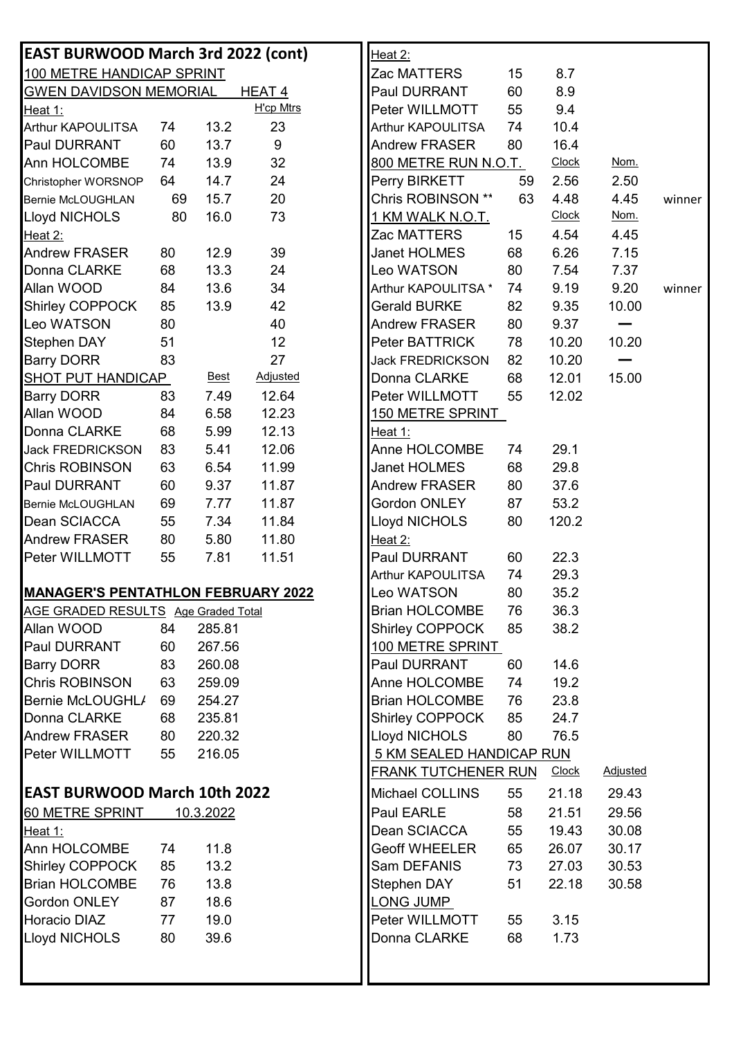## EAST BURWOOD March 3rd 2022 (cont)

### 100 METRE HANDICAP SPRINT

GWEN DAVIDSON MEMORIAL — HEAT 4

Heat 1:

| Name | Age | Time | H'cp Mtrs |
|---|---|---|---|
| Arthur KAPOULITSA | 74 | 13.2 | 23 |
| Paul DURRANT | 60 | 13.7 | 9 |
| Ann HOLCOMBE | 74 | 13.9 | 32 |
| Christopher WORSNOP | 64 | 14.7 | 24 |
| Bernie McLOUGHLAN | 69 | 15.7 | 20 |
| Lloyd NICHOLS | 80 | 16.0 | 73 |

Heat 2:

| Name | Age | Time | H'cp Mtrs |
|---|---|---|---|
| Andrew FRASER | 80 | 12.9 | 39 |
| Donna CLARKE | 68 | 13.3 | 24 |
| Allan WOOD | 84 | 13.6 | 34 |
| Shirley COPPOCK | 85 | 13.9 | 42 |
| Leo WATSON | 80 | | 40 |
| Stephen DAY | 51 | | 12 |
| Barry DORR | 83 | | 27 |

### SHOT PUT HANDICAP

| Name | Age | Best | Adjusted |
|---|---|---|---|
| Barry DORR | 83 | 7.49 | 12.64 |
| Allan WOOD | 84 | 6.58 | 12.23 |
| Donna CLARKE | 68 | 5.99 | 12.13 |
| Jack FREDRICKSON | 83 | 5.41 | 12.06 |
| Chris ROBINSON | 63 | 6.54 | 11.99 |
| Paul DURRANT | 60 | 9.37 | 11.87 |
| Bernie McLOUGHLAN | 69 | 7.77 | 11.87 |
| Dean SCIACCA | 55 | 7.34 | 11.84 |
| Andrew FRASER | 80 | 5.80 | 11.80 |
| Peter WILLMOTT | 55 | 7.81 | 11.51 |

### MANAGER'S PENTATHLON FEBRUARY 2022

AGE GRADED RESULTS

| Name | Age | Age Graded Total |
|---|---|---|
| Allan WOOD | 84 | 285.81 |
| Paul DURRANT | 60 | 267.56 |
| Barry DORR | 83 | 260.08 |
| Chris ROBINSON | 63 | 259.09 |
| Bernie McLOUGHL/ | 69 | 254.27 |
| Donna CLARKE | 68 | 235.81 |
| Andrew FRASER | 80 | 220.32 |
| Peter WILLMOTT | 55 | 216.05 |

## EAST BURWOOD March 10th 2022

### 60 METRE SPRINT 10.3.2022

Heat 1:

| Name | Age | Time |
|---|---|---|
| Ann HOLCOMBE | 74 | 11.8 |
| Shirley COPPOCK | 85 | 13.2 |
| Brian HOLCOMBE | 76 | 13.8 |
| Gordon ONLEY | 87 | 18.6 |
| Horacio DIAZ | 77 | 19.0 |
| Lloyd NICHOLS | 80 | 39.6 |

Heat 2:

| Name | Age | Time |
|---|---|---|
| Zac MATTERS | 15 | 8.7 |
| Paul DURRANT | 60 | 8.9 |
| Peter WILLMOTT | 55 | 9.4 |
| Arthur KAPOULITSA | 74 | 10.4 |
| Andrew FRASER | 80 | 16.4 |

### 800 METRE RUN N.O.T.

| Name | Age | Clock | Nom. | |
|---|---|---|---|---|
| Perry BIRKETT | 59 | 2.56 | 2.50 | |
| Chris ROBINSON ** | 63 | 4.48 | 4.45 | winner |

### 1 KM WALK N.O.T.

| Name | Age | Clock | Nom. | |
|---|---|---|---|---|
| Zac MATTERS | 15 | 4.54 | 4.45 | |
| Janet HOLMES | 68 | 6.26 | 7.15 | |
| Leo WATSON | 80 | 7.54 | 7.37 | |
| Arthur KAPOULITSA * | 74 | 9.19 | 9.20 | winner |
| Gerald BURKE | 82 | 9.35 | 10.00 | |
| Andrew FRASER | 80 | 9.37 | — | |
| Peter BATTRICK | 78 | 10.20 | 10.20 | |
| Jack FREDRICKSON | 82 | 10.20 | — | |
| Donna CLARKE | 68 | 12.01 | 15.00 | |
| Peter WILLMOTT | 55 | 12.02 | | |

### 150 METRE SPRINT

Heat 1:

| Name | Age | Time |
|---|---|---|
| Anne HOLCOMBE | 74 | 29.1 |
| Janet HOLMES | 68 | 29.8 |
| Andrew FRASER | 80 | 37.6 |
| Gordon ONLEY | 87 | 53.2 |
| Lloyd NICHOLS | 80 | 120.2 |

Heat 2:

| Name | Age | Time |
|---|---|---|
| Paul DURRANT | 60 | 22.3 |
| Arthur KAPOULITSA | 74 | 29.3 |
| Leo WATSON | 80 | 35.2 |
| Brian HOLCOMBE | 76 | 36.3 |
| Shirley COPPOCK | 85 | 38.2 |

### 100 METRE SPRINT

| Name | Age | Time |
|---|---|---|
| Paul DURRANT | 60 | 14.6 |
| Anne HOLCOMBE | 74 | 19.2 |
| Brian HOLCOMBE | 76 | 23.8 |
| Shirley COPPOCK | 85 | 24.7 |
| Lloyd NICHOLS | 80 | 76.5 |

### 5 KM SEALED HANDICAP RUN

FRANK TUTCHENER RUN

| Name | Age | Clock | Adjusted |
|---|---|---|---|
| Michael COLLINS | 55 | 21.18 | 29.43 |
| Paul EARLE | 58 | 21.51 | 29.56 |
| Dean SCIACCA | 55 | 19.43 | 30.08 |
| Geoff WHEELER | 65 | 26.07 | 30.17 |
| Sam DEFANIS | 73 | 27.03 | 30.53 |
| Stephen DAY | 51 | 22.18 | 30.58 |

### LONG JUMP

| Name | Age | Distance |
|---|---|---|
| Peter WILLMOTT | 55 | 3.15 |
| Donna CLARKE | 68 | 1.73 |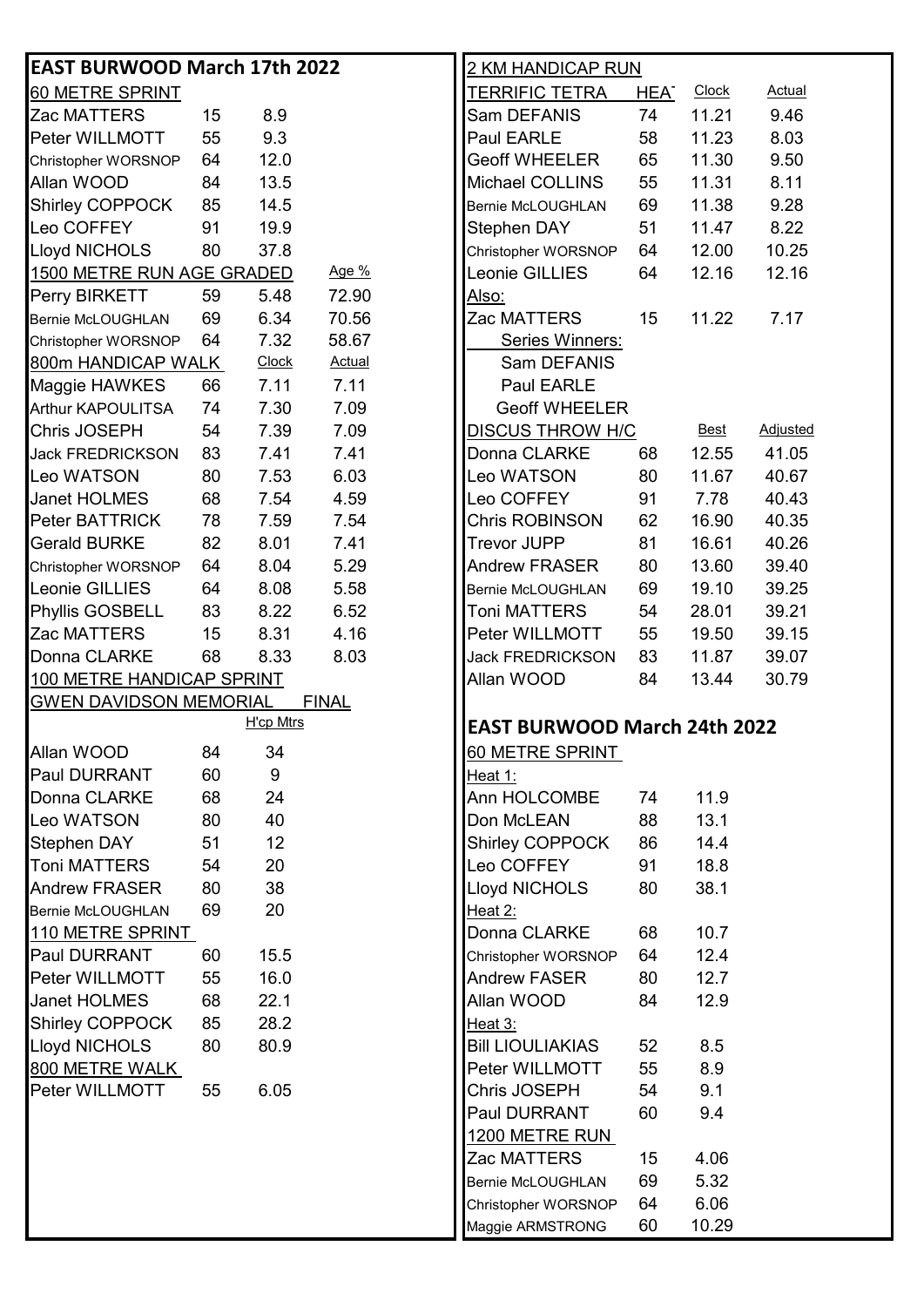## EAST BURWOOD March 17th 2022

### 60 METRE SPRINT

| | | |
|---|---|---|
| Zac MATTERS | 15 | 8.9 |
| Peter WILLMOTT | 55 | 9.3 |
| Christopher WORSNOP | 64 | 12.0 |
| Allan WOOD | 84 | 13.5 |
| Shirley COPPOCK | 85 | 14.5 |
| Leo COFFEY | 91 | 19.9 |
| Lloyd NICHOLS | 80 | 37.8 |

### 1500 METRE RUN AGE GRADED

| | | | Age % |
|---|---|---|---|
| Perry BIRKETT | 59 | 5.48 | 72.90 |
| Bernie McLOUGHLAN | 69 | 6.34 | 70.56 |
| Christopher WORSNOP | 64 | 7.32 | 58.67 |

### 800m HANDICAP WALK

| | | Clock | Actual |
|---|---|---|---|
| Maggie HAWKES | 66 | 7.11 | 7.11 |
| Arthur KAPOULITSA | 74 | 7.30 | 7.09 |
| Chris JOSEPH | 54 | 7.39 | 7.09 |
| Jack FREDRICKSON | 83 | 7.41 | 7.41 |
| Leo WATSON | 80 | 7.53 | 6.03 |
| Janet HOLMES | 68 | 7.54 | 4.59 |
| Peter BATTRICK | 78 | 7.59 | 7.54 |
| Gerald BURKE | 82 | 8.01 | 7.41 |
| Christopher WORSNOP | 64 | 8.04 | 5.29 |
| Leonie GILLIES | 64 | 8.08 | 5.58 |
| Phyllis GOSBELL | 83 | 8.22 | 6.52 |
| Zac MATTERS | 15 | 8.31 | 4.16 |
| Donna CLARKE | 68 | 8.33 | 8.03 |

### 100 METRE HANDICAP SPRINT
### GWEN DAVIDSON MEMORIAL FINAL

| | | H'cp Mtrs |
|---|---|---|
| Allan WOOD | 84 | 34 |
| Paul DURRANT | 60 | 9 |
| Donna CLARKE | 68 | 24 |
| Leo WATSON | 80 | 40 |
| Stephen DAY | 51 | 12 |
| Toni MATTERS | 54 | 20 |
| Andrew FRASER | 80 | 38 |
| Bernie McLOUGHLAN | 69 | 20 |

### 110 METRE SPRINT

| | | |
|---|---|---|
| Paul DURRANT | 60 | 15.5 |
| Peter WILLMOTT | 55 | 16.0 |
| Janet HOLMES | 68 | 22.1 |
| Shirley COPPOCK | 85 | 28.2 |
| Lloyd NICHOLS | 80 | 80.9 |

### 800 METRE WALK

| | | |
|---|---|---|
| Peter WILLMOTT | 55 | 6.05 |

### 2 KM HANDICAP RUN

| TERRIFIC TETRA | HEAT | Clock | Actual |
|---|---|---|---|
| Sam DEFANIS | 74 | 11.21 | 9.46 |
| Paul EARLE | 58 | 11.23 | 8.03 |
| Geoff WHEELER | 65 | 11.30 | 9.50 |
| Michael COLLINS | 55 | 11.31 | 8.11 |
| Bernie McLOUGHLAN | 69 | 11.38 | 9.28 |
| Stephen DAY | 51 | 11.47 | 8.22 |
| Christopher WORSNOP | 64 | 12.00 | 10.25 |
| Leonie GILLIES | 64 | 12.16 | 12.16 |
| Also: | | | |
| Zac MATTERS | 15 | 11.22 | 7.17 |

Series Winners:
Sam DEFANIS
Paul EARLE
Geoff WHEELER

### DISCUS THROW H/C

| | | Best | Adjusted |
|---|---|---|---|
| Donna CLARKE | 68 | 12.55 | 41.05 |
| Leo WATSON | 80 | 11.67 | 40.67 |
| Leo COFFEY | 91 | 7.78 | 40.43 |
| Chris ROBINSON | 62 | 16.90 | 40.35 |
| Trevor JUPP | 81 | 16.61 | 40.26 |
| Andrew FRASER | 80 | 13.60 | 39.40 |
| Bernie McLOUGHLAN | 69 | 19.10 | 39.25 |
| Toni MATTERS | 54 | 28.01 | 39.21 |
| Peter WILLMOTT | 55 | 19.50 | 39.15 |
| Jack FREDRICKSON | 83 | 11.87 | 39.07 |
| Allan WOOD | 84 | 13.44 | 30.79 |

## EAST BURWOOD March 24th 2022

### 60 METRE SPRINT

| | | |
|---|---|---|
| Heat 1: | | |
| Ann HOLCOMBE | 74 | 11.9 |
| Don McLEAN | 88 | 13.1 |
| Shirley COPPOCK | 86 | 14.4 |
| Leo COFFEY | 91 | 18.8 |
| Lloyd NICHOLS | 80 | 38.1 |
| Heat 2: | | |
| Donna CLARKE | 68 | 10.7 |
| Christopher WORSNOP | 64 | 12.4 |
| Andrew FASER | 80 | 12.7 |
| Allan WOOD | 84 | 12.9 |
| Heat 3: | | |
| Bill LIOULIAKIAS | 52 | 8.5 |
| Peter WILLMOTT | 55 | 8.9 |
| Chris JOSEPH | 54 | 9.1 |
| Paul DURRANT | 60 | 9.4 |

### 1200 METRE RUN

| | | |
|---|---|---|
| Zac MATTERS | 15 | 4.06 |
| Bernie McLOUGHLAN | 69 | 5.32 |
| Christopher WORSNOP | 64 | 6.06 |
| Maggie ARMSTRONG | 60 | 10.29 |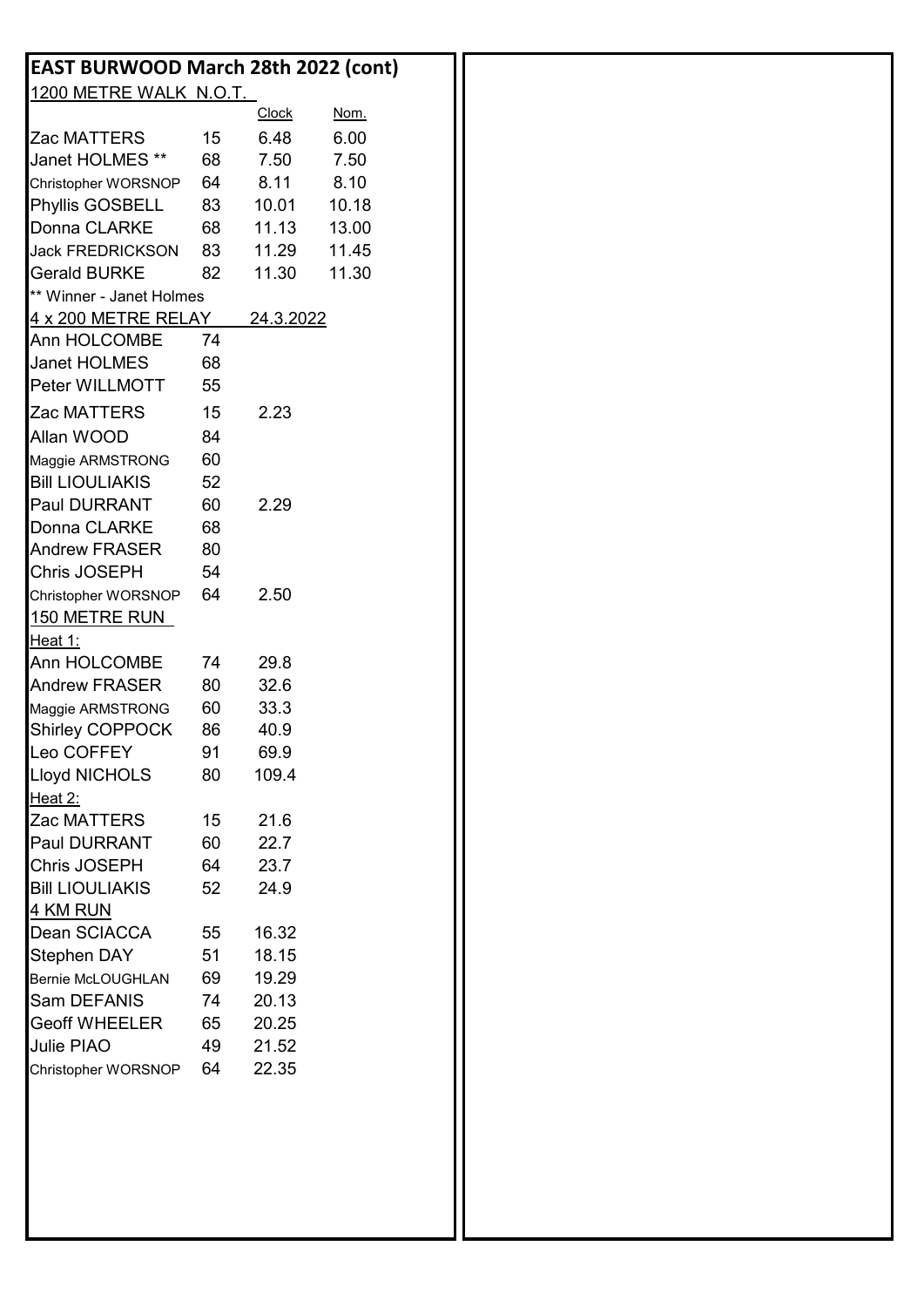# EAST BURWOOD March 28th 2022 (cont)

## 1200 METRE WALK N.O.T.

| | | Clock | Nom. |
|---|---|---|---|
| Zac MATTERS | 15 | 6.48 | 6.00 |
| Janet HOLMES ** | 68 | 7.50 | 7.50 |
| Christopher WORSNOP | 64 | 8.11 | 8.10 |
| Phyllis GOSBELL | 83 | 10.01 | 10.18 |
| Donna CLARKE | 68 | 11.13 | 13.00 |
| Jack FREDRICKSON | 83 | 11.29 | 11.45 |
| Gerald BURKE | 82 | 11.30 | 11.30 |

** Winner - Janet Holmes

## 4 x 200 METRE RELAY 24.3.2022

| | | |
|---|---|---|
| Ann HOLCOMBE | 74 | |
| Janet HOLMES | 68 | |
| Peter WILLMOTT | 55 | |
| Zac MATTERS | 15 | 2.23 |
| Allan WOOD | 84 | |
| Maggie ARMSTRONG | 60 | |
| Bill LIOULIAKIS | 52 | |
| Paul DURRANT | 60 | 2.29 |
| Donna CLARKE | 68 | |
| Andrew FRASER | 80 | |
| Chris JOSEPH | 54 | |
| Christopher WORSNOP | 64 | 2.50 |

## 150 METRE RUN

Heat 1:

| | | |
|---|---|---|
| Ann HOLCOMBE | 74 | 29.8 |
| Andrew FRASER | 80 | 32.6 |
| Maggie ARMSTRONG | 60 | 33.3 |
| Shirley COPPOCK | 86 | 40.9 |
| Leo COFFEY | 91 | 69.9 |
| Lloyd NICHOLS | 80 | 109.4 |

Heat 2:

| | | |
|---|---|---|
| Zac MATTERS | 15 | 21.6 |
| Paul DURRANT | 60 | 22.7 |
| Chris JOSEPH | 64 | 23.7 |
| Bill LIOULIAKIS | 52 | 24.9 |

## 4 KM RUN

| | | |
|---|---|---|
| Dean SCIACCA | 55 | 16.32 |
| Stephen DAY | 51 | 18.15 |
| Bernie McLOUGHLAN | 69 | 19.29 |
| Sam DEFANIS | 74 | 20.13 |
| Geoff WHEELER | 65 | 20.25 |
| Julie PIAO | 49 | 21.52 |
| Christopher WORSNOP | 64 | 22.35 |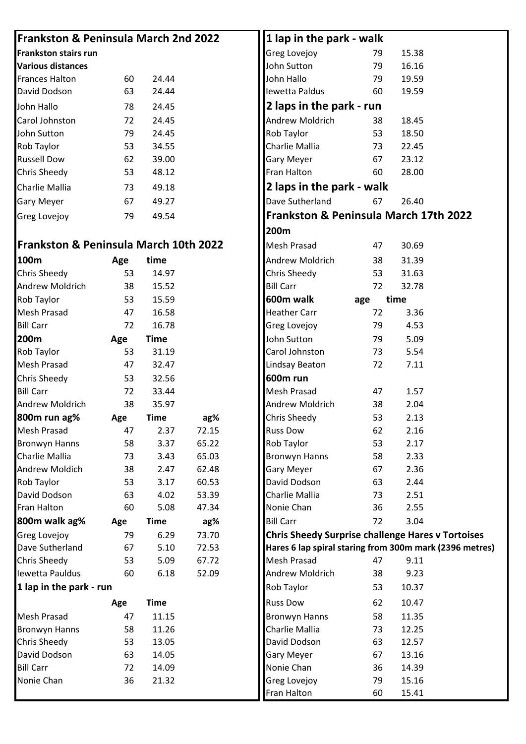## Frankston & Peninsula March 2nd 2022

**Frankston stairs run**

**Various distances**

| Name | Age | Time |
|---|---|---|
| Frances Halton | 60 | 24.44 |
| David Dodson | 63 | 24.44 |
| John Hallo | 78 | 24.45 |
| Carol Johnston | 72 | 24.45 |
| John Sutton | 79 | 24.45 |
| Rob Taylor | 53 | 34.55 |
| Russell Dow | 62 | 39.00 |
| Chris Sheedy | 53 | 48.12 |
| Charlie Mallia | 73 | 49.18 |
| Gary Meyer | 67 | 49.27 |
| Greg Lovejoy | 79 | 49.54 |

## Frankston & Peninsula March 10th 2022

| 100m | Age | time |
|---|---|---|
| Chris Sheedy | 53 | 14.97 |
| Andrew Moldrich | 38 | 15.52 |
| Rob Taylor | 53 | 15.59 |
| Mesh Prasad | 47 | 16.58 |
| Bill Carr | 72 | 16.78 |

| 200m | Age | Time |
|---|---|---|
| Rob Taylor | 53 | 31.19 |
| Mesh Prasad | 47 | 32.47 |
| Chris Sheedy | 53 | 32.56 |
| Bill Carr | 72 | 33.44 |
| Andrew Moldrich | 38 | 35.97 |

| 800m run ag% | Age | Time | ag% |
|---|---|---|---|
| Mesh Prasad | 47 | 2.37 | 72.15 |
| Bronwyn Hanns | 58 | 3.37 | 65.22 |
| Charlie Mallia | 73 | 3.43 | 65.03 |
| Andrew Moldich | 38 | 2.47 | 62.48 |
| Rob Taylor | 53 | 3.17 | 60.53 |
| David Dodson | 63 | 4.02 | 53.39 |
| Fran Halton | 60 | 5.08 | 47.34 |

| 800m walk ag% | Age | Time | ag% |
|---|---|---|---|
| Greg Lovejoy | 79 | 6.29 | 73.70 |
| Dave Sutherland | 67 | 5.10 | 72.53 |
| Chris Sheedy | 53 | 5.09 | 67.72 |
| Iewetta Pauldus | 60 | 6.18 | 52.09 |

### 1 lap in the park - run

| | Age | Time |
|---|---|---|
| Mesh Prasad | 47 | 11.15 |
| Bronwyn Hanns | 58 | 11.26 |
| Chris Sheedy | 53 | 13.05 |
| David Dodson | 63 | 14.05 |
| Bill Carr | 72 | 14.09 |
| Nonie Chan | 36 | 21.32 |

### 1 lap in the park - walk

| Name | Age | Time |
|---|---|---|
| Greg Lovejoy | 79 | 15.38 |
| John Sutton | 79 | 16.16 |
| John Hallo | 79 | 19.59 |
| Iewetta Paldus | 60 | 19.59 |

### 2 laps in the park - run

| Name | Age | Time |
|---|---|---|
| Andrew Moldrich | 38 | 18.45 |
| Rob Taylor | 53 | 18.50 |
| Charlie Mallia | 73 | 22.45 |
| Gary Meyer | 67 | 23.12 |
| Fran Halton | 60 | 28.00 |

### 2 laps in the park - walk

| Name | Age | Time |
|---|---|---|
| Dave Sutherland | 67 | 26.40 |

## Frankston & Peninsula March 17th 2022

| 200m | Age | Time |
|---|---|---|
| Mesh Prasad | 47 | 30.69 |
| Andrew Moldrich | 38 | 31.39 |
| Chris Sheedy | 53 | 31.63 |
| Bill Carr | 72 | 32.78 |

| 600m walk | age | time |
|---|---|---|
| Heather Carr | 72 | 3.36 |
| Greg Lovejoy | 79 | 4.53 |
| John Sutton | 79 | 5.09 |
| Carol Johnston | 73 | 5.54 |
| Lindsay Beaton | 72 | 7.11 |

| 600m run | Age | Time |
|---|---|---|
| Mesh Prasad | 47 | 1.57 |
| Andrew Moldrich | 38 | 2.04 |
| Chris Sheedy | 53 | 2.13 |
| Russ Dow | 62 | 2.16 |
| Rob Taylor | 53 | 2.17 |
| Bronwyn Hanns | 58 | 2.33 |
| Gary Meyer | 67 | 2.36 |
| David Dodson | 63 | 2.44 |
| Charlie Mallia | 73 | 2.51 |
| Nonie Chan | 36 | 2.55 |
| Bill Carr | 72 | 3.04 |

### Chris Sheedy Surprise challenge Hares v Tortoises

**Hares 6 lap spiral staring from 300m mark (2396 metres)**

| Name | Age | Time |
|---|---|---|
| Mesh Prasad | 47 | 9.11 |
| Andrew Moldrich | 38 | 9.23 |
| Rob Taylor | 53 | 10.37 |
| Russ Dow | 62 | 10.47 |
| Bronwyn Hanns | 58 | 11.35 |
| Charlie Mallia | 73 | 12.25 |
| David Dodson | 63 | 12.57 |
| Gary Meyer | 67 | 13.16 |
| Nonie Chan | 36 | 14.39 |
| Greg Lovejoy | 79 | 15.16 |
| Fran Halton | 60 | 15.41 |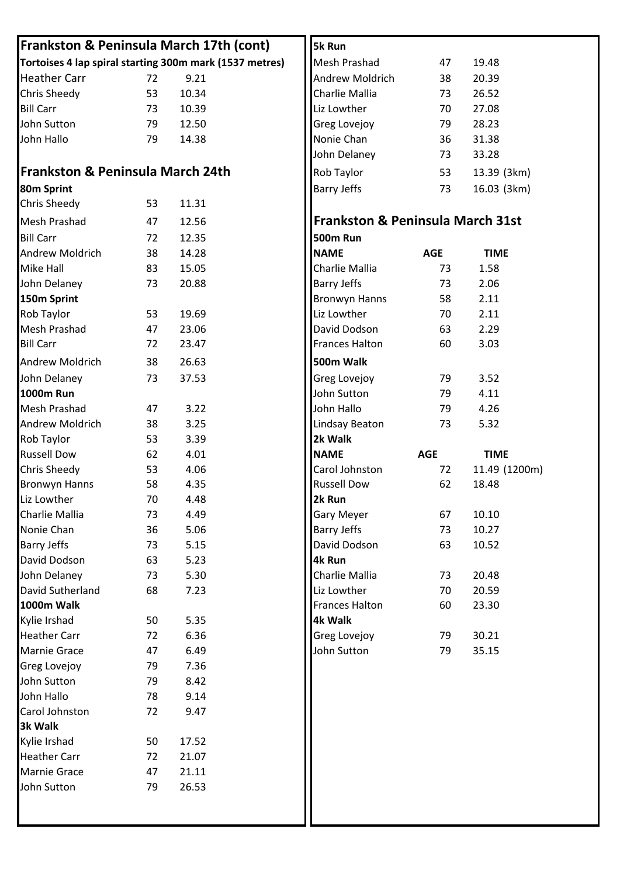## Frankston & Peninsula March 17th (cont)

**Tortoises 4 lap spiral starting 300m mark (1537 metres)**

| | | |
|---|---|---|
| Heather Carr | 72 | 9.21 |
| Chris Sheedy | 53 | 10.34 |
| Bill Carr | 73 | 10.39 |
| John Sutton | 79 | 12.50 |
| John Hallo | 79 | 14.38 |

## Frankston & Peninsula March 24th

**80m Sprint**

| | | |
|---|---|---|
| Chris Sheedy | 53 | 11.31 |
| Mesh Prashad | 47 | 12.56 |
| Bill Carr | 72 | 12.35 |
| Andrew Moldrich | 38 | 14.28 |
| Mike Hall | 83 | 15.05 |
| John Delaney | 73 | 20.88 |

**150m Sprint**

| | | |
|---|---|---|
| Rob Taylor | 53 | 19.69 |
| Mesh Prashad | 47 | 23.06 |
| Bill Carr | 72 | 23.47 |
| Andrew Moldrich | 38 | 26.63 |
| John Delaney | 73 | 37.53 |

**1000m Run**

| | | |
|---|---|---|
| Mesh Prashad | 47 | 3.22 |
| Andrew Moldrich | 38 | 3.25 |
| Rob Taylor | 53 | 3.39 |
| Russell Dow | 62 | 4.01 |
| Chris Sheedy | 53 | 4.06 |
| Bronwyn Hanns | 58 | 4.35 |
| Liz Lowther | 70 | 4.48 |
| Charlie Mallia | 73 | 4.49 |
| Nonie Chan | 36 | 5.06 |
| Barry Jeffs | 73 | 5.15 |
| David Dodson | 63 | 5.23 |
| John Delaney | 73 | 5.30 |
| David Sutherland | 68 | 7.23 |

**1000m Walk**

| | | |
|---|---|---|
| Kylie Irshad | 50 | 5.35 |
| Heather Carr | 72 | 6.36 |
| Marnie Grace | 47 | 6.49 |
| Greg Lovejoy | 79 | 7.36 |
| John Sutton | 79 | 8.42 |
| John Hallo | 78 | 9.14 |
| Carol Johnston | 72 | 9.47 |

**3k Walk**

| | | |
|---|---|---|
| Kylie Irshad | 50 | 17.52 |
| Heather Carr | 72 | 21.07 |
| Marnie Grace | 47 | 21.11 |
| John Sutton | 79 | 26.53 |

**5k Run**

| | | |
|---|---|---|
| Mesh Prashad | 47 | 19.48 |
| Andrew Moldrich | 38 | 20.39 |
| Charlie Mallia | 73 | 26.52 |
| Liz Lowther | 70 | 27.08 |
| Greg Lovejoy | 79 | 28.23 |
| Nonie Chan | 36 | 31.38 |
| John Delaney | 73 | 33.28 |
| Rob Taylor | 53 | 13.39 (3km) |
| Barry Jeffs | 73 | 16.03 (3km) |

## Frankston & Peninsula March 31st

**500m Run**

| NAME | AGE | TIME |
|---|---|---|
| Charlie Mallia | 73 | 1.58 |
| Barry Jeffs | 73 | 2.06 |
| Bronwyn Hanns | 58 | 2.11 |
| Liz Lowther | 70 | 2.11 |
| David Dodson | 63 | 2.29 |
| Frances Halton | 60 | 3.03 |

**500m Walk**

| | | |
|---|---|---|
| Greg Lovejoy | 79 | 3.52 |
| John Sutton | 79 | 4.11 |
| John Hallo | 79 | 4.26 |
| Lindsay Beaton | 73 | 5.32 |

**2k Walk**

| NAME | AGE | TIME |
|---|---|---|
| Carol Johnston | 72 | 11.49 (1200m) |
| Russell Dow | 62 | 18.48 |

**2k Run**

| | | |
|---|---|---|
| Gary Meyer | 67 | 10.10 |
| Barry Jeffs | 73 | 10.27 |
| David Dodson | 63 | 10.52 |

**4k Run**

| | | |
|---|---|---|
| Charlie Mallia | 73 | 20.48 |
| Liz Lowther | 70 | 20.59 |
| Frances Halton | 60 | 23.30 |

**4k Walk**

| | | |
|---|---|---|
| Greg Lovejoy | 79 | 30.21 |
| John Sutton | 79 | 35.15 |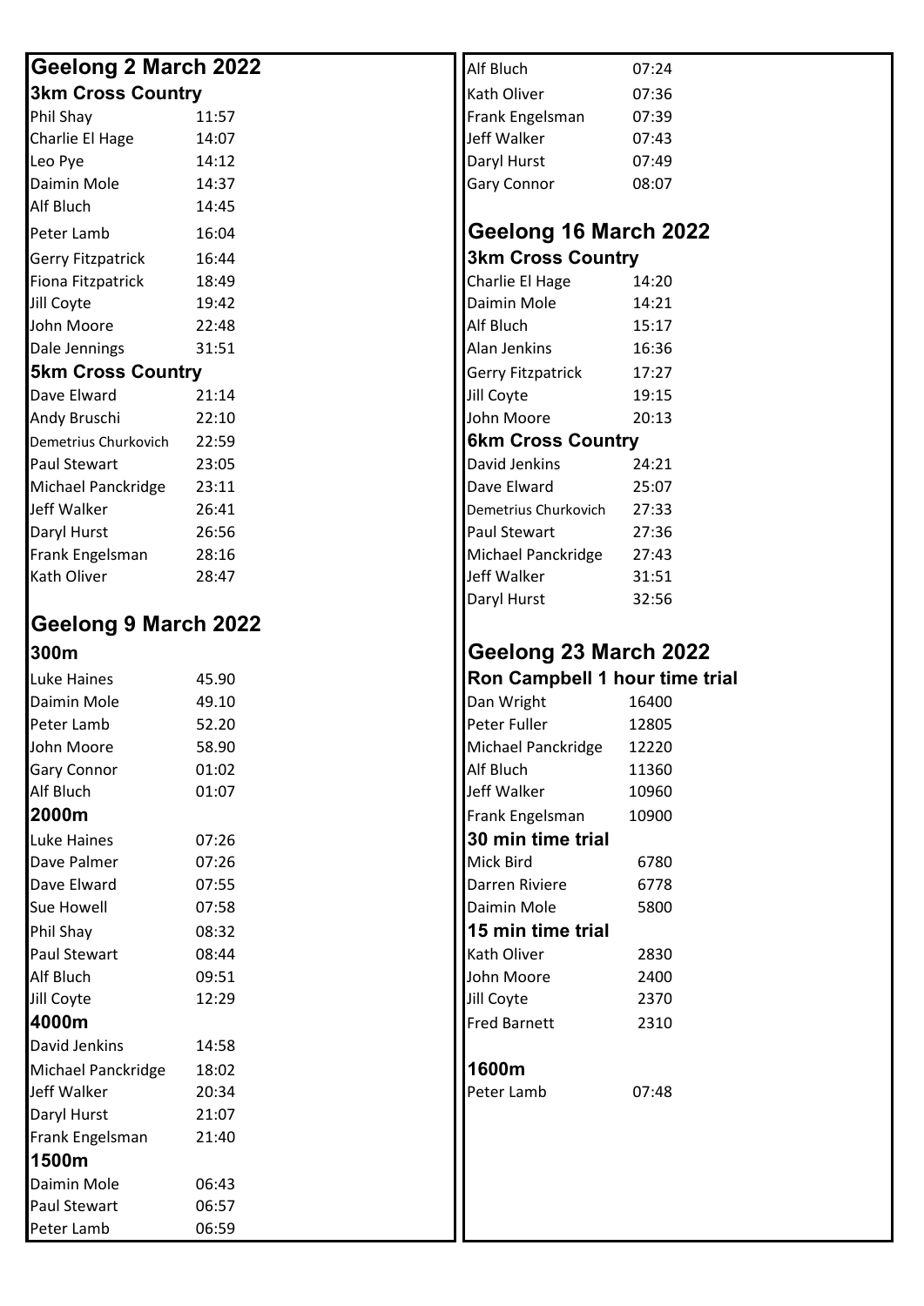## Geelong 2 March 2022

### 3km Cross Country

| Name | Time |
|---|---|
| Phil Shay | 11:57 |
| Charlie El Hage | 14:07 |
| Leo Pye | 14:12 |
| Daimin Mole | 14:37 |
| Alf Bluch | 14:45 |
| Peter Lamb | 16:04 |
| Gerry Fitzpatrick | 16:44 |
| Fiona Fitzpatrick | 18:49 |
| Jill Coyte | 19:42 |
| John Moore | 22:48 |
| Dale Jennings | 31:51 |

### 5km Cross Country

| Name | Time |
|---|---|
| Dave Elward | 21:14 |
| Andy Bruschi | 22:10 |
| Demetrius Churkovich | 22:59 |
| Paul Stewart | 23:05 |
| Michael Panckridge | 23:11 |
| Jeff Walker | 26:41 |
| Daryl Hurst | 26:56 |
| Frank Engelsman | 28:16 |
| Kath Oliver | 28:47 |

## Geelong 9 March 2022

### 300m

| Name | Time |
|---|---|
| Luke Haines | 45.90 |
| Daimin Mole | 49.10 |
| Peter Lamb | 52.20 |
| John Moore | 58.90 |
| Gary Connor | 01:02 |
| Alf Bluch | 01:07 |

### 2000m

| Name | Time |
|---|---|
| Luke Haines | 07:26 |
| Dave Palmer | 07:26 |
| Dave Elward | 07:55 |
| Sue Howell | 07:58 |
| Phil Shay | 08:32 |
| Paul Stewart | 08:44 |
| Alf Bluch | 09:51 |
| Jill Coyte | 12:29 |

### 4000m

| Name | Time |
|---|---|
| David Jenkins | 14:58 |
| Michael Panckridge | 18:02 |
| Jeff Walker | 20:34 |
| Daryl Hurst | 21:07 |
| Frank Engelsman | 21:40 |

### 1500m

| Name | Time |
|---|---|
| Daimin Mole | 06:43 |
| Paul Stewart | 06:57 |
| Peter Lamb | 06:59 |
| Alf Bluch | 07:24 |
| Kath Oliver | 07:36 |
| Frank Engelsman | 07:39 |
| Jeff Walker | 07:43 |
| Daryl Hurst | 07:49 |
| Gary Connor | 08:07 |

## Geelong 16 March 2022

### 3km Cross Country

| Name | Time |
|---|---|
| Charlie El Hage | 14:20 |
| Daimin Mole | 14:21 |
| Alf Bluch | 15:17 |
| Alan Jenkins | 16:36 |
| Gerry Fitzpatrick | 17:27 |
| Jill Coyte | 19:15 |
| John Moore | 20:13 |

### 6km Cross Country

| Name | Time |
|---|---|
| David Jenkins | 24:21 |
| Dave Elward | 25:07 |
| Demetrius Churkovich | 27:33 |
| Paul Stewart | 27:36 |
| Michael Panckridge | 27:43 |
| Jeff Walker | 31:51 |
| Daryl Hurst | 32:56 |

## Geelong 23 March 2022

### Ron Campbell 1 hour time trial

| Name | Distance |
|---|---|
| Dan Wright | 16400 |
| Peter Fuller | 12805 |
| Michael Panckridge | 12220 |
| Alf Bluch | 11360 |
| Jeff Walker | 10960 |
| Frank Engelsman | 10900 |

### 30 min time trial

| Name | Distance |
|---|---|
| Mick Bird | 6780 |
| Darren Riviere | 6778 |
| Daimin Mole | 5800 |

### 15 min time trial

| Name | Distance |
|---|---|
| Kath Oliver | 2830 |
| John Moore | 2400 |
| Jill Coyte | 2370 |
| Fred Barnett | 2310 |

### 1600m

| Name | Time |
|---|---|
| Peter Lamb | 07:48 |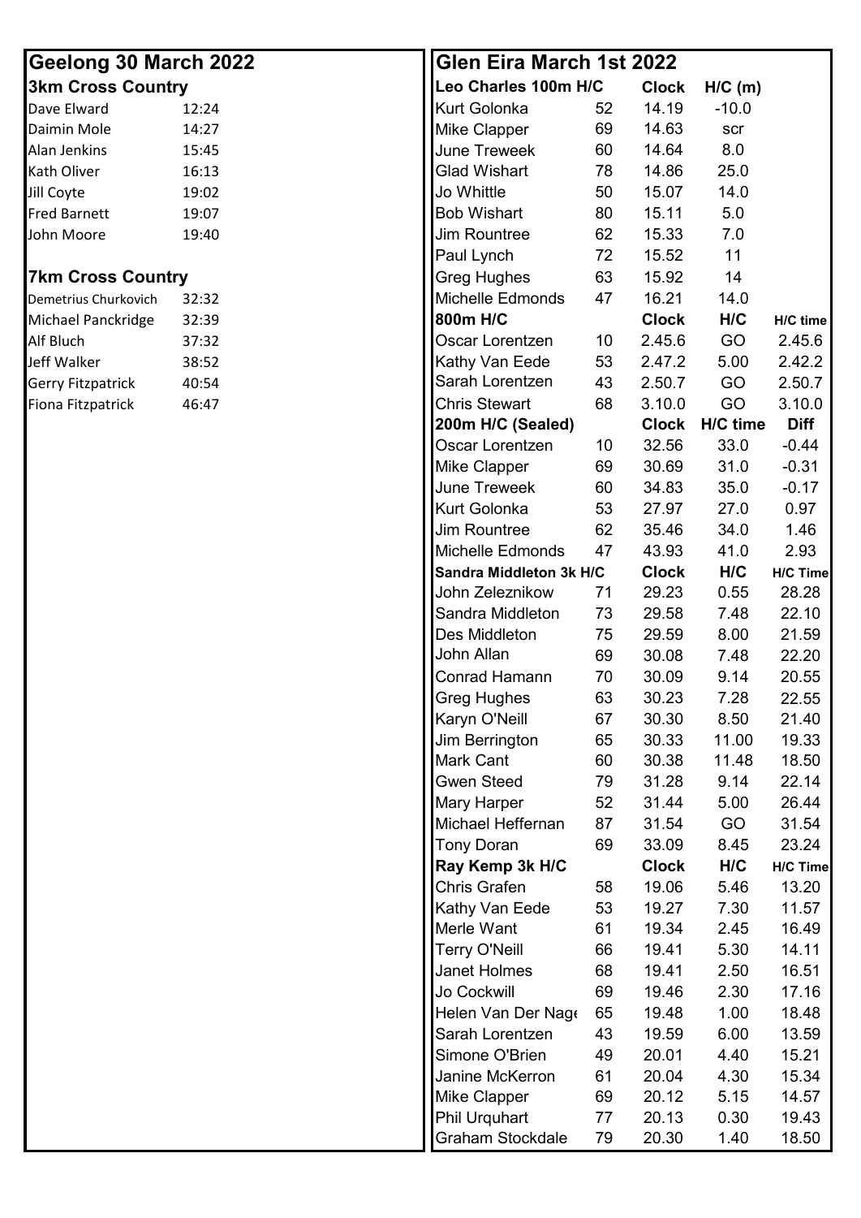## Geelong 30 March 2022

### 3km Cross Country

| Name | Time |
|---|---|
| Dave Elward | 12:24 |
| Daimin Mole | 14:27 |
| Alan Jenkins | 15:45 |
| Kath Oliver | 16:13 |
| Jill Coyte | 19:02 |
| Fred Barnett | 19:07 |
| John Moore | 19:40 |

### 7km Cross Country

| Name | Time |
|---|---|
| Demetrius Churkovich | 32:32 |
| Michael Panckridge | 32:39 |
| Alf Bluch | 37:32 |
| Jeff Walker | 38:52 |
| Gerry Fitzpatrick | 40:54 |
| Fiona Fitzpatrick | 46:47 |

## Glen Eira March 1st 2022

| Leo Charles 100m H/C | | Clock | H/C (m) | |
|---|---|---|---|---|
| Kurt Golonka | 52 | 14.19 | -10.0 | |
| Mike Clapper | 69 | 14.63 | scr | |
| June Treweek | 60 | 14.64 | 8.0 | |
| Glad Wishart | 78 | 14.86 | 25.0 | |
| Jo Whittle | 50 | 15.07 | 14.0 | |
| Bob Wishart | 80 | 15.11 | 5.0 | |
| Jim Rountree | 62 | 15.33 | 7.0 | |
| Paul Lynch | 72 | 15.52 | 11 | |
| Greg Hughes | 63 | 15.92 | 14 | |
| Michelle Edmonds | 47 | 16.21 | 14.0 | |
| **800m H/C** | | **Clock** | **H/C** | **H/C time** |
| Oscar Lorentzen | 10 | 2.45.6 | GO | 2.45.6 |
| Kathy Van Eede | 53 | 2.47.2 | 5.00 | 2.42.2 |
| Sarah Lorentzen | 43 | 2.50.7 | GO | 2.50.7 |
| Chris Stewart | 68 | 3.10.0 | GO | 3.10.0 |
| **200m H/C (Sealed)** | | **Clock** | **H/C time** | **Diff** |
| Oscar Lorentzen | 10 | 32.56 | 33.0 | -0.44 |
| Mike Clapper | 69 | 30.69 | 31.0 | -0.31 |
| June Treweek | 60 | 34.83 | 35.0 | -0.17 |
| Kurt Golonka | 53 | 27.97 | 27.0 | 0.97 |
| Jim Rountree | 62 | 35.46 | 34.0 | 1.46 |
| Michelle Edmonds | 47 | 43.93 | 41.0 | 2.93 |
| **Sandra Middleton 3k H/C** | | **Clock** | **H/C** | **H/C Time** |
| John Zeleznikow | 71 | 29.23 | 0.55 | 28.28 |
| Sandra Middleton | 73 | 29.58 | 7.48 | 22.10 |
| Des Middleton | 75 | 29.59 | 8.00 | 21.59 |
| John Allan | 69 | 30.08 | 7.48 | 22.20 |
| Conrad Hamann | 70 | 30.09 | 9.14 | 20.55 |
| Greg Hughes | 63 | 30.23 | 7.28 | 22.55 |
| Karyn O'Neill | 67 | 30.30 | 8.50 | 21.40 |
| Jim Berrington | 65 | 30.33 | 11.00 | 19.33 |
| Mark Cant | 60 | 30.38 | 11.48 | 18.50 |
| Gwen Steed | 79 | 31.28 | 9.14 | 22.14 |
| Mary Harper | 52 | 31.44 | 5.00 | 26.44 |
| Michael Heffernan | 87 | 31.54 | GO | 31.54 |
| Tony Doran | 69 | 33.09 | 8.45 | 23.24 |
| **Ray Kemp 3k H/C** | | **Clock** | **H/C** | **H/C Time** |
| Chris Grafen | 58 | 19.06 | 5.46 | 13.20 |
| Kathy Van Eede | 53 | 19.27 | 7.30 | 11.57 |
| Merle Want | 61 | 19.34 | 2.45 | 16.49 |
| Terry O'Neill | 66 | 19.41 | 5.30 | 14.11 |
| Janet Holmes | 68 | 19.41 | 2.50 | 16.51 |
| Jo Cockwill | 69 | 19.46 | 2.30 | 17.16 |
| Helen Van Der Nage | 65 | 19.48 | 1.00 | 18.48 |
| Sarah Lorentzen | 43 | 19.59 | 6.00 | 13.59 |
| Simone O'Brien | 49 | 20.01 | 4.40 | 15.21 |
| Janine McKerron | 61 | 20.04 | 4.30 | 15.34 |
| Mike Clapper | 69 | 20.12 | 5.15 | 14.57 |
| Phil Urquhart | 77 | 20.13 | 0.30 | 19.43 |
| Graham Stockdale | 79 | 20.30 | 1.40 | 18.50 |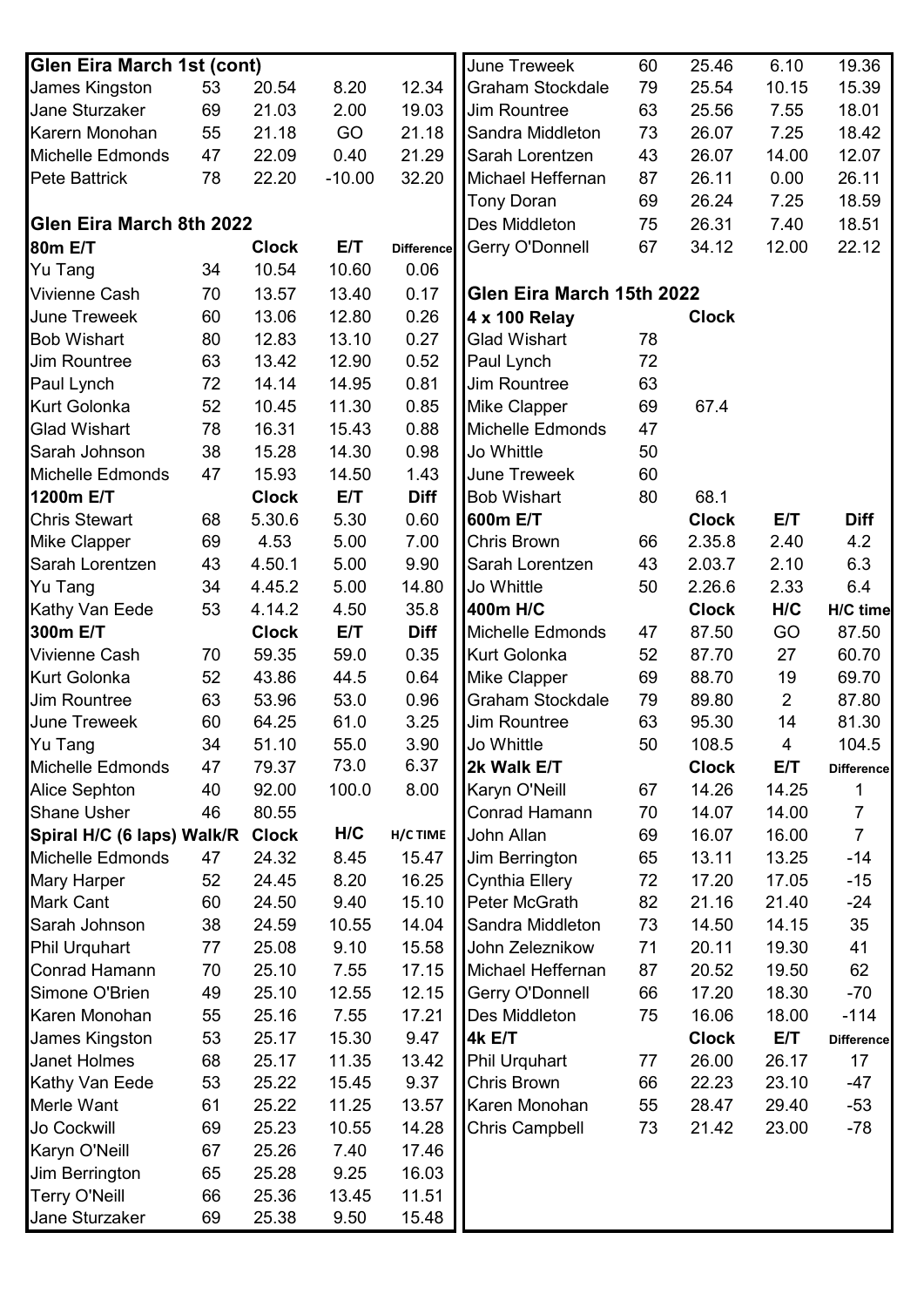## Glen Eira March 1st (cont)

| Name | Age | Clock | H/C | H/C time |
|---|---|---|---|---|
| James Kingston | 53 | 20.54 | 8.20 | 12.34 |
| Jane Sturzaker | 69 | 21.03 | 2.00 | 19.03 |
| Karern Monohan | 55 | 21.18 | GO | 21.18 |
| Michelle Edmonds | 47 | 22.09 | 0.40 | 21.29 |
| Pete Battrick | 78 | 22.20 | -10.00 | 32.20 |

## Glen Eira March 8th 2022

| 80m E/T | | Clock | E/T | Difference |
|---|---|---|---|---|
| Yu Tang | 34 | 10.54 | 10.60 | 0.06 |
| Vivienne Cash | 70 | 13.57 | 13.40 | 0.17 |
| June Treweek | 60 | 13.06 | 12.80 | 0.26 |
| Bob Wishart | 80 | 12.83 | 13.10 | 0.27 |
| Jim Rountree | 63 | 13.42 | 12.90 | 0.52 |
| Paul Lynch | 72 | 14.14 | 14.95 | 0.81 |
| Kurt Golonka | 52 | 10.45 | 11.30 | 0.85 |
| Glad Wishart | 78 | 16.31 | 15.43 | 0.88 |
| Sarah Johnson | 38 | 15.28 | 14.30 | 0.98 |
| Michelle Edmonds | 47 | 15.93 | 14.50 | 1.43 |
| **1200m E/T** | | **Clock** | **E/T** | **Diff** |
| Chris Stewart | 68 | 5.30.6 | 5.30 | 0.60 |
| Mike Clapper | 69 | 4.53 | 5.00 | 7.00 |
| Sarah Lorentzen | 43 | 4.50.1 | 5.00 | 9.90 |
| Yu Tang | 34 | 4.45.2 | 5.00 | 14.80 |
| Kathy Van Eede | 53 | 4.14.2 | 4.50 | 35.8 |
| **300m E/T** | | **Clock** | **E/T** | **Diff** |
| Vivienne Cash | 70 | 59.35 | 59.0 | 0.35 |
| Kurt Golonka | 52 | 43.86 | 44.5 | 0.64 |
| Jim Rountree | 63 | 53.96 | 53.0 | 0.96 |
| June Treweek | 60 | 64.25 | 61.0 | 3.25 |
| Yu Tang | 34 | 51.10 | 55.0 | 3.90 |
| Michelle Edmonds | 47 | 79.37 | 73.0 | 6.37 |
| Alice Sephton | 40 | 92.00 | 100.0 | 8.00 |
| Shane Usher | 46 | 80.55 | | |
| **Spiral H/C (6 laps) Walk/R** | | **Clock** | **H/C** | **H/C TIME** |
| Michelle Edmonds | 47 | 24.32 | 8.45 | 15.47 |
| Mary Harper | 52 | 24.45 | 8.20 | 16.25 |
| Mark Cant | 60 | 24.50 | 9.40 | 15.10 |
| Sarah Johnson | 38 | 24.59 | 10.55 | 14.04 |
| Phil Urquhart | 77 | 25.08 | 9.10 | 15.58 |
| Conrad Hamann | 70 | 25.10 | 7.55 | 17.15 |
| Simone O'Brien | 49 | 25.10 | 12.55 | 12.15 |
| Karen Monohan | 55 | 25.16 | 7.55 | 17.21 |
| James Kingston | 53 | 25.17 | 15.30 | 9.47 |
| Janet Holmes | 68 | 25.17 | 11.35 | 13.42 |
| Kathy Van Eede | 53 | 25.22 | 15.45 | 9.37 |
| Merle Want | 61 | 25.22 | 11.25 | 13.57 |
| Jo Cockwill | 69 | 25.23 | 10.55 | 14.28 |
| Karyn O'Neill | 67 | 25.26 | 7.40 | 17.46 |
| Jim Berrington | 65 | 25.28 | 9.25 | 16.03 |
| Terry O'Neill | 66 | 25.36 | 13.45 | 11.51 |
| Jane Sturzaker | 69 | 25.38 | 9.50 | 15.48 |
| June Treweek | 60 | 25.46 | 6.10 | 19.36 |
| Graham Stockdale | 79 | 25.54 | 10.15 | 15.39 |
| Jim Rountree | 63 | 25.56 | 7.55 | 18.01 |
| Sandra Middleton | 73 | 26.07 | 7.25 | 18.42 |
| Sarah Lorentzen | 43 | 26.07 | 14.00 | 12.07 |
| Michael Heffernan | 87 | 26.11 | 0.00 | 26.11 |
| Tony Doran | 69 | 26.24 | 7.25 | 18.59 |
| Des Middleton | 75 | 26.31 | 7.40 | 18.51 |
| Gerry O'Donnell | 67 | 34.12 | 12.00 | 22.12 |

## Glen Eira March 15th 2022

| 4 x 100 Relay | | Clock | | |
|---|---|---|---|---|
| Glad Wishart | 78 | | | |
| Paul Lynch | 72 | | | |
| Jim Rountree | 63 | | | |
| Mike Clapper | 69 | 67.4 | | |
| Michelle Edmonds | 47 | | | |
| Jo Whittle | 50 | | | |
| June Treweek | 60 | | | |
| Bob Wishart | 80 | 68.1 | | |
| **600m E/T** | | **Clock** | **E/T** | **Diff** |
| Chris Brown | 66 | 2.35.8 | 2.40 | 4.2 |
| Sarah Lorentzen | 43 | 2.03.7 | 2.10 | 6.3 |
| Jo Whittle | 50 | 2.26.6 | 2.33 | 6.4 |
| **400m H/C** | | **Clock** | **H/C** | **H/C time** |
| Michelle Edmonds | 47 | 87.50 | GO | 87.50 |
| Kurt Golonka | 52 | 87.70 | 27 | 60.70 |
| Mike Clapper | 69 | 88.70 | 19 | 69.70 |
| Graham Stockdale | 79 | 89.80 | 2 | 87.80 |
| Jim Rountree | 63 | 95.30 | 14 | 81.30 |
| Jo Whittle | 50 | 108.5 | 4 | 104.5 |
| **2k Walk E/T** | | **Clock** | **E/T** | **Difference** |
| Karyn O'Neill | 67 | 14.26 | 14.25 | 1 |
| Conrad Hamann | 70 | 14.07 | 14.00 | 7 |
| John Allan | 69 | 16.07 | 16.00 | 7 |
| Jim Berrington | 65 | 13.11 | 13.25 | -14 |
| Cynthia Ellery | 72 | 17.20 | 17.05 | -15 |
| Peter McGrath | 82 | 21.16 | 21.40 | -24 |
| Sandra Middleton | 73 | 14.50 | 14.15 | 35 |
| John Zeleznikow | 71 | 20.11 | 19.30 | 41 |
| Michael Heffernan | 87 | 20.52 | 19.50 | 62 |
| Gerry O'Donnell | 66 | 17.20 | 18.30 | -70 |
| Des Middleton | 75 | 16.06 | 18.00 | -114 |
| **4k E/T** | | **Clock** | **E/T** | **Difference** |
| Phil Urquhart | 77 | 26.00 | 26.17 | 17 |
| Chris Brown | 66 | 22.23 | 23.10 | -47 |
| Karen Monohan | 55 | 28.47 | 29.40 | -53 |
| Chris Campbell | 73 | 21.42 | 23.00 | -78 |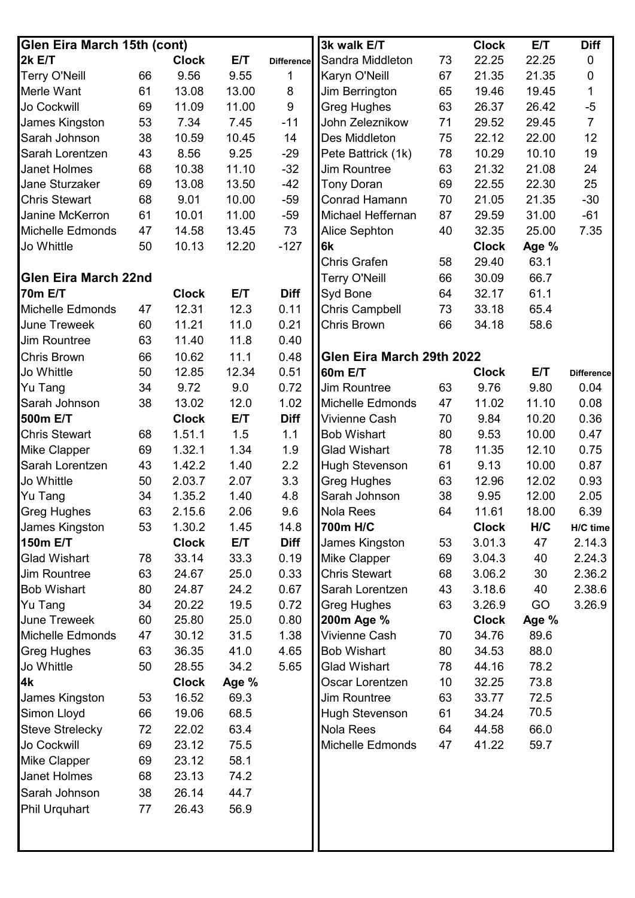## Glen Eira March 15th (cont)

| 2k E/T | | Clock | E/T | Difference |
|---|---|---|---|---|
| Terry O'Neill | 66 | 9.56 | 9.55 | 1 |
| Merle Want | 61 | 13.08 | 13.00 | 8 |
| Jo Cockwill | 69 | 11.09 | 11.00 | 9 |
| James Kingston | 53 | 7.34 | 7.45 | -11 |
| Sarah Johnson | 38 | 10.59 | 10.45 | 14 |
| Sarah Lorentzen | 43 | 8.56 | 9.25 | -29 |
| Janet Holmes | 68 | 10.38 | 11.10 | -32 |
| Jane Sturzaker | 69 | 13.08 | 13.50 | -42 |
| Chris Stewart | 68 | 9.01 | 10.00 | -59 |
| Janine McKerron | 61 | 10.01 | 11.00 | -59 |
| Michelle Edmonds | 47 | 14.58 | 13.45 | 73 |
| Jo Whittle | 50 | 10.13 | 12.20 | -127 |

## Glen Eira March 22nd

| 70m E/T | | Clock | E/T | Diff |
|---|---|---|---|---|
| Michelle Edmonds | 47 | 12.31 | 12.3 | 0.11 |
| June Treweek | 60 | 11.21 | 11.0 | 0.21 |
| Jim Rountree | 63 | 11.40 | 11.8 | 0.40 |
| Chris Brown | 66 | 10.62 | 11.1 | 0.48 |
| Jo Whittle | 50 | 12.85 | 12.34 | 0.51 |
| Yu Tang | 34 | 9.72 | 9.0 | 0.72 |
| Sarah Johnson | 38 | 13.02 | 12.0 | 1.02 |
| **500m E/T** | | **Clock** | **E/T** | **Diff** |
| Chris Stewart | 68 | 1.51.1 | 1.5 | 1.1 |
| Mike Clapper | 69 | 1.32.1 | 1.34 | 1.9 |
| Sarah Lorentzen | 43 | 1.42.2 | 1.40 | 2.2 |
| Jo Whittle | 50 | 2.03.7 | 2.07 | 3.3 |
| Yu Tang | 34 | 1.35.2 | 1.40 | 4.8 |
| Greg Hughes | 63 | 2.15.6 | 2.06 | 9.6 |
| James Kingston | 53 | 1.30.2 | 1.45 | 14.8 |
| **150m E/T** | | **Clock** | **E/T** | **Diff** |
| Glad Wishart | 78 | 33.14 | 33.3 | 0.19 |
| Jim Rountree | 63 | 24.67 | 25.0 | 0.33 |
| Bob Wishart | 80 | 24.87 | 24.2 | 0.67 |
| Yu Tang | 34 | 20.22 | 19.5 | 0.72 |
| June Treweek | 60 | 25.80 | 25.0 | 0.80 |
| Michelle Edmonds | 47 | 30.12 | 31.5 | 1.38 |
| Greg Hughes | 63 | 36.35 | 41.0 | 4.65 |
| Jo Whittle | 50 | 28.55 | 34.2 | 5.65 |
| **4k** | | **Clock** | **Age %** | |
| James Kingston | 53 | 16.52 | 69.3 | |
| Simon Lloyd | 66 | 19.06 | 68.5 | |
| Steve Strelecky | 72 | 22.02 | 63.4 | |
| Jo Cockwill | 69 | 23.12 | 75.5 | |
| Mike Clapper | 69 | 23.12 | 58.1 | |
| Janet Holmes | 68 | 23.13 | 74.2 | |
| Sarah Johnson | 38 | 26.14 | 44.7 | |
| Phil Urquhart | 77 | 26.43 | 56.9 | |

| 3k walk E/T | | Clock | E/T | Diff |
|---|---|---|---|---|
| Sandra Middleton | 73 | 22.25 | 22.25 | 0 |
| Karyn O'Neill | 67 | 21.35 | 21.35 | 0 |
| Jim Berrington | 65 | 19.46 | 19.45 | 1 |
| Greg Hughes | 63 | 26.37 | 26.42 | -5 |
| John Zeleznikow | 71 | 29.52 | 29.45 | 7 |
| Des Middleton | 75 | 22.12 | 22.00 | 12 |
| Pete Battrick (1k) | 78 | 10.29 | 10.10 | 19 |
| Jim Rountree | 63 | 21.32 | 21.08 | 24 |
| Tony Doran | 69 | 22.55 | 22.30 | 25 |
| Conrad Hamann | 70 | 21.05 | 21.35 | -30 |
| Michael Heffernan | 87 | 29.59 | 31.00 | -61 |
| Alice Sephton | 40 | 32.35 | 25.00 | 7.35 |
| **6k** | | **Clock** | **Age %** | |
| Chris Grafen | 58 | 29.40 | 63.1 | |
| Terry O'Neill | 66 | 30.09 | 66.7 | |
| Syd Bone | 64 | 32.17 | 61.1 | |
| Chris Campbell | 73 | 33.18 | 65.4 | |
| Chris Brown | 66 | 34.18 | 58.6 | |

## Glen Eira March 29th 2022

| 60m E/T | | Clock | E/T | Difference |
|---|---|---|---|---|
| Jim Rountree | 63 | 9.76 | 9.80 | 0.04 |
| Michelle Edmonds | 47 | 11.02 | 11.10 | 0.08 |
| Vivienne Cash | 70 | 9.84 | 10.20 | 0.36 |
| Bob Wishart | 80 | 9.53 | 10.00 | 0.47 |
| Glad Wishart | 78 | 11.35 | 12.10 | 0.75 |
| Hugh Stevenson | 61 | 9.13 | 10.00 | 0.87 |
| Greg Hughes | 63 | 12.96 | 12.02 | 0.93 |
| Sarah Johnson | 38 | 9.95 | 12.00 | 2.05 |
| Nola Rees | 64 | 11.61 | 18.00 | 6.39 |
| **700m H/C** | | **Clock** | **H/C** | **H/C time** |
| James Kingston | 53 | 3.01.3 | 47 | 2.14.3 |
| Mike Clapper | 69 | 3.04.3 | 40 | 2.24.3 |
| Chris Stewart | 68 | 3.06.2 | 30 | 2.36.2 |
| Sarah Lorentzen | 43 | 3.18.6 | 40 | 2.38.6 |
| Greg Hughes | 63 | 3.26.9 | GO | 3.26.9 |
| **200m Age %** | | **Clock** | **Age %** | |
| Vivienne Cash | 70 | 34.76 | 89.6 | |
| Bob Wishart | 80 | 34.53 | 88.0 | |
| Glad Wishart | 78 | 44.16 | 78.2 | |
| Oscar Lorentzen | 10 | 32.25 | 73.8 | |
| Jim Rountree | 63 | 33.77 | 72.5 | |
| Hugh Stevenson | 61 | 34.24 | 70.5 | |
| Nola Rees | 64 | 44.58 | 66.0 | |
| Michelle Edmonds | 47 | 41.22 | 59.7 | |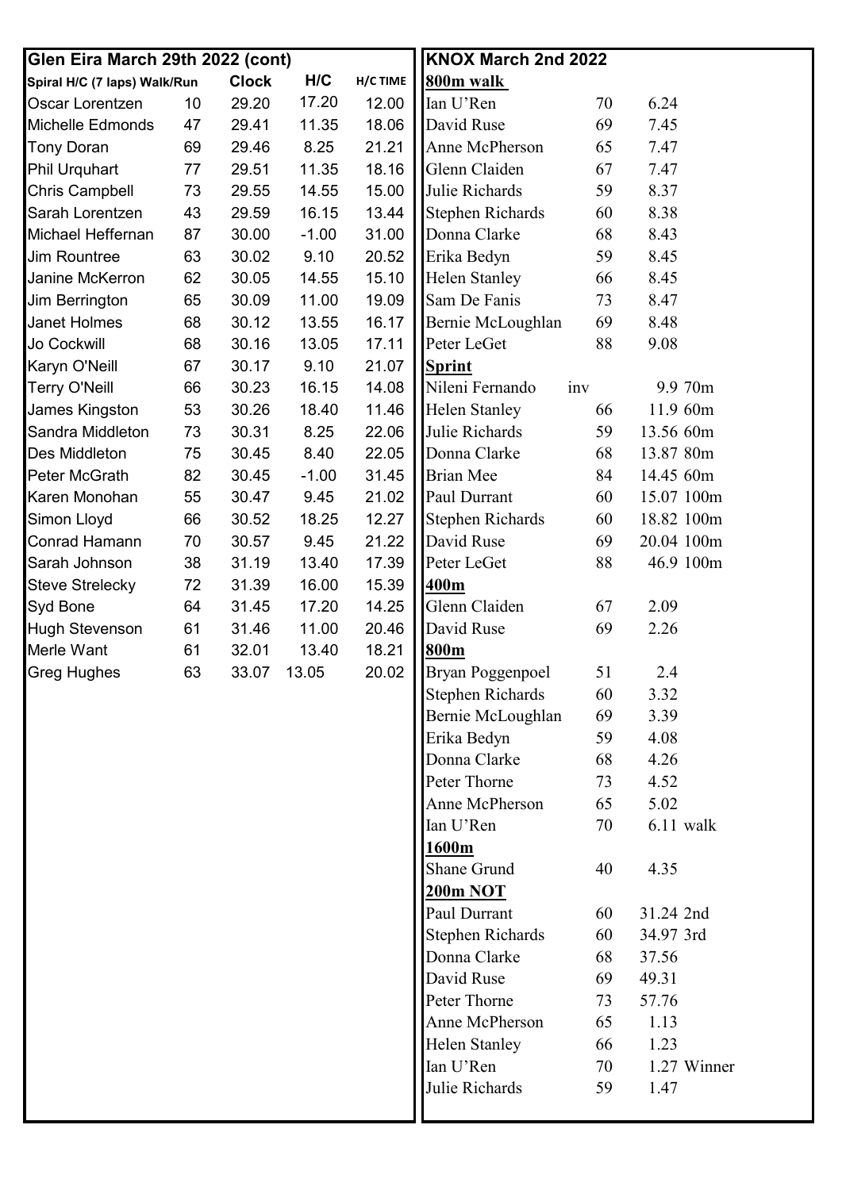## Glen Eira March 29th 2022 (cont)

| Spiral H/C (7 laps) Walk/Run | | Clock | H/C | H/C TIME |
|---|---|---|---|---|
| Oscar Lorentzen | 10 | 29.20 | 17.20 | 12.00 |
| Michelle Edmonds | 47 | 29.41 | 11.35 | 18.06 |
| Tony Doran | 69 | 29.46 | 8.25 | 21.21 |
| Phil Urquhart | 77 | 29.51 | 11.35 | 18.16 |
| Chris Campbell | 73 | 29.55 | 14.55 | 15.00 |
| Sarah Lorentzen | 43 | 29.59 | 16.15 | 13.44 |
| Michael Heffernan | 87 | 30.00 | -1.00 | 31.00 |
| Jim Rountree | 63 | 30.02 | 9.10 | 20.52 |
| Janine McKerron | 62 | 30.05 | 14.55 | 15.10 |
| Jim Berrington | 65 | 30.09 | 11.00 | 19.09 |
| Janet Holmes | 68 | 30.12 | 13.55 | 16.17 |
| Jo Cockwill | 68 | 30.16 | 13.05 | 17.11 |
| Karyn O'Neill | 67 | 30.17 | 9.10 | 21.07 |
| Terry O'Neill | 66 | 30.23 | 16.15 | 14.08 |
| James Kingston | 53 | 30.26 | 18.40 | 11.46 |
| Sandra Middleton | 73 | 30.31 | 8.25 | 22.06 |
| Des Middleton | 75 | 30.45 | 8.40 | 22.05 |
| Peter McGrath | 82 | 30.45 | -1.00 | 31.45 |
| Karen Monohan | 55 | 30.47 | 9.45 | 21.02 |
| Simon Lloyd | 66 | 30.52 | 18.25 | 12.27 |
| Conrad Hamann | 70 | 30.57 | 9.45 | 21.22 |
| Sarah Johnson | 38 | 31.19 | 13.40 | 17.39 |
| Steve Strelecky | 72 | 31.39 | 16.00 | 15.39 |
| Syd Bone | 64 | 31.45 | 17.20 | 14.25 |
| Hugh Stevenson | 61 | 31.46 | 11.00 | 20.46 |
| Merle Want | 61 | 32.01 | 13.40 | 18.21 |
| Greg Hughes | 63 | 33.07 | 13.05 | 20.02 |

## KNOX March 2nd 2022

**800m walk**

| Name | Age | Time |
|---|---|---|
| Ian U'Ren | 70 | 6.24 |
| David Ruse | 69 | 7.45 |
| Anne McPherson | 65 | 7.47 |
| Glenn Claiden | 67 | 7.47 |
| Julie Richards | 59 | 8.37 |
| Stephen Richards | 60 | 8.38 |
| Donna Clarke | 68 | 8.43 |
| Erika Bedyn | 59 | 8.45 |
| Helen Stanley | 66 | 8.45 |
| Sam De Fanis | 73 | 8.47 |
| Bernie McLoughlan | 69 | 8.48 |
| Peter LeGet | 88 | 9.08 |

**Sprint**

| Name | Age | Time |
|---|---|---|
| Nileni Fernando | inv | 9.9 70m |
| Helen Stanley | 66 | 11.9 60m |
| Julie Richards | 59 | 13.56 60m |
| Donna Clarke | 68 | 13.87 80m |
| Brian Mee | 84 | 14.45 60m |
| Paul Durrant | 60 | 15.07 100m |
| Stephen Richards | 60 | 18.82 100m |
| David Ruse | 69 | 20.04 100m |
| Peter LeGet | 88 | 46.9 100m |

**400m**

| Name | Age | Time |
|---|---|---|
| Glenn Claiden | 67 | 2.09 |
| David Ruse | 69 | 2.26 |

**800m**

| Name | Age | Time |
|---|---|---|
| Bryan Poggenpoel | 51 | 2.4 |
| Stephen Richards | 60 | 3.32 |
| Bernie McLoughlan | 69 | 3.39 |
| Erika Bedyn | 59 | 4.08 |
| Donna Clarke | 68 | 4.26 |
| Peter Thorne | 73 | 4.52 |
| Anne McPherson | 65 | 5.02 |
| Ian U'Ren | 70 | 6.11 walk |

**1600m**

| Name | Age | Time |
|---|---|---|
| Shane Grund | 40 | 4.35 |

**200m NOT**

| Name | Age | Time |
|---|---|---|
| Paul Durrant | 60 | 31.24 2nd |
| Stephen Richards | 60 | 34.97 3rd |
| Donna Clarke | 68 | 37.56 |
| David Ruse | 69 | 49.31 |
| Peter Thorne | 73 | 57.76 |
| Anne McPherson | 65 | 1.13 |
| Helen Stanley | 66 | 1.23 |
| Ian U'Ren | 70 | 1.27 Winner |
| Julie Richards | 59 | 1.47 |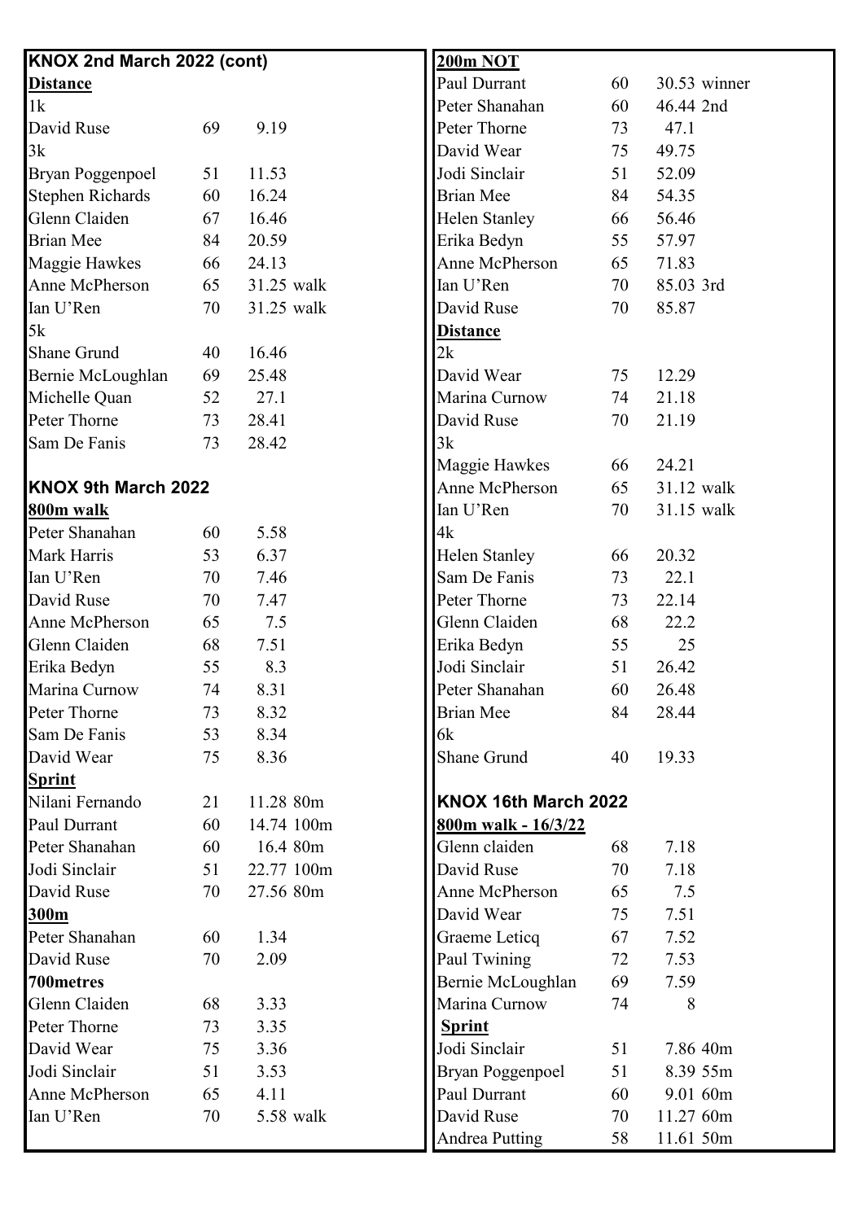## KNOX 2nd March 2022 (cont)

**Distance**

| | | |
|---|---|---|
| 1k | | |
| David Ruse | 69 | 9.19 |
| 3k | | |
| Bryan Poggenpoel | 51 | 11.53 |
| Stephen Richards | 60 | 16.24 |
| Glenn Claiden | 67 | 16.46 |
| Brian Mee | 84 | 20.59 |
| Maggie Hawkes | 66 | 24.13 |
| Anne McPherson | 65 | 31.25 walk |
| Ian U'Ren | 70 | 31.25 walk |
| 5k | | |
| Shane Grund | 40 | 16.46 |
| Bernie McLoughlan | 69 | 25.48 |
| Michelle Quan | 52 | 27.1 |
| Peter Thorne | 73 | 28.41 |
| Sam De Fanis | 73 | 28.42 |

## KNOX 9th March 2022

**800m walk**

| | | |
|---|---|---|
| Peter Shanahan | 60 | 5.58 |
| Mark Harris | 53 | 6.37 |
| Ian U'Ren | 70 | 7.46 |
| David Ruse | 70 | 7.47 |
| Anne McPherson | 65 | 7.5 |
| Glenn Claiden | 68 | 7.51 |
| Erika Bedyn | 55 | 8.3 |
| Marina Curnow | 74 | 8.31 |
| Peter Thorne | 73 | 8.32 |
| Sam De Fanis | 53 | 8.34 |
| David Wear | 75 | 8.36 |

**Sprint**

| | | |
|---|---|---|
| Nilani Fernando | 21 | 11.28 80m |
| Paul Durrant | 60 | 14.74 100m |
| Peter Shanahan | 60 | 16.4 80m |
| Jodi Sinclair | 51 | 22.77 100m |
| David Ruse | 70 | 27.56 80m |

**300m**

| | | |
|---|---|---|
| Peter Shanahan | 60 | 1.34 |
| David Ruse | 70 | 2.09 |

**700metres**

| | | |
|---|---|---|
| Glenn Claiden | 68 | 3.33 |
| Peter Thorne | 73 | 3.35 |
| David Wear | 75 | 3.36 |
| Jodi Sinclair | 51 | 3.53 |
| Anne McPherson | 65 | 4.11 |
| Ian U'Ren | 70 | 5.58 walk |

**200m NOT**

| | | |
|---|---|---|
| Paul Durrant | 60 | 30.53 winner |
| Peter Shanahan | 60 | 46.44 2nd |
| Peter Thorne | 73 | 47.1 |
| David Wear | 75 | 49.75 |
| Jodi Sinclair | 51 | 52.09 |
| Brian Mee | 84 | 54.35 |
| Helen Stanley | 66 | 56.46 |
| Erika Bedyn | 55 | 57.97 |
| Anne McPherson | 65 | 71.83 |
| Ian U'Ren | 70 | 85.03 3rd |
| David Ruse | 70 | 85.87 |

**Distance**

| | | |
|---|---|---|
| 2k | | |
| David Wear | 75 | 12.29 |
| Marina Curnow | 74 | 21.18 |
| David Ruse | 70 | 21.19 |
| 3k | | |
| Maggie Hawkes | 66 | 24.21 |
| Anne McPherson | 65 | 31.12 walk |
| Ian U'Ren | 70 | 31.15 walk |
| 4k | | |
| Helen Stanley | 66 | 20.32 |
| Sam De Fanis | 73 | 22.1 |
| Peter Thorne | 73 | 22.14 |
| Glenn Claiden | 68 | 22.2 |
| Erika Bedyn | 55 | 25 |
| Jodi Sinclair | 51 | 26.42 |
| Peter Shanahan | 60 | 26.48 |
| Brian Mee | 84 | 28.44 |
| 6k | | |
| Shane Grund | 40 | 19.33 |

## KNOX 16th March 2022

**800m walk - 16/3/22**

| | | |
|---|---|---|
| Glenn claiden | 68 | 7.18 |
| David Ruse | 70 | 7.18 |
| Anne McPherson | 65 | 7.5 |
| David Wear | 75 | 7.51 |
| Graeme Leticq | 67 | 7.52 |
| Paul Twining | 72 | 7.53 |
| Bernie McLoughlan | 69 | 7.59 |
| Marina Curnow | 74 | 8 |

**Sprint**

| | | |
|---|---|---|
| Jodi Sinclair | 51 | 7.86 40m |
| Bryan Poggenpoel | 51 | 8.39 55m |
| Paul Durrant | 60 | 9.01 60m |
| David Ruse | 70 | 11.27 60m |
| Andrea Putting | 58 | 11.61 50m |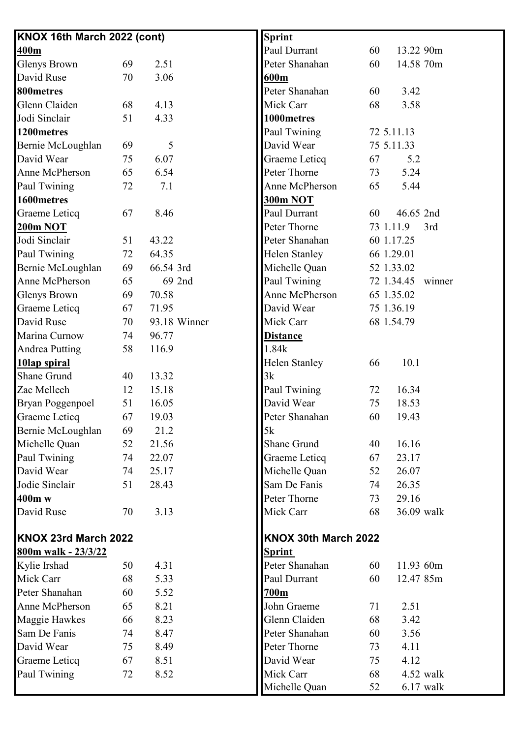## KNOX 16th March 2022 (cont)

**400m**

| Name | Age | Time | Note |
|---|---|---|---|
| Glenys Brown | 69 | 2.51 | |
| David Ruse | 70 | 3.06 | |

**800metres**

| Name | Age | Time | Note |
|---|---|---|---|
| Glenn Claiden | 68 | 4.13 | |
| Jodi Sinclair | 51 | 4.33 | |

**1200metres**

| Name | Age | Time | Note |
|---|---|---|---|
| Bernie McLoughlan | 69 | 5 | |
| David Wear | 75 | 6.07 | |
| Anne McPherson | 65 | 6.54 | |
| Paul Twining | 72 | 7.1 | |

**1600metres**

| Name | Age | Time | Note |
|---|---|---|---|
| Graeme Leticq | 67 | 8.46 | |

**200m NOT**

| Name | Age | Time | Note |
|---|---|---|---|
| Jodi Sinclair | 51 | 43.22 | |
| Paul Twining | 72 | 64.35 | |
| Bernie McLoughlan | 69 | 66.54 | 3rd |
| Anne McPherson | 65 | 69 | 2nd |
| Glenys Brown | 69 | 70.58 | |
| Graeme Leticq | 67 | 71.95 | |
| David Ruse | 70 | 93.18 | Winner |
| Marina Curnow | 74 | 96.77 | |
| Andrea Putting | 58 | 116.9 | |

**10lap spiral**

| Name | Age | Time | Note |
|---|---|---|---|
| Shane Grund | 40 | 13.32 | |
| Zac Mellech | 12 | 15.18 | |
| Bryan Poggenpoel | 51 | 16.05 | |
| Graeme Leticq | 67 | 19.03 | |
| Bernie McLoughlan | 69 | 21.2 | |
| Michelle Quan | 52 | 21.56 | |
| Paul Twining | 74 | 22.07 | |
| David Wear | 74 | 25.17 | |
| Jodie Sinclair | 51 | 28.43 | |

**400m w**

| Name | Age | Time | Note |
|---|---|---|---|
| David Ruse | 70 | 3.13 | |

**Sprint**

| Name | Age | Time | Note |
|---|---|---|---|
| Paul Durrant | 60 | 13.22 | 90m |
| Peter Shanahan | 60 | 14.58 | 70m |

**600m**

| Name | Age | Time | Note |
|---|---|---|---|
| Peter Shanahan | 60 | 3.42 | |
| Mick Carr | 68 | 3.58 | |

**1000metres**

| Name | Age | Time | Note |
|---|---|---|---|
| Paul Twining | 72 | 5.11.13 | |
| David Wear | 75 | 5.11.33 | |
| Graeme Leticq | 67 | 5.2 | |
| Peter Thorne | 73 | 5.24 | |
| Anne McPherson | 65 | 5.44 | |

**300m NOT**

| Name | Age | Time | Note |
|---|---|---|---|
| Paul Durrant | 60 | 46.65 | 2nd |
| Peter Thorne | 73 | 1.11.9 | 3rd |
| Peter Shanahan | 60 | 1.17.25 | |
| Helen Stanley | 66 | 1.29.01 | |
| Michelle Quan | 52 | 1.33.02 | |
| Paul Twining | 72 | 1.34.45 | winner |
| Anne McPherson | 65 | 1.35.02 | |
| David Wear | 75 | 1.36.19 | |
| Mick Carr | 68 | 1.54.79 | |

**Distance**

1.84k

| Name | Age | Time | Note |
|---|---|---|---|
| Helen Stanley | 66 | 10.1 | |

3k

| Name | Age | Time | Note |
|---|---|---|---|
| Paul Twining | 72 | 16.34 | |
| David Wear | 75 | 18.53 | |
| Peter Shanahan | 60 | 19.43 | |

5k

| Name | Age | Time | Note |
|---|---|---|---|
| Shane Grund | 40 | 16.16 | |
| Graeme Leticq | 67 | 23.17 | |
| Michelle Quan | 52 | 26.07 | |
| Sam De Fanis | 74 | 26.35 | |
| Peter Thorne | 73 | 29.16 | |
| Mick Carr | 68 | 36.09 | walk |

## KNOX 23rd March 2022

**800m walk - 23/3/22**

| Name | Age | Time | Note |
|---|---|---|---|
| Kylie Irshad | 50 | 4.31 | |
| Mick Carr | 68 | 5.33 | |
| Peter Shanahan | 60 | 5.52 | |
| Anne McPherson | 65 | 8.21 | |
| Maggie Hawkes | 66 | 8.23 | |
| Sam De Fanis | 74 | 8.47 | |
| David Wear | 75 | 8.49 | |
| Graeme Leticq | 67 | 8.51 | |
| Paul Twining | 72 | 8.52 | |

## KNOX 30th March 2022

**Sprint**

| Name | Age | Time | Note |
|---|---|---|---|
| Peter Shanahan | 60 | 11.93 | 60m |
| Paul Durrant | 60 | 12.47 | 85m |

**700m**

| Name | Age | Time | Note |
|---|---|---|---|
| John Graeme | 71 | 2.51 | |
| Glenn Claiden | 68 | 3.42 | |
| Peter Shanahan | 60 | 3.56 | |
| Peter Thorne | 73 | 4.11 | |
| David Wear | 75 | 4.12 | |
| Mick Carr | 68 | 4.52 | walk |
| Michelle Quan | 52 | 6.17 | walk |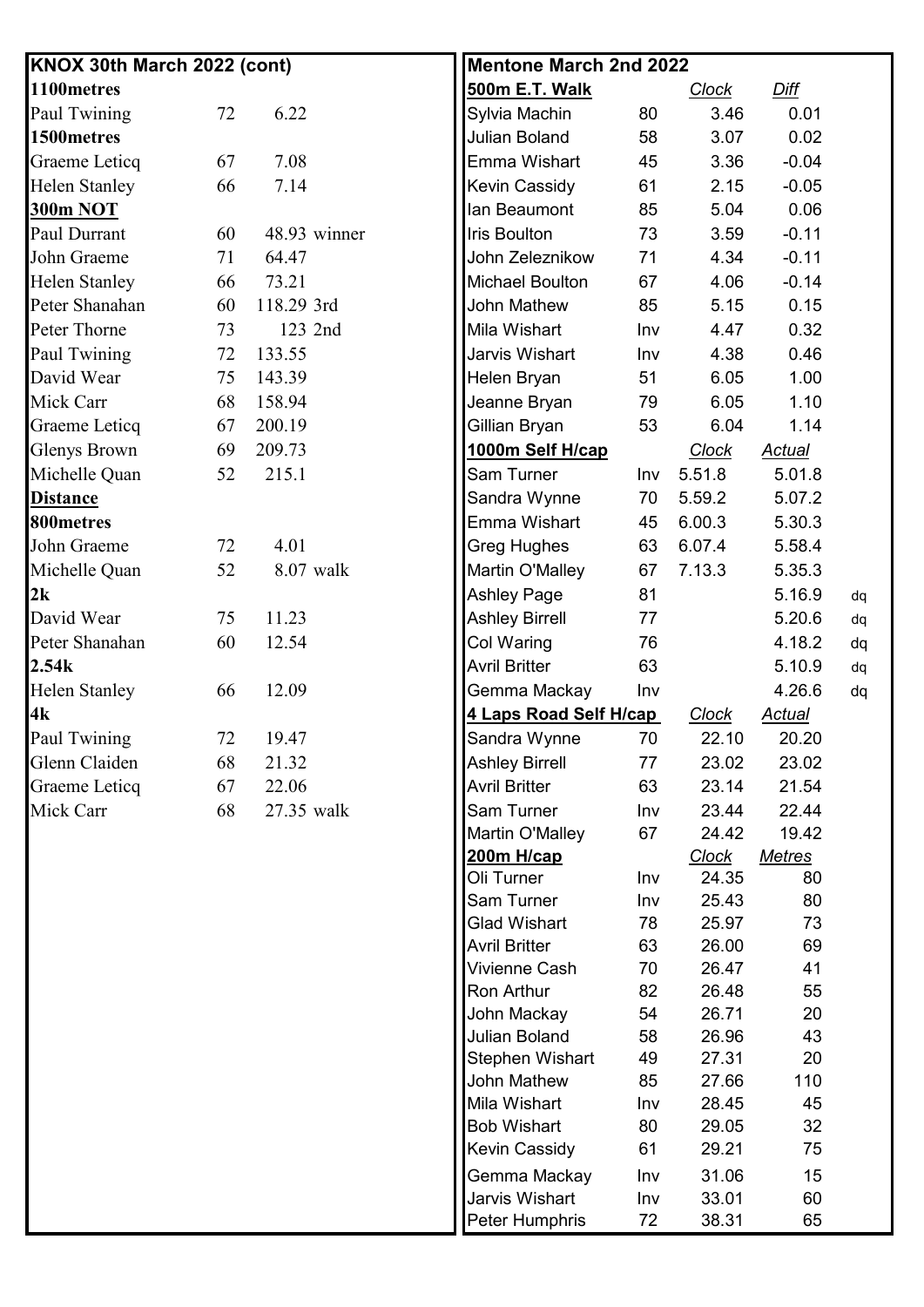## KNOX 30th March 2022 (cont)

**1100metres**

| Name | Age | Result | |
|---|---|---|---|
| Paul Twining | 72 | 6.22 | |

**1500metres**

| Name | Age | Result | |
|---|---|---|---|
| Graeme Leticq | 67 | 7.08 | |
| Helen Stanley | 66 | 7.14 | |

**300m NOT**

| Name | Age | Result | |
|---|---|---|---|
| Paul Durrant | 60 | 48.93 | winner |
| John Graeme | 71 | 64.47 | |
| Helen Stanley | 66 | 73.21 | |
| Peter Shanahan | 60 | 118.29 | 3rd |
| Peter Thorne | 73 | 123 | 2nd |
| Paul Twining | 72 | 133.55 | |
| David Wear | 75 | 143.39 | |
| Mick Carr | 68 | 158.94 | |
| Graeme Leticq | 67 | 200.19 | |
| Glenys Brown | 69 | 209.73 | |
| Michelle Quan | 52 | 215.1 | |

**Distance**

**800metres**

| Name | Age | Result | |
|---|---|---|---|
| John Graeme | 72 | 4.01 | |
| Michelle Quan | 52 | 8.07 | walk |

**2k**

| Name | Age | Result | |
|---|---|---|---|
| David Wear | 75 | 11.23 | |
| Peter Shanahan | 60 | 12.54 | |

**2.54k**

| Name | Age | Result | |
|---|---|---|---|
| Helen Stanley | 66 | 12.09 | |

**4k**

| Name | Age | Result | |
|---|---|---|---|
| Paul Twining | 72 | 19.47 | |
| Glenn Claiden | 68 | 21.32 | |
| Graeme Leticq | 67 | 22.06 | |
| Mick Carr | 68 | 27.35 | walk |

## Mentone March 2nd 2022

**500m E.T. Walk**

| Name | Age | *Clock* | *Diff* |
|---|---|---|---|
| Sylvia Machin | 80 | 3.46 | 0.01 |
| Julian Boland | 58 | 3.07 | 0.02 |
| Emma Wishart | 45 | 3.36 | -0.04 |
| Kevin Cassidy | 61 | 2.15 | -0.05 |
| Ian Beaumont | 85 | 5.04 | 0.06 |
| Iris Boulton | 73 | 3.59 | -0.11 |
| John Zeleznikow | 71 | 4.34 | -0.11 |
| Michael Boulton | 67 | 4.06 | -0.14 |
| John Mathew | 85 | 5.15 | 0.15 |
| Mila Wishart | Inv | 4.47 | 0.32 |
| Jarvis Wishart | Inv | 4.38 | 0.46 |
| Helen Bryan | 51 | 6.05 | 1.00 |
| Jeanne Bryan | 79 | 6.05 | 1.10 |
| Gillian Bryan | 53 | 6.04 | 1.14 |

**1000m Self H/cap**

| Name | Age | *Clock* | *Actual* | |
|---|---|---|---|---|
| Sam Turner | Inv | 5.51.8 | 5.01.8 | |
| Sandra Wynne | 70 | 5.59.2 | 5.07.2 | |
| Emma Wishart | 45 | 6.00.3 | 5.30.3 | |
| Greg Hughes | 63 | 6.07.4 | 5.58.4 | |
| Martin O'Malley | 67 | 7.13.3 | 5.35.3 | |
| Ashley Page | 81 | | 5.16.9 | dq |
| Ashley Birrell | 77 | | 5.20.6 | dq |
| Col Waring | 76 | | 4.18.2 | dq |
| Avril Britter | 63 | | 5.10.9 | dq |
| Gemma Mackay | Inv | | 4.26.6 | dq |

**4 Laps Road Self H/cap**

| Name | Age | *Clock* | *Actual* |
|---|---|---|---|
| Sandra Wynne | 70 | 22.10 | 20.20 |
| Ashley Birrell | 77 | 23.02 | 23.02 |
| Avril Britter | 63 | 23.14 | 21.54 |
| Sam Turner | Inv | 23.44 | 22.44 |
| Martin O'Malley | 67 | 24.42 | 19.42 |

**200m H/cap**

| Name | Age | *Clock* | *Metres* |
|---|---|---|---|
| Oli Turner | Inv | 24.35 | 80 |
| Sam Turner | Inv | 25.43 | 80 |
| Glad Wishart | 78 | 25.97 | 73 |
| Avril Britter | 63 | 26.00 | 69 |
| Vivienne Cash | 70 | 26.47 | 41 |
| Ron Arthur | 82 | 26.48 | 55 |
| John Mackay | 54 | 26.71 | 20 |
| Julian Boland | 58 | 26.96 | 43 |
| Stephen Wishart | 49 | 27.31 | 20 |
| John Mathew | 85 | 27.66 | 110 |
| Mila Wishart | Inv | 28.45 | 45 |
| Bob Wishart | 80 | 29.05 | 32 |
| Kevin Cassidy | 61 | 29.21 | 75 |
| Gemma Mackay | Inv | 31.06 | 15 |
| Jarvis Wishart | Inv | 33.01 | 60 |
| Peter Humphris | 72 | 38.31 | 65 |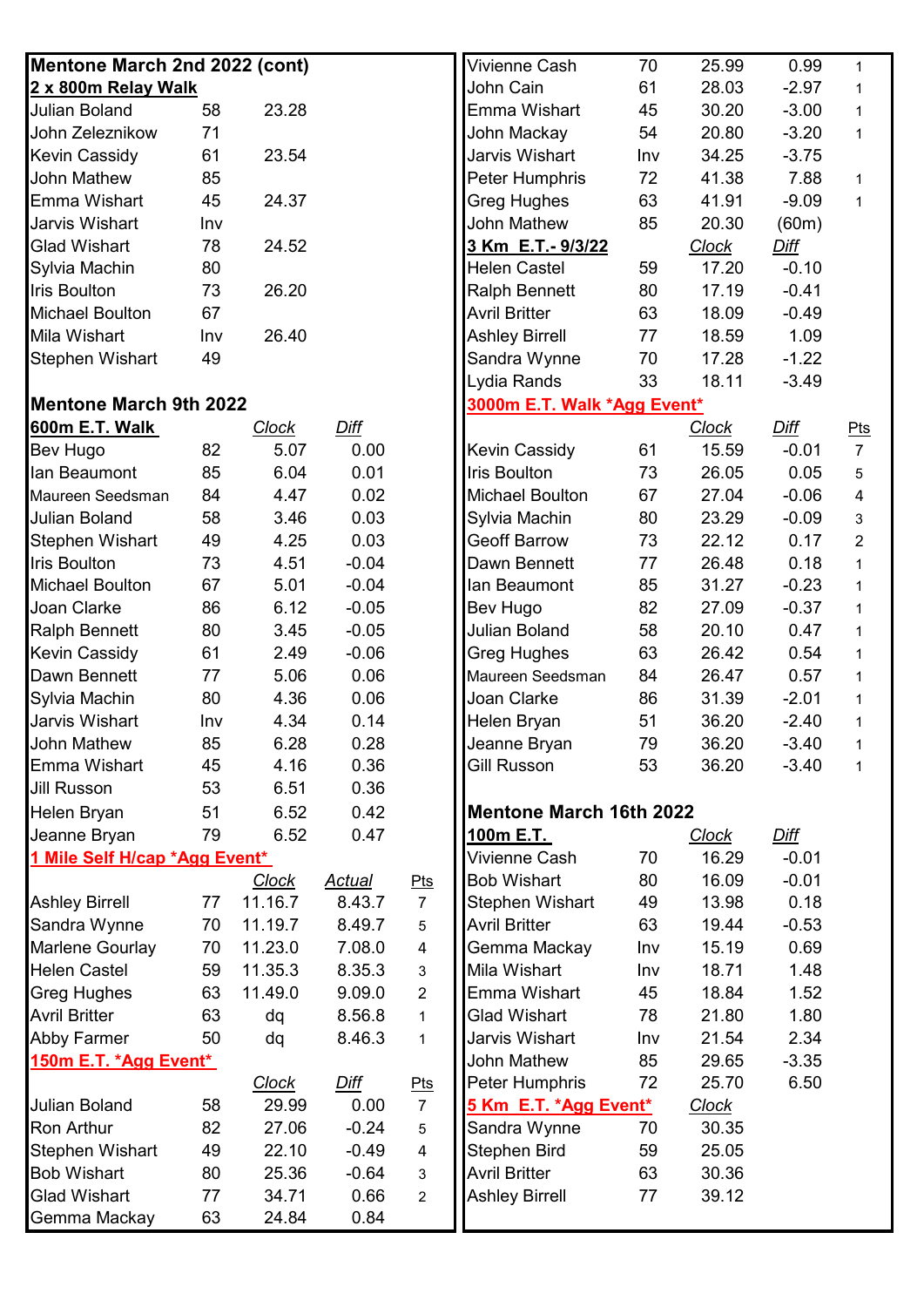## Mentone March 2nd 2022 (cont)

**2 x 800m Relay Walk**

| Name | Age | Time |
|---|---|---|
| Julian Boland | 58 | 23.28 |
| John Zeleznikow | 71 | |
| Kevin Cassidy | 61 | 23.54 |
| John Mathew | 85 | |
| Emma Wishart | 45 | 24.37 |
| Jarvis Wishart | Inv | |
| Glad Wishart | 78 | 24.52 |
| Sylvia Machin | 80 | |
| Iris Boulton | 73 | 26.20 |
| Michael Boulton | 67 | |
| Mila Wishart | Inv | 26.40 |
| Stephen Wishart | 49 | |

## Mentone March 9th 2022

**600m E.T. Walk**

| Name | Age | Clock | Diff |
|---|---|---|---|
| Bev Hugo | 82 | 5.07 | 0.00 |
| Ian Beaumont | 85 | 6.04 | 0.01 |
| Maureen Seedsman | 84 | 4.47 | 0.02 |
| Julian Boland | 58 | 3.46 | 0.03 |
| Stephen Wishart | 49 | 4.25 | 0.03 |
| Iris Boulton | 73 | 4.51 | -0.04 |
| Michael Boulton | 67 | 5.01 | -0.04 |
| Joan Clarke | 86 | 6.12 | -0.05 |
| Ralph Bennett | 80 | 3.45 | -0.05 |
| Kevin Cassidy | 61 | 2.49 | -0.06 |
| Dawn Bennett | 77 | 5.06 | 0.06 |
| Sylvia Machin | 80 | 4.36 | 0.06 |
| Jarvis Wishart | Inv | 4.34 | 0.14 |
| John Mathew | 85 | 6.28 | 0.28 |
| Emma Wishart | 45 | 4.16 | 0.36 |
| Jill Russon | 53 | 6.51 | 0.36 |
| Helen Bryan | 51 | 6.52 | 0.42 |
| Jeanne Bryan | 79 | 6.52 | 0.47 |

**1 Mile Self H/cap *Agg Event***

| Name | Age | Clock | Actual | Pts |
|---|---|---|---|---|
| Ashley Birrell | 77 | 11.16.7 | 8.43.7 | 7 |
| Sandra Wynne | 70 | 11.19.7 | 8.49.7 | 5 |
| Marlene Gourlay | 70 | 11.23.0 | 7.08.0 | 4 |
| Helen Castel | 59 | 11.35.3 | 8.35.3 | 3 |
| Greg Hughes | 63 | 11.49.0 | 9.09.0 | 2 |
| Avril Britter | 63 | dq | 8.56.8 | 1 |
| Abby Farmer | 50 | dq | 8.46.3 | 1 |

**150m E.T. *Agg Event***

| Name | Age | Clock | Diff | Pts |
|---|---|---|---|---|
| Julian Boland | 58 | 29.99 | 0.00 | 7 |
| Ron Arthur | 82 | 27.06 | -0.24 | 5 |
| Stephen Wishart | 49 | 22.10 | -0.49 | 4 |
| Bob Wishart | 80 | 25.36 | -0.64 | 3 |
| Glad Wishart | 77 | 34.71 | 0.66 | 2 |
| Gemma Mackay | 63 | 24.84 | 0.84 | |
| Vivienne Cash | 70 | 25.99 | 0.99 | 1 |
| John Cain | 61 | 28.03 | -2.97 | 1 |
| Emma Wishart | 45 | 30.20 | -3.00 | 1 |
| John Mackay | 54 | 20.80 | -3.20 | 1 |
| Jarvis Wishart | Inv | 34.25 | -3.75 | |
| Peter Humphris | 72 | 41.38 | 7.88 | 1 |
| Greg Hughes | 63 | 41.91 | -9.09 | 1 |
| John Mathew | 85 | 20.30 | (60m) | |

**3 Km E.T.- 9/3/22**

| Name | Age | Clock | Diff |
|---|---|---|---|
| Helen Castel | 59 | 17.20 | -0.10 |
| Ralph Bennett | 80 | 17.19 | -0.41 |
| Avril Britter | 63 | 18.09 | -0.49 |
| Ashley Birrell | 77 | 18.59 | 1.09 |
| Sandra Wynne | 70 | 17.28 | -1.22 |
| Lydia Rands | 33 | 18.11 | -3.49 |

**3000m E.T. Walk *Agg Event***

| Name | Age | Clock | Diff | Pts |
|---|---|---|---|---|
| Kevin Cassidy | 61 | 15.59 | -0.01 | 7 |
| Iris Boulton | 73 | 26.05 | 0.05 | 5 |
| Michael Boulton | 67 | 27.04 | -0.06 | 4 |
| Sylvia Machin | 80 | 23.29 | -0.09 | 3 |
| Geoff Barrow | 73 | 22.12 | 0.17 | 2 |
| Dawn Bennett | 77 | 26.48 | 0.18 | 1 |
| Ian Beaumont | 85 | 31.27 | -0.23 | 1 |
| Bev Hugo | 82 | 27.09 | -0.37 | 1 |
| Julian Boland | 58 | 20.10 | 0.47 | 1 |
| Greg Hughes | 63 | 26.42 | 0.54 | 1 |
| Maureen Seedsman | 84 | 26.47 | 0.57 | 1 |
| Joan Clarke | 86 | 31.39 | -2.01 | 1 |
| Helen Bryan | 51 | 36.20 | -2.40 | 1 |
| Jeanne Bryan | 79 | 36.20 | -3.40 | 1 |
| Gill Russon | 53 | 36.20 | -3.40 | 1 |

## Mentone March 16th 2022

**100m E.T.**

| Name | Age | Clock | Diff |
|---|---|---|---|
| Vivienne Cash | 70 | 16.29 | -0.01 |
| Bob Wishart | 80 | 16.09 | -0.01 |
| Stephen Wishart | 49 | 13.98 | 0.18 |
| Avril Britter | 63 | 19.44 | -0.53 |
| Gemma Mackay | Inv | 15.19 | 0.69 |
| Mila Wishart | Inv | 18.71 | 1.48 |
| Emma Wishart | 45 | 18.84 | 1.52 |
| Glad Wishart | 78 | 21.80 | 1.80 |
| Jarvis Wishart | Inv | 21.54 | 2.34 |
| John Mathew | 85 | 29.65 | -3.35 |
| Peter Humphris | 72 | 25.70 | 6.50 |

**5 Km E.T. *Agg Event***

| Name | Age | Clock |
|---|---|---|
| Sandra Wynne | 70 | 30.35 |
| Stephen Bird | 59 | 25.05 |
| Avril Britter | 63 | 30.36 |
| Ashley Birrell | 77 | 39.12 |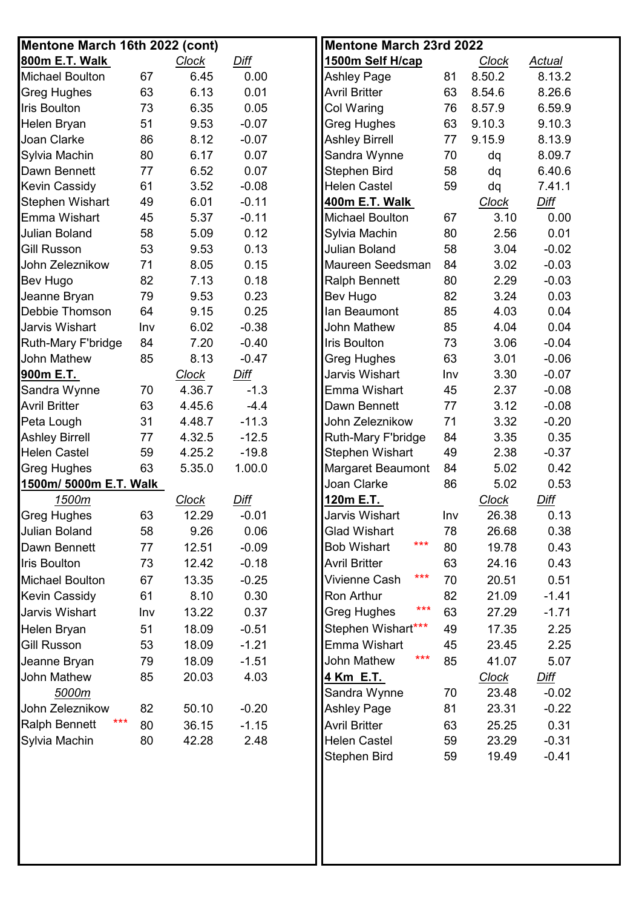## Mentone March 16th 2022 (cont)

| **800m E.T. Walk** | | *Clock* | *Diff* |
|---|---|---|---|
| Michael Boulton | 67 | 6.45 | 0.00 |
| Greg Hughes | 63 | 6.13 | 0.01 |
| Iris Boulton | 73 | 6.35 | 0.05 |
| Helen Bryan | 51 | 9.53 | -0.07 |
| Joan Clarke | 86 | 8.12 | -0.07 |
| Sylvia Machin | 80 | 6.17 | 0.07 |
| Dawn Bennett | 77 | 6.52 | 0.07 |
| Kevin Cassidy | 61 | 3.52 | -0.08 |
| Stephen Wishart | 49 | 6.01 | -0.11 |
| Emma Wishart | 45 | 5.37 | -0.11 |
| Julian Boland | 58 | 5.09 | 0.12 |
| Gill Russon | 53 | 9.53 | 0.13 |
| John Zeleznikow | 71 | 8.05 | 0.15 |
| Bev Hugo | 82 | 7.13 | 0.18 |
| Jeanne Bryan | 79 | 9.53 | 0.23 |
| Debbie Thomson | 64 | 9.15 | 0.25 |
| Jarvis Wishart | Inv | 6.02 | -0.38 |
| Ruth-Mary F'bridge | 84 | 7.20 | -0.40 |
| John Mathew | 85 | 8.13 | -0.47 |

| **900m E.T.** | | *Clock* | *Diff* |
|---|---|---|---|
| Sandra Wynne | 70 | 4.36.7 | -1.3 |
| Avril Britter | 63 | 4.45.6 | -4.4 |
| Peta Lough | 31 | 4.48.7 | -11.3 |
| Ashley Birrell | 77 | 4.32.5 | -12.5 |
| Helen Castel | 59 | 4.25.2 | -19.8 |
| Greg Hughes | 63 | 5.35.0 | 1.00.0 |

**1500m/ 5000m E.T. Walk**

| *1500m* | | *Clock* | *Diff* |
|---|---|---|---|
| Greg Hughes | 63 | 12.29 | -0.01 |
| Julian Boland | 58 | 9.26 | 0.06 |
| Dawn Bennett | 77 | 12.51 | -0.09 |
| Iris Boulton | 73 | 12.42 | -0.18 |
| Michael Boulton | 67 | 13.35 | -0.25 |
| Kevin Cassidy | 61 | 8.10 | 0.30 |
| Jarvis Wishart | Inv | 13.22 | 0.37 |
| Helen Bryan | 51 | 18.09 | -0.51 |
| Gill Russon | 53 | 18.09 | -1.21 |
| Jeanne Bryan | 79 | 18.09 | -1.51 |
| John Mathew | 85 | 20.03 | 4.03 |
| *5000m* | | | |
| John Zeleznikow | 82 | 50.10 | -0.20 |
| Ralph Bennett *** | 80 | 36.15 | -1.15 |
| Sylvia Machin | 80 | 42.28 | 2.48 |

## Mentone March 23rd 2022

| **1500m Self H/cap** | | *Clock* | *Actual* |
|---|---|---|---|
| Ashley Page | 81 | 8.50.2 | 8.13.2 |
| Avril Britter | 63 | 8.54.6 | 8.26.6 |
| Col Waring | 76 | 8.57.9 | 6.59.9 |
| Greg Hughes | 63 | 9.10.3 | 9.10.3 |
| Ashley Birrell | 77 | 9.15.9 | 8.13.9 |
| Sandra Wynne | 70 | dq | 8.09.7 |
| Stephen Bird | 58 | dq | 6.40.6 |
| Helen Castel | 59 | dq | 7.41.1 |

| **400m E.T. Walk** | | *Clock* | *Diff* |
|---|---|---|---|
| Michael Boulton | 67 | 3.10 | 0.00 |
| Sylvia Machin | 80 | 2.56 | 0.01 |
| Julian Boland | 58 | 3.04 | -0.02 |
| Maureen Seedsman | 84 | 3.02 | -0.03 |
| Ralph Bennett | 80 | 2.29 | -0.03 |
| Bev Hugo | 82 | 3.24 | 0.03 |
| Ian Beaumont | 85 | 4.03 | 0.04 |
| John Mathew | 85 | 4.04 | 0.04 |
| Iris Boulton | 73 | 3.06 | -0.04 |
| Greg Hughes | 63 | 3.01 | -0.06 |
| Jarvis Wishart | Inv | 3.30 | -0.07 |
| Emma Wishart | 45 | 2.37 | -0.08 |
| Dawn Bennett | 77 | 3.12 | -0.08 |
| John Zeleznikow | 71 | 3.32 | -0.20 |
| Ruth-Mary F'bridge | 84 | 3.35 | 0.35 |
| Stephen Wishart | 49 | 2.38 | -0.37 |
| Margaret Beaumont | 84 | 5.02 | 0.42 |
| Joan Clarke | 86 | 5.02 | 0.53 |

| **120m E.T.** | | *Clock* | *Diff* |
|---|---|---|---|
| Jarvis Wishart | Inv | 26.38 | 0.13 |
| Glad Wishart | 78 | 26.68 | 0.38 |
| Bob Wishart *** | 80 | 19.78 | 0.43 |
| Avril Britter | 63 | 24.16 | 0.43 |
| Vivienne Cash *** | 70 | 20.51 | 0.51 |
| Ron Arthur | 82 | 21.09 | -1.41 |
| Greg Hughes *** | 63 | 27.29 | -1.71 |
| Stephen Wishart*** | 49 | 17.35 | 2.25 |
| Emma Wishart | 45 | 23.45 | 2.25 |
| John Mathew *** | 85 | 41.07 | 5.07 |

| **4 Km E.T.** | | *Clock* | *Diff* |
|---|---|---|---|
| Sandra Wynne | 70 | 23.48 | -0.02 |
| Ashley Page | 81 | 23.31 | -0.22 |
| Avril Britter | 63 | 25.25 | 0.31 |
| Helen Castel | 59 | 23.29 | -0.31 |
| Stephen Bird | 59 | 19.49 | -0.41 |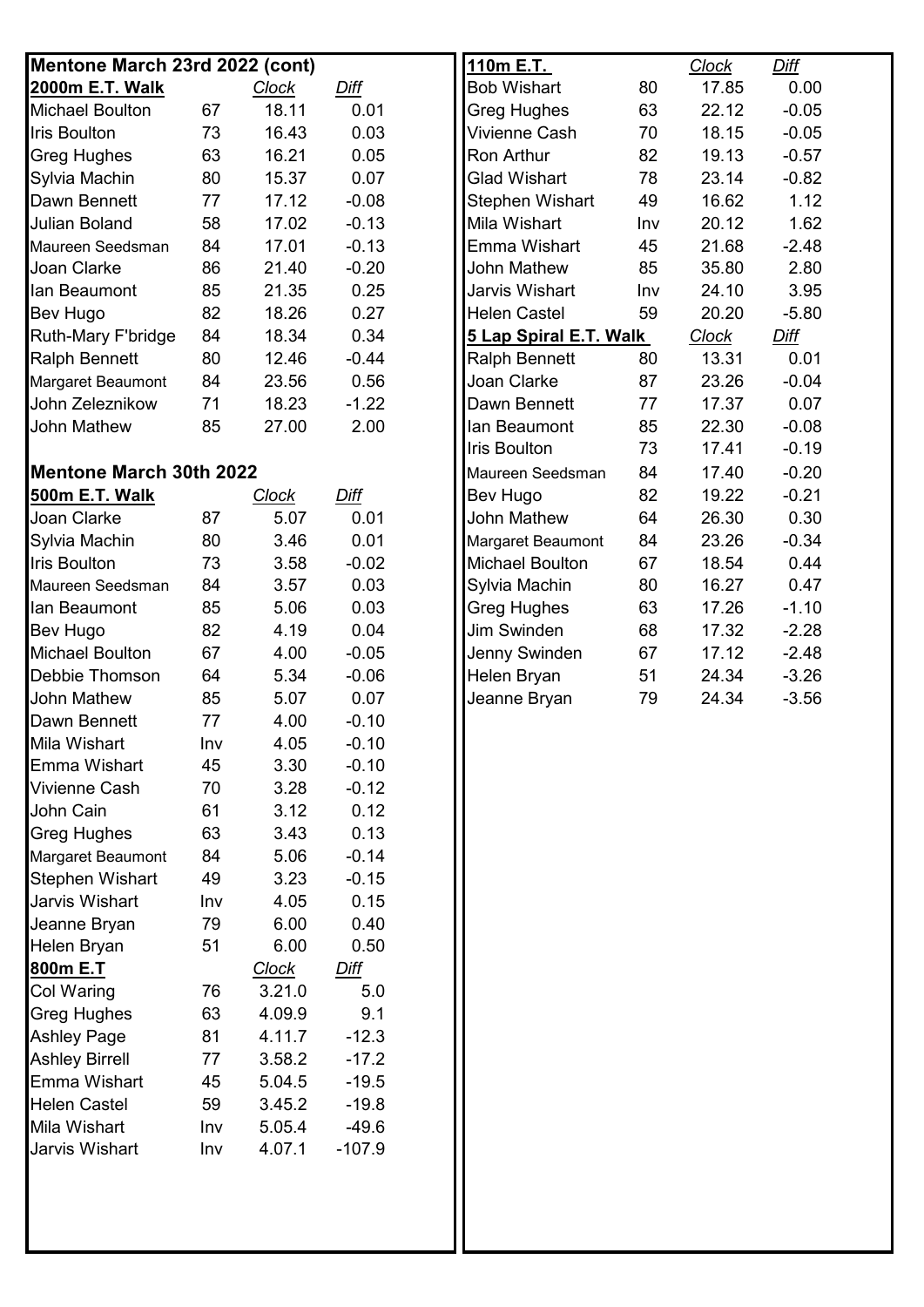## Mentone March 23rd 2022 (cont)

| **2000m E.T. Walk** | | *Clock* | *Diff* |
|---|---|---|---|
| Michael Boulton | 67 | 18.11 | 0.01 |
| Iris Boulton | 73 | 16.43 | 0.03 |
| Greg Hughes | 63 | 16.21 | 0.05 |
| Sylvia Machin | 80 | 15.37 | 0.07 |
| Dawn Bennett | 77 | 17.12 | -0.08 |
| Julian Boland | 58 | 17.02 | -0.13 |
| Maureen Seedsman | 84 | 17.01 | -0.13 |
| Joan Clarke | 86 | 21.40 | -0.20 |
| Ian Beaumont | 85 | 21.35 | 0.25 |
| Bev Hugo | 82 | 18.26 | 0.27 |
| Ruth-Mary F'bridge | 84 | 18.34 | 0.34 |
| Ralph Bennett | 80 | 12.46 | -0.44 |
| Margaret Beaumont | 84 | 23.56 | 0.56 |
| John Zeleznikow | 71 | 18.23 | -1.22 |
| John Mathew | 85 | 27.00 | 2.00 |

## Mentone March 30th 2022

| **500m E.T. Walk** | | *Clock* | *Diff* |
|---|---|---|---|
| Joan Clarke | 87 | 5.07 | 0.01 |
| Sylvia Machin | 80 | 3.46 | 0.01 |
| Iris Boulton | 73 | 3.58 | -0.02 |
| Maureen Seedsman | 84 | 3.57 | 0.03 |
| Ian Beaumont | 85 | 5.06 | 0.03 |
| Bev Hugo | 82 | 4.19 | 0.04 |
| Michael Boulton | 67 | 4.00 | -0.05 |
| Debbie Thomson | 64 | 5.34 | -0.06 |
| John Mathew | 85 | 5.07 | 0.07 |
| Dawn Bennett | 77 | 4.00 | -0.10 |
| Mila Wishart | Inv | 4.05 | -0.10 |
| Emma Wishart | 45 | 3.30 | -0.10 |
| Vivienne Cash | 70 | 3.28 | -0.12 |
| John Cain | 61 | 3.12 | 0.12 |
| Greg Hughes | 63 | 3.43 | 0.13 |
| Margaret Beaumont | 84 | 5.06 | -0.14 |
| Stephen Wishart | 49 | 3.23 | -0.15 |
| Jarvis Wishart | Inv | 4.05 | 0.15 |
| Jeanne Bryan | 79 | 6.00 | 0.40 |
| Helen Bryan | 51 | 6.00 | 0.50 |

| **800m E.T** | | *Clock* | *Diff* |
|---|---|---|---|
| Col Waring | 76 | 3.21.0 | 5.0 |
| Greg Hughes | 63 | 4.09.9 | 9.1 |
| Ashley Page | 81 | 4.11.7 | -12.3 |
| Ashley Birrell | 77 | 3.58.2 | -17.2 |
| Emma Wishart | 45 | 5.04.5 | -19.5 |
| Helen Castel | 59 | 3.45.2 | -19.8 |
| Mila Wishart | Inv | 5.05.4 | -49.6 |
| Jarvis Wishart | Inv | 4.07.1 | -107.9 |

| **110m E.T.** | | *Clock* | *Diff* |
|---|---|---|---|
| Bob Wishart | 80 | 17.85 | 0.00 |
| Greg Hughes | 63 | 22.12 | -0.05 |
| Vivienne Cash | 70 | 18.15 | -0.05 |
| Ron Arthur | 82 | 19.13 | -0.57 |
| Glad Wishart | 78 | 23.14 | -0.82 |
| Stephen Wishart | 49 | 16.62 | 1.12 |
| Mila Wishart | Inv | 20.12 | 1.62 |
| Emma Wishart | 45 | 21.68 | -2.48 |
| John Mathew | 85 | 35.80 | 2.80 |
| Jarvis Wishart | Inv | 24.10 | 3.95 |
| Helen Castel | 59 | 20.20 | -5.80 |

| **5 Lap Spiral E.T. Walk** | | *Clock* | *Diff* |
|---|---|---|---|
| Ralph Bennett | 80 | 13.31 | 0.01 |
| Joan Clarke | 87 | 23.26 | -0.04 |
| Dawn Bennett | 77 | 17.37 | 0.07 |
| Ian Beaumont | 85 | 22.30 | -0.08 |
| Iris Boulton | 73 | 17.41 | -0.19 |
| Maureen Seedsman | 84 | 17.40 | -0.20 |
| Bev Hugo | 82 | 19.22 | -0.21 |
| John Mathew | 64 | 26.30 | 0.30 |
| Margaret Beaumont | 84 | 23.26 | -0.34 |
| Michael Boulton | 67 | 18.54 | 0.44 |
| Sylvia Machin | 80 | 16.27 | 0.47 |
| Greg Hughes | 63 | 17.26 | -1.10 |
| Jim Swinden | 68 | 17.32 | -2.28 |
| Jenny Swinden | 67 | 17.12 | -2.48 |
| Helen Bryan | 51 | 24.34 | -3.26 |
| Jeanne Bryan | 79 | 24.34 | -3.56 |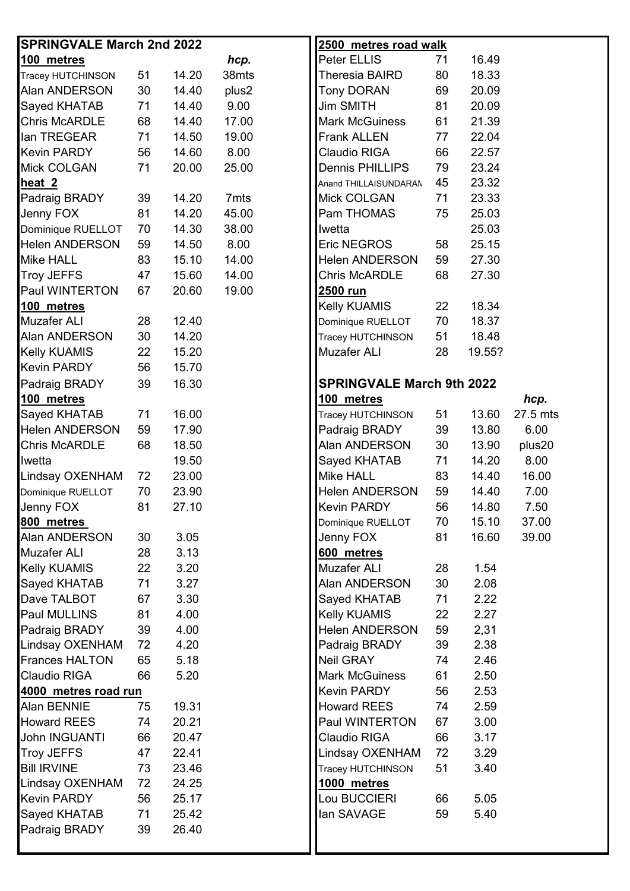## SPRINGVALE March 2nd 2022

**100 metres**

| Name | Age | Time | hcp. |
|---|---|---|---|
| Tracey HUTCHINSON | 51 | 14.20 | 38mts |
| Alan ANDERSON | 30 | 14.40 | plus2 |
| Sayed KHATAB | 71 | 14.40 | 9.00 |
| Chris McARDLE | 68 | 14.40 | 17.00 |
| Ian TREGEAR | 71 | 14.50 | 19.00 |
| Kevin PARDY | 56 | 14.60 | 8.00 |
| Mick COLGAN | 71 | 20.00 | 25.00 |

**heat 2**

| Name | Age | Time | hcp. |
|---|---|---|---|
| Padraig BRADY | 39 | 14.20 | 7mts |
| Jenny FOX | 81 | 14.20 | 45.00 |
| Dominique RUELLOT | 70 | 14.30 | 38.00 |
| Helen ANDERSON | 59 | 14.50 | 8.00 |
| Mike HALL | 83 | 15.10 | 14.00 |
| Troy JEFFS | 47 | 15.60 | 14.00 |
| Paul WINTERTON | 67 | 20.60 | 19.00 |

**100 metres**

| Name | Age | Time |
|---|---|---|
| Muzafer ALI | 28 | 12.40 |
| Alan ANDERSON | 30 | 14.20 |
| Kelly KUAMIS | 22 | 15.20 |
| Kevin PARDY | 56 | 15.70 |
| Padraig BRADY | 39 | 16.30 |

**100 metres**

| Name | Age | Time |
|---|---|---|
| Sayed KHATAB | 71 | 16.00 |
| Helen ANDERSON | 59 | 17.90 |
| Chris McARDLE | 68 | 18.50 |
| Iwetta | | 19.50 |
| Lindsay OXENHAM | 72 | 23.00 |
| Dominique RUELLOT | 70 | 23.90 |
| Jenny FOX | 81 | 27.10 |

**800 metres**

| Name | Age | Time |
|---|---|---|
| Alan ANDERSON | 30 | 3.05 |
| Muzafer ALI | 28 | 3.13 |
| Kelly KUAMIS | 22 | 3.20 |
| Sayed KHATAB | 71 | 3.27 |
| Dave TALBOT | 67 | 3.30 |
| Paul MULLINS | 81 | 4.00 |
| Padraig BRADY | 39 | 4.00 |
| Lindsay OXENHAM | 72 | 4.20 |
| Frances HALTON | 65 | 5.18 |
| Claudio RIGA | 66 | 5.20 |

**4000 metres road run**

| Name | Age | Time |
|---|---|---|
| Alan BENNIE | 75 | 19.31 |
| Howard REES | 74 | 20.21 |
| John INGUANTI | 66 | 20.47 |
| Troy JEFFS | 47 | 22.41 |
| Bill IRVINE | 73 | 23.46 |
| Lindsay OXENHAM | 72 | 24.25 |
| Kevin PARDY | 56 | 25.17 |
| Sayed KHATAB | 71 | 25.42 |
| Padraig BRADY | 39 | 26.40 |

**2500 metres road walk**

| Name | Age | Time |
|---|---|---|
| Peter ELLIS | 71 | 16.49 |
| Theresia BAIRD | 80 | 18.33 |
| Tony DORAN | 69 | 20.09 |
| Jim SMITH | 81 | 20.09 |
| Mark McGuiness | 61 | 21.39 |
| Frank ALLEN | 77 | 22.04 |
| Claudio RIGA | 66 | 22.57 |
| Dennis PHILLIPS | 79 | 23.24 |
| Anand THILLAISUNDARAM | 45 | 23.32 |
| Mick COLGAN | 71 | 23.33 |
| Pam THOMAS | 75 | 25.03 |
| Iwetta | | 25.03 |
| Eric NEGROS | 58 | 25.15 |
| Helen ANDERSON | 59 | 27.30 |
| Chris McARDLE | 68 | 27.30 |

**2500 run**

| Name | Age | Time |
|---|---|---|
| Kelly KUAMIS | 22 | 18.34 |
| Dominique RUELLOT | 70 | 18.37 |
| Tracey HUTCHINSON | 51 | 18.48 |
| Muzafer ALI | 28 | 19.55? |

## SPRINGVALE March 9th 2022

**100 metres**

| Name | Age | Time | hcp. |
|---|---|---|---|
| Tracey HUTCHINSON | 51 | 13.60 | 27.5 mts |
| Padraig BRADY | 39 | 13.80 | 6.00 |
| Alan ANDERSON | 30 | 13.90 | plus20 |
| Sayed KHATAB | 71 | 14.20 | 8.00 |
| Mike HALL | 83 | 14.40 | 16.00 |
| Helen ANDERSON | 59 | 14.40 | 7.00 |
| Kevin PARDY | 56 | 14.80 | 7.50 |
| Dominique RUELLOT | 70 | 15.10 | 37.00 |
| Jenny FOX | 81 | 16.60 | 39.00 |

**600 metres**

| Name | Age | Time |
|---|---|---|
| Muzafer ALI | 28 | 1.54 |
| Alan ANDERSON | 30 | 2.08 |
| Sayed KHATAB | 71 | 2.22 |
| Kelly KUAMIS | 22 | 2.27 |
| Helen ANDERSON | 59 | 2,31 |
| Padraig BRADY | 39 | 2.38 |
| Neil GRAY | 74 | 2.46 |
| Mark McGuiness | 61 | 2.50 |
| Kevin PARDY | 56 | 2.53 |
| Howard REES | 74 | 2.59 |
| Paul WINTERTON | 67 | 3.00 |
| Claudio RIGA | 66 | 3.17 |
| Lindsay OXENHAM | 72 | 3.29 |
| Tracey HUTCHINSON | 51 | 3.40 |

**1000 metres**

| Name | Age | Time |
|---|---|---|
| Lou BUCCIERI | 66 | 5.05 |
| Ian SAVAGE | 59 | 5.40 |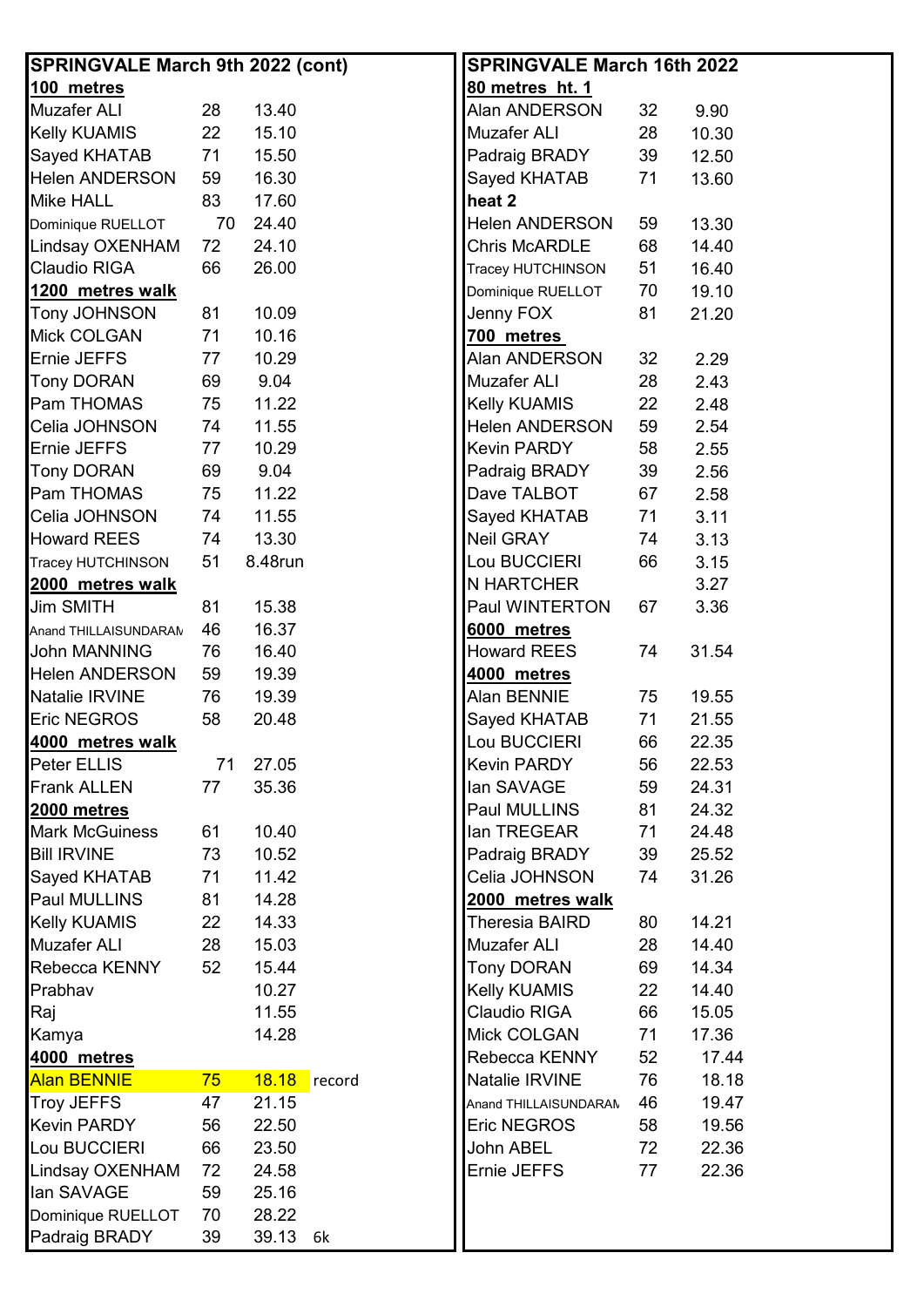## SPRINGVALE March 9th 2022 (cont)

**100 metres**

| Name | Age | Time | |
|---|---|---|---|
| Muzafer ALI | 28 | 13.40 | |
| Kelly KUAMIS | 22 | 15.10 | |
| Sayed KHATAB | 71 | 15.50 | |
| Helen ANDERSON | 59 | 16.30 | |
| Mike HALL | 83 | 17.60 | |
| Dominique RUELLOT | 70 | 24.40 | |
| Lindsay OXENHAM | 72 | 24.10 | |
| Claudio RIGA | 66 | 26.00 | |

**1200 metres walk**

| Name | Age | Time | |
|---|---|---|---|
| Tony JOHNSON | 81 | 10.09 | |
| Mick COLGAN | 71 | 10.16 | |
| Ernie JEFFS | 77 | 10.29 | |
| Tony DORAN | 69 | 9.04 | |
| Pam THOMAS | 75 | 11.22 | |
| Celia JOHNSON | 74 | 11.55 | |
| Ernie JEFFS | 77 | 10.29 | |
| Tony DORAN | 69 | 9.04 | |
| Pam THOMAS | 75 | 11.22 | |
| Celia JOHNSON | 74 | 11.55 | |
| Howard REES | 74 | 13.30 | |
| Tracey HUTCHINSON | 51 | 8.48run | |

**2000 metres walk**

| Name | Age | Time | |
|---|---|---|---|
| Jim SMITH | 81 | 15.38 | |
| Anand THILLAISUNDARAM | 46 | 16.37 | |
| John MANNING | 76 | 16.40 | |
| Helen ANDERSON | 59 | 19.39 | |
| Natalie IRVINE | 76 | 19.39 | |
| Eric NEGROS | 58 | 20.48 | |

**4000 metres walk**

| Name | Age | Time | |
|---|---|---|---|
| Peter ELLIS | 71 | 27.05 | |
| Frank ALLEN | 77 | 35.36 | |

**2000 metres**

| Name | Age | Time | |
|---|---|---|---|
| Mark McGuiness | 61 | 10.40 | |
| Bill IRVINE | 73 | 10.52 | |
| Sayed KHATAB | 71 | 11.42 | |
| Paul MULLINS | 81 | 14.28 | |
| Kelly KUAMIS | 22 | 14.33 | |
| Muzafer ALI | 28 | 15.03 | |
| Rebecca KENNY | 52 | 15.44 | |
| Prabhav | | 10.27 | |
| Raj | | 11.55 | |
| Kamya | | 14.28 | |

**4000 metres**

| Name | Age | Time | |
|---|---|---|---|
| Alan BENNIE | 75 | 18.18 | record |
| Troy JEFFS | 47 | 21.15 | |
| Kevin PARDY | 56 | 22.50 | |
| Lou BUCCIERI | 66 | 23.50 | |
| Lindsay OXENHAM | 72 | 24.58 | |
| Ian SAVAGE | 59 | 25.16 | |
| Dominique RUELLOT | 70 | 28.22 | |
| Padraig BRADY | 39 | 39.13 | 6k |

## SPRINGVALE March 16th 2022

**80 metres ht. 1**

| Name | Age | Time |
|---|---|---|
| Alan ANDERSON | 32 | 9.90 |
| Muzafer ALI | 28 | 10.30 |
| Padraig BRADY | 39 | 12.50 |
| Sayed KHATAB | 71 | 13.60 |

**heat 2**

| Name | Age | Time |
|---|---|---|
| Helen ANDERSON | 59 | 13.30 |
| Chris McARDLE | 68 | 14.40 |
| Tracey HUTCHINSON | 51 | 16.40 |
| Dominique RUELLOT | 70 | 19.10 |
| Jenny FOX | 81 | 21.20 |

**700 metres**

| Name | Age | Time |
|---|---|---|
| Alan ANDERSON | 32 | 2.29 |
| Muzafer ALI | 28 | 2.43 |
| Kelly KUAMIS | 22 | 2.48 |
| Helen ANDERSON | 59 | 2.54 |
| Kevin PARDY | 58 | 2.55 |
| Padraig BRADY | 39 | 2.56 |
| Dave TALBOT | 67 | 2.58 |
| Sayed KHATAB | 71 | 3.11 |
| Neil GRAY | 74 | 3.13 |
| Lou BUCCIERI | 66 | 3.15 |
| N HARTCHER | | 3.27 |
| Paul WINTERTON | 67 | 3.36 |

**6000 metres**

| Name | Age | Time |
|---|---|---|
| Howard REES | 74 | 31.54 |

**4000 metres**

| Name | Age | Time |
|---|---|---|
| Alan BENNIE | 75 | 19.55 |
| Sayed KHATAB | 71 | 21.55 |
| Lou BUCCIERI | 66 | 22.35 |
| Kevin PARDY | 56 | 22.53 |
| Ian SAVAGE | 59 | 24.31 |
| Paul MULLINS | 81 | 24.32 |
| Ian TREGEAR | 71 | 24.48 |
| Padraig BRADY | 39 | 25.52 |
| Celia JOHNSON | 74 | 31.26 |

**2000 metres walk**

| Name | Age | Time |
|---|---|---|
| Theresia BAIRD | 80 | 14.21 |
| Muzafer ALI | 28 | 14.40 |
| Tony DORAN | 69 | 14.34 |
| Kelly KUAMIS | 22 | 14.40 |
| Claudio RIGA | 66 | 15.05 |
| Mick COLGAN | 71 | 17.36 |
| Rebecca KENNY | 52 | 17.44 |
| Natalie IRVINE | 76 | 18.18 |
| Anand THILLAISUNDARAM | 46 | 19.47 |
| Eric NEGROS | 58 | 19.56 |
| John ABEL | 72 | 22.36 |
| Ernie JEFFS | 77 | 22.36 |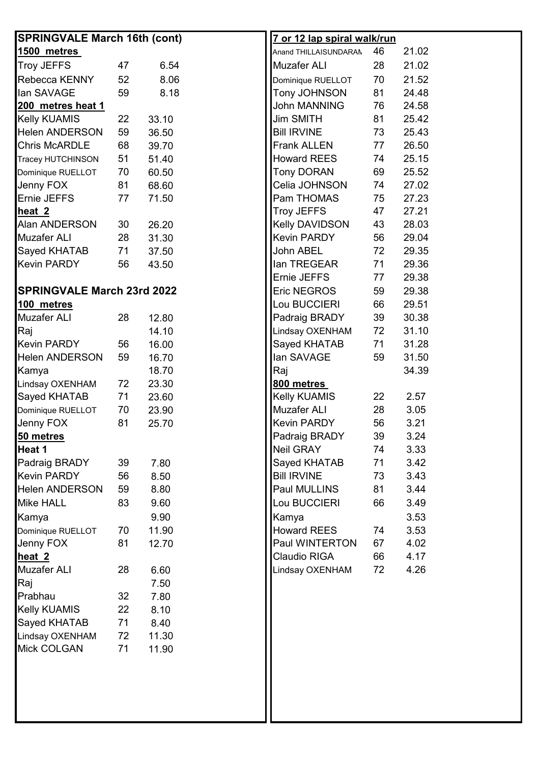## SPRINGVALE March 16th (cont)

**1500 metres**

| Name | Age | Time |
|---|---|---|
| Troy JEFFS | 47 | 6.54 |
| Rebecca KENNY | 52 | 8.06 |
| Ian SAVAGE | 59 | 8.18 |

**200 metres heat 1**

| Name | Age | Time |
|---|---|---|
| Kelly KUAMIS | 22 | 33.10 |
| Helen ANDERSON | 59 | 36.50 |
| Chris McARDLE | 68 | 39.70 |
| Tracey HUTCHINSON | 51 | 51.40 |
| Dominique RUELLOT | 70 | 60.50 |
| Jenny FOX | 81 | 68.60 |
| Ernie JEFFS | 77 | 71.50 |

**heat 2**

| Name | Age | Time |
|---|---|---|
| Alan ANDERSON | 30 | 26.20 |
| Muzafer ALI | 28 | 31.30 |
| Sayed KHATAB | 71 | 37.50 |
| Kevin PARDY | 56 | 43.50 |

## SPRINGVALE March 23rd 2022

**100 metres**

| Name | Age | Time |
|---|---|---|
| Muzafer ALI | 28 | 12.80 |
| Raj | | 14.10 |
| Kevin PARDY | 56 | 16.00 |
| Helen ANDERSON | 59 | 16.70 |
| Kamya | | 18.70 |
| Lindsay OXENHAM | 72 | 23.30 |
| Sayed KHATAB | 71 | 23.60 |
| Dominique RUELLOT | 70 | 23.90 |
| Jenny FOX | 81 | 25.70 |

**50 metres**

**Heat 1**

| Name | Age | Time |
|---|---|---|
| Padraig BRADY | 39 | 7.80 |
| Kevin PARDY | 56 | 8.50 |
| Helen ANDERSON | 59 | 8.80 |
| Mike HALL | 83 | 9.60 |
| Kamya | | 9.90 |
| Dominique RUELLOT | 70 | 11.90 |
| Jenny FOX | 81 | 12.70 |

**heat 2**

| Name | Age | Time |
|---|---|---|
| Muzafer ALI | 28 | 6.60 |
| Raj | | 7.50 |
| Prabhau | 32 | 7.80 |
| Kelly KUAMIS | 22 | 8.10 |
| Sayed KHATAB | 71 | 8.40 |
| Lindsay OXENHAM | 72 | 11.30 |
| Mick COLGAN | 71 | 11.90 |

**7 or 12 lap spiral walk/run**

| Name | Age | Time |
|---|---|---|
| Anand THILLAISUNDARAM | 46 | 21.02 |
| Muzafer ALI | 28 | 21.02 |
| Dominique RUELLOT | 70 | 21.52 |
| Tony JOHNSON | 81 | 24.48 |
| John MANNING | 76 | 24.58 |
| Jim SMITH | 81 | 25.42 |
| Bill IRVINE | 73 | 25.43 |
| Frank ALLEN | 77 | 26.50 |
| Howard REES | 74 | 25.15 |
| Tony DORAN | 69 | 25.52 |
| Celia JOHNSON | 74 | 27.02 |
| Pam THOMAS | 75 | 27.23 |
| Troy JEFFS | 47 | 27.21 |
| Kelly DAVIDSON | 43 | 28.03 |
| Kevin PARDY | 56 | 29.04 |
| John ABEL | 72 | 29.35 |
| Ian TREGEAR | 71 | 29.36 |
| Ernie JEFFS | 77 | 29.38 |
| Eric NEGROS | 59 | 29.38 |
| Lou BUCCIERI | 66 | 29.51 |
| Padraig BRADY | 39 | 30.38 |
| Lindsay OXENHAM | 72 | 31.10 |
| Sayed KHATAB | 71 | 31.28 |
| Ian SAVAGE | 59 | 31.50 |
| Raj | | 34.39 |

**800 metres**

| Name | Age | Time |
|---|---|---|
| Kelly KUAMIS | 22 | 2.57 |
| Muzafer ALI | 28 | 3.05 |
| Kevin PARDY | 56 | 3.21 |
| Padraig BRADY | 39 | 3.24 |
| Neil GRAY | 74 | 3.33 |
| Sayed KHATAB | 71 | 3.42 |
| Bill IRVINE | 73 | 3.43 |
| Paul MULLINS | 81 | 3.44 |
| Lou BUCCIERI | 66 | 3.49 |
| Kamya | | 3.53 |
| Howard REES | 74 | 3.53 |
| Paul WINTERTON | 67 | 4.02 |
| Claudio RIGA | 66 | 4.17 |
| Lindsay OXENHAM | 72 | 4.26 |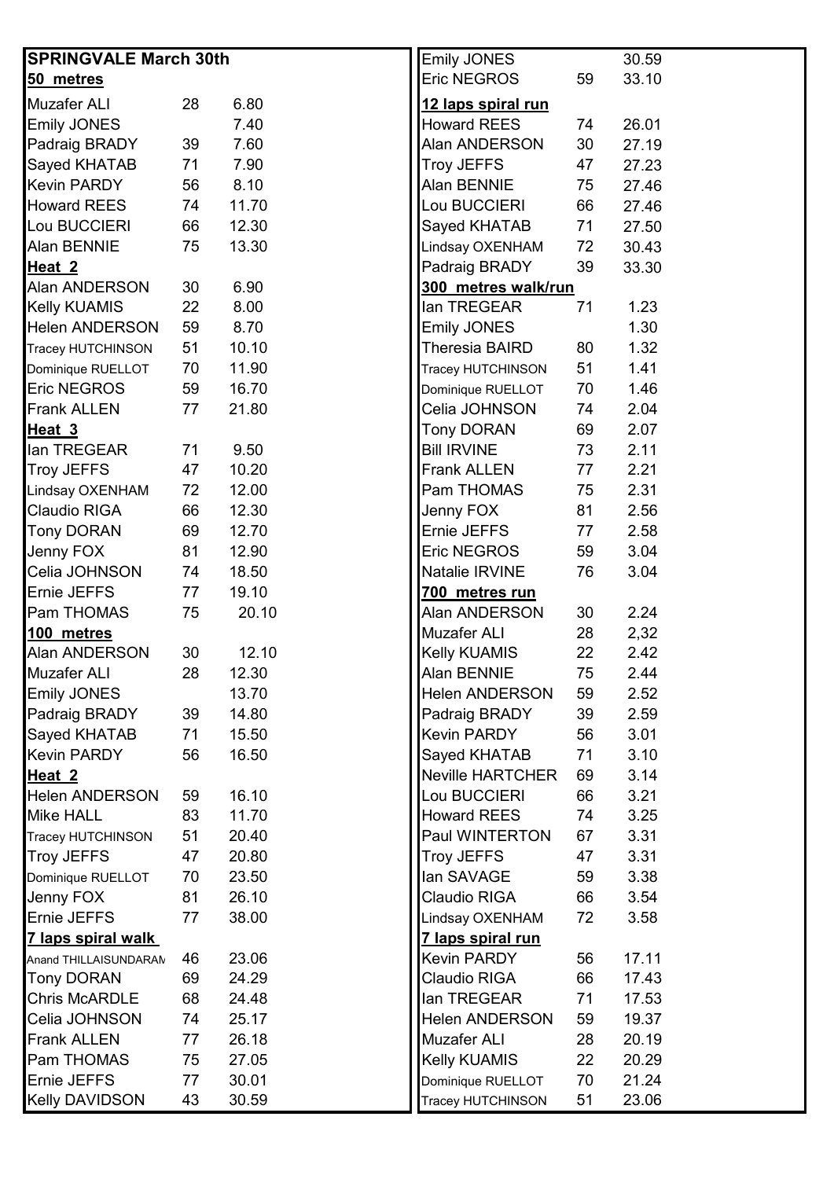**SPRINGVALE March 30th**

**50 metres**

| | | |
|---|---|---|
| Muzafer ALI | 28 | 6.80 |
| Emily JONES | | 7.40 |
| Padraig BRADY | 39 | 7.60 |
| Sayed KHATAB | 71 | 7.90 |
| Kevin PARDY | 56 | 8.10 |
| Howard REES | 74 | 11.70 |
| Lou BUCCIERI | 66 | 12.30 |
| Alan BENNIE | 75 | 13.30 |

**Heat 2**

| | | |
|---|---|---|
| Alan ANDERSON | 30 | 6.90 |
| Kelly KUAMIS | 22 | 8.00 |
| Helen ANDERSON | 59 | 8.70 |
| Tracey HUTCHINSON | 51 | 10.10 |
| Dominique RUELLOT | 70 | 11.90 |
| Eric NEGROS | 59 | 16.70 |
| Frank ALLEN | 77 | 21.80 |

**Heat 3**

| | | |
|---|---|---|
| Ian TREGEAR | 71 | 9.50 |
| Troy JEFFS | 47 | 10.20 |
| Lindsay OXENHAM | 72 | 12.00 |
| Claudio RIGA | 66 | 12.30 |
| Tony DORAN | 69 | 12.70 |
| Jenny FOX | 81 | 12.90 |
| Celia JOHNSON | 74 | 18.50 |
| Ernie JEFFS | 77 | 19.10 |
| Pam THOMAS | 75 | 20.10 |

**100 metres**

| | | |
|---|---|---|
| Alan ANDERSON | 30 | 12.10 |
| Muzafer ALI | 28 | 12.30 |
| Emily JONES | | 13.70 |
| Padraig BRADY | 39 | 14.80 |
| Sayed KHATAB | 71 | 15.50 |
| Kevin PARDY | 56 | 16.50 |

**Heat 2**

| | | |
|---|---|---|
| Helen ANDERSON | 59 | 16.10 |
| Mike HALL | 83 | 11.70 |
| Tracey HUTCHINSON | 51 | 20.40 |
| Troy JEFFS | 47 | 20.80 |
| Dominique RUELLOT | 70 | 23.50 |
| Jenny FOX | 81 | 26.10 |
| Ernie JEFFS | 77 | 38.00 |

**7 laps spiral walk**

| | | |
|---|---|---|
| Anand THILLAISUNDARAM | 46 | 23.06 |
| Tony DORAN | 69 | 24.29 |
| Chris McARDLE | 68 | 24.48 |
| Celia JOHNSON | 74 | 25.17 |
| Frank ALLEN | 77 | 26.18 |
| Pam THOMAS | 75 | 27.05 |
| Ernie JEFFS | 77 | 30.01 |
| Kelly DAVIDSON | 43 | 30.59 |
| Emily JONES | | 30.59 |
| Eric NEGROS | 59 | 33.10 |

**12 laps spiral run**

| | | |
|---|---|---|
| Howard REES | 74 | 26.01 |
| Alan ANDERSON | 30 | 27.19 |
| Troy JEFFS | 47 | 27.23 |
| Alan BENNIE | 75 | 27.46 |
| Lou BUCCIERI | 66 | 27.46 |
| Sayed KHATAB | 71 | 27.50 |
| Lindsay OXENHAM | 72 | 30.43 |
| Padraig BRADY | 39 | 33.30 |

**300 metres walk/run**

| | | |
|---|---|---|
| Ian TREGEAR | 71 | 1.23 |
| Emily JONES | | 1.30 |
| Theresia BAIRD | 80 | 1.32 |
| Tracey HUTCHINSON | 51 | 1.41 |
| Dominique RUELLOT | 70 | 1.46 |
| Celia JOHNSON | 74 | 2.04 |
| Tony DORAN | 69 | 2.07 |
| Bill IRVINE | 73 | 2.11 |
| Frank ALLEN | 77 | 2.21 |
| Pam THOMAS | 75 | 2.31 |
| Jenny FOX | 81 | 2.56 |
| Ernie JEFFS | 77 | 2.58 |
| Eric NEGROS | 59 | 3.04 |
| Natalie IRVINE | 76 | 3.04 |

**700 metres run**

| | | |
|---|---|---|
| Alan ANDERSON | 30 | 2.24 |
| Muzafer ALI | 28 | 2,32 |
| Kelly KUAMIS | 22 | 2.42 |
| Alan BENNIE | 75 | 2.44 |
| Helen ANDERSON | 59 | 2.52 |
| Padraig BRADY | 39 | 2.59 |
| Kevin PARDY | 56 | 3.01 |
| Sayed KHATAB | 71 | 3.10 |
| Neville HARTCHER | 69 | 3.14 |
| Lou BUCCIERI | 66 | 3.21 |
| Howard REES | 74 | 3.25 |
| Paul WINTERTON | 67 | 3.31 |
| Troy JEFFS | 47 | 3.31 |
| Ian SAVAGE | 59 | 3.38 |
| Claudio RIGA | 66 | 3.54 |
| Lindsay OXENHAM | 72 | 3.58 |

**7 laps spiral run**

| | | |
|---|---|---|
| Kevin PARDY | 56 | 17.11 |
| Claudio RIGA | 66 | 17.43 |
| Ian TREGEAR | 71 | 17.53 |
| Helen ANDERSON | 59 | 19.37 |
| Muzafer ALI | 28 | 20.19 |
| Kelly KUAMIS | 22 | 20.29 |
| Dominique RUELLOT | 70 | 21.24 |
| Tracey HUTCHINSON | 51 | 23.06 |